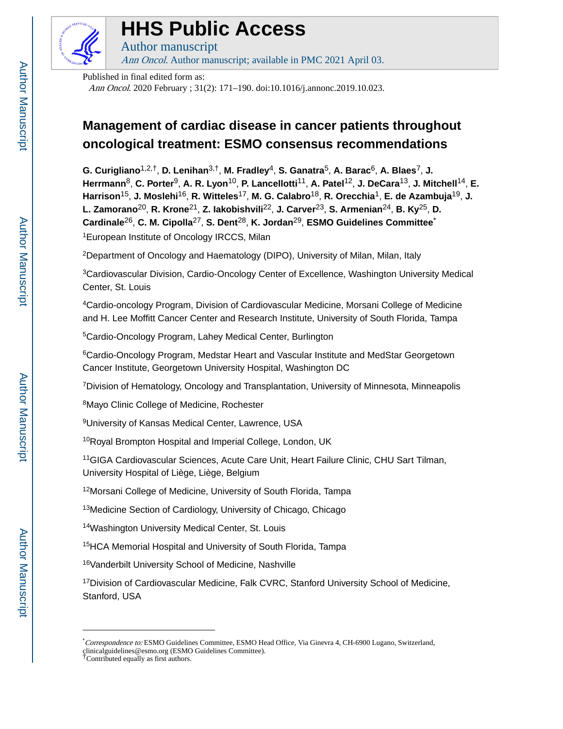# HHS Public Access

Author manuscript

*Ann Oncol*. Author manuscript; available in PMC 2021 April 03.

Published in final edited form as:

*Ann Oncol*. 2020 February ; 31(2): 171–190. doi:10.1016/j.annonc.2019.10.023.

## Management of cardiac disease in cancer patients throughout oncological treatment: ESMO consensus recommendations

**G. Curigliano**[1,2,†], **D. Lenihan**[3,†], **M. Fradley**[4], **S. Ganatra**[5], **A. Barac**[6], **A. Blaes**[7], **J. Herrmann**[8], **C. Porter**[9], **A. R. Lyon**[10], **P. Lancellotti**[11], **A. Patel**[12], **J. DeCara**[13], **J. Mitchell**[14], **E. Harrison**[15], **J. Moslehi**[16], **R. Witteles**[17], **M. G. Calabro**[18], **R. Orecchia**[1], **E. de Azambuja**[19], **J. L. Zamorano**[20], **R. Krone**[21], **Z. Iakobishvili**[22], **J. Carver**[23], **S. Armenian**[24], **B. Ky**[25], **D. Cardinale**[26], **C. M. Cipolla**[27], **S. Dent**[28], **K. Jordan**[29], **ESMO Guidelines Committee**[*]

[1]European Institute of Oncology IRCCS, Milan

[2]Department of Oncology and Haematology (DIPO), University of Milan, Milan, Italy

[3]Cardiovascular Division, Cardio-Oncology Center of Excellence, Washington University Medical Center, St. Louis

[4]Cardio-oncology Program, Division of Cardiovascular Medicine, Morsani College of Medicine and H. Lee Moffitt Cancer Center and Research Institute, University of South Florida, Tampa

[5]Cardio-Oncology Program, Lahey Medical Center, Burlington

[6]Cardio-Oncology Program, Medstar Heart and Vascular Institute and MedStar Georgetown Cancer Institute, Georgetown University Hospital, Washington DC

[7]Division of Hematology, Oncology and Transplantation, University of Minnesota, Minneapolis

[8]Mayo Clinic College of Medicine, Rochester

[9]University of Kansas Medical Center, Lawrence, USA

[10]Royal Brompton Hospital and Imperial College, London, UK

[11]GIGA Cardiovascular Sciences, Acute Care Unit, Heart Failure Clinic, CHU Sart Tilman, University Hospital of Liège, Liège, Belgium

[12]Morsani College of Medicine, University of South Florida, Tampa

[13]Medicine Section of Cardiology, University of Chicago, Chicago

[14]Washington University Medical Center, St. Louis

[15]HCA Memorial Hospital and University of South Florida, Tampa

[16]Vanderbilt University School of Medicine, Nashville

[17]Division of Cardiovascular Medicine, Falk CVRC, Stanford University School of Medicine, Stanford, USA

---

[*]*Correspondence to:* ESMO Guidelines Committee, ESMO Head Office, Via Ginevra 4, CH-6900 Lugano, Switzerland, clinicalguidelines@esmo.org (ESMO Guidelines Committee).

[†]Contributed equally as first authors.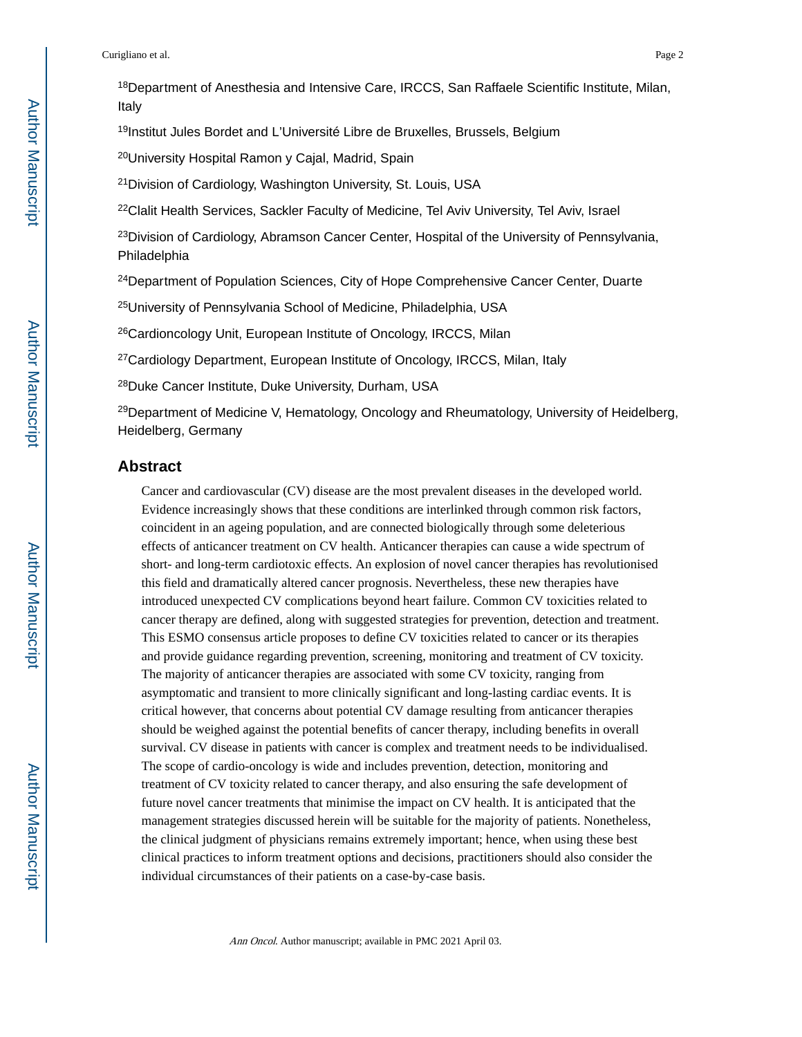[18]Department of Anesthesia and Intensive Care, IRCCS, San Raffaele Scientific Institute, Milan, Italy

[19]Institut Jules Bordet and L'Université Libre de Bruxelles, Brussels, Belgium

[20]University Hospital Ramon y Cajal, Madrid, Spain

[21]Division of Cardiology, Washington University, St. Louis, USA

[22]Clalit Health Services, Sackler Faculty of Medicine, Tel Aviv University, Tel Aviv, Israel

[23]Division of Cardiology, Abramson Cancer Center, Hospital of the University of Pennsylvania, Philadelphia

[24]Department of Population Sciences, City of Hope Comprehensive Cancer Center, Duarte

[25]University of Pennsylvania School of Medicine, Philadelphia, USA

[26]Cardioncology Unit, European Institute of Oncology, IRCCS, Milan

[27]Cardiology Department, European Institute of Oncology, IRCCS, Milan, Italy

[28]Duke Cancer Institute, Duke University, Durham, USA

[29]Department of Medicine V, Hematology, Oncology and Rheumatology, University of Heidelberg, Heidelberg, Germany

## Abstract

Cancer and cardiovascular (CV) disease are the most prevalent diseases in the developed world. Evidence increasingly shows that these conditions are interlinked through common risk factors, coincident in an ageing population, and are connected biologically through some deleterious effects of anticancer treatment on CV health. Anticancer therapies can cause a wide spectrum of short- and long-term cardiotoxic effects. An explosion of novel cancer therapies has revolutionised this field and dramatically altered cancer prognosis. Nevertheless, these new therapies have introduced unexpected CV complications beyond heart failure. Common CV toxicities related to cancer therapy are defined, along with suggested strategies for prevention, detection and treatment. This ESMO consensus article proposes to define CV toxicities related to cancer or its therapies and provide guidance regarding prevention, screening, monitoring and treatment of CV toxicity. The majority of anticancer therapies are associated with some CV toxicity, ranging from asymptomatic and transient to more clinically significant and long-lasting cardiac events. It is critical however, that concerns about potential CV damage resulting from anticancer therapies should be weighed against the potential benefits of cancer therapy, including benefits in overall survival. CV disease in patients with cancer is complex and treatment needs to be individualised. The scope of cardio-oncology is wide and includes prevention, detection, monitoring and treatment of CV toxicity related to cancer therapy, and also ensuring the safe development of future novel cancer treatments that minimise the impact on CV health. It is anticipated that the management strategies discussed herein will be suitable for the majority of patients. Nonetheless, the clinical judgment of physicians remains extremely important; hence, when using these best clinical practices to inform treatment options and decisions, practitioners should also consider the individual circumstances of their patients on a case-by-case basis.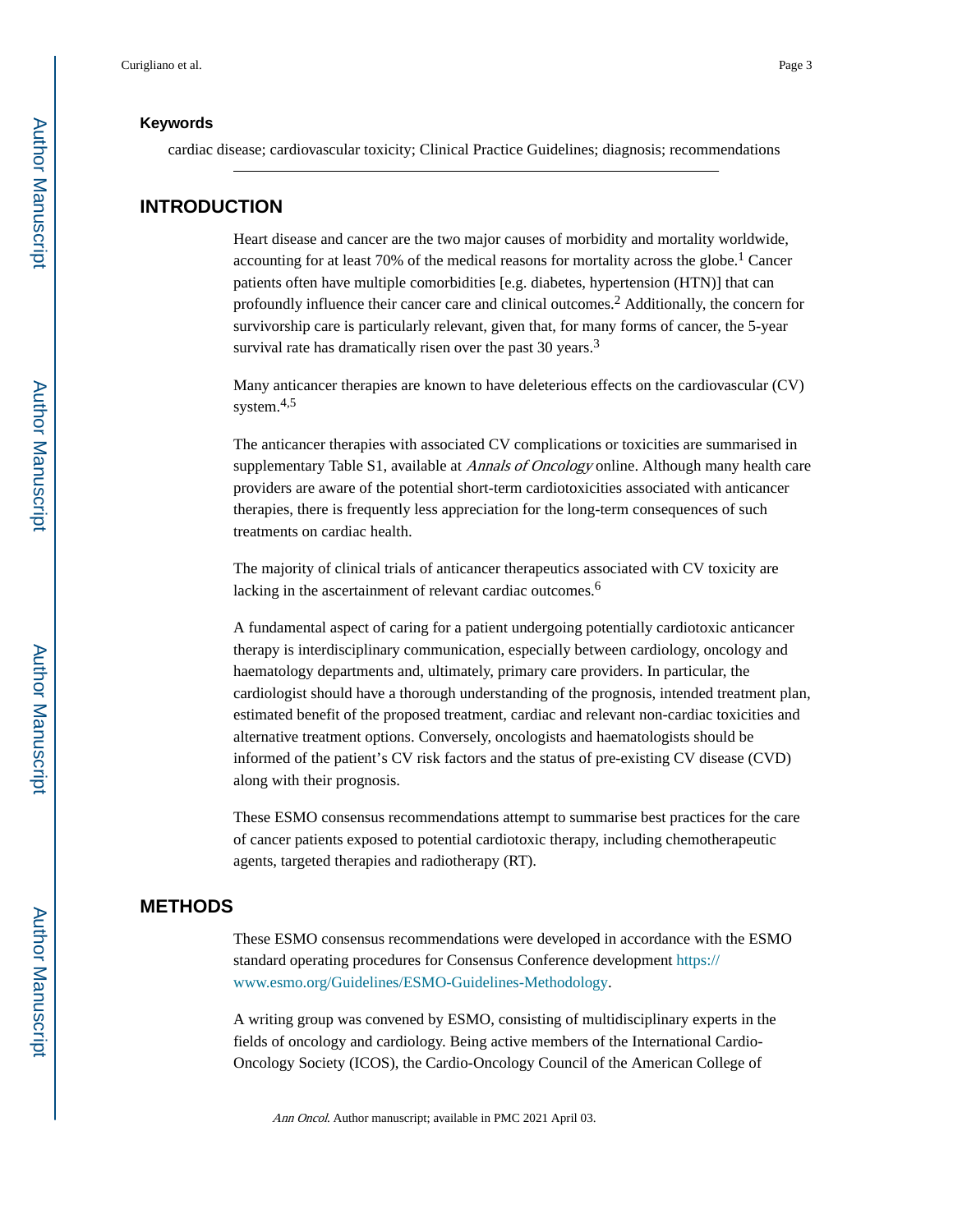### Keywords

cardiac disease; cardiovascular toxicity; Clinical Practice Guidelines; diagnosis; recommendations

## INTRODUCTION

Heart disease and cancer are the two major causes of morbidity and mortality worldwide, accounting for at least 70% of the medical reasons for mortality across the globe.[1] Cancer patients often have multiple comorbidities [e.g. diabetes, hypertension (HTN)] that can profoundly influence their cancer care and clinical outcomes.[2] Additionally, the concern for survivorship care is particularly relevant, given that, for many forms of cancer, the 5-year survival rate has dramatically risen over the past 30 years.[3]

Many anticancer therapies are known to have deleterious effects on the cardiovascular (CV) system.[4,5]

The anticancer therapies with associated CV complications or toxicities are summarised in supplementary Table S1, available at *Annals of Oncology* online. Although many health care providers are aware of the potential short-term cardiotoxicities associated with anticancer therapies, there is frequently less appreciation for the long-term consequences of such treatments on cardiac health.

The majority of clinical trials of anticancer therapeutics associated with CV toxicity are lacking in the ascertainment of relevant cardiac outcomes.[6]

A fundamental aspect of caring for a patient undergoing potentially cardiotoxic anticancer therapy is interdisciplinary communication, especially between cardiology, oncology and haematology departments and, ultimately, primary care providers. In particular, the cardiologist should have a thorough understanding of the prognosis, intended treatment plan, estimated benefit of the proposed treatment, cardiac and relevant non-cardiac toxicities and alternative treatment options. Conversely, oncologists and haematologists should be informed of the patient's CV risk factors and the status of pre-existing CV disease (CVD) along with their prognosis.

These ESMO consensus recommendations attempt to summarise best practices for the care of cancer patients exposed to potential cardiotoxic therapy, including chemotherapeutic agents, targeted therapies and radiotherapy (RT).

## METHODS

These ESMO consensus recommendations were developed in accordance with the ESMO standard operating procedures for Consensus Conference development https://www.esmo.org/Guidelines/ESMO-Guidelines-Methodology.

A writing group was convened by ESMO, consisting of multidisciplinary experts in the fields of oncology and cardiology. Being active members of the International Cardio-Oncology Society (ICOS), the Cardio-Oncology Council of the American College of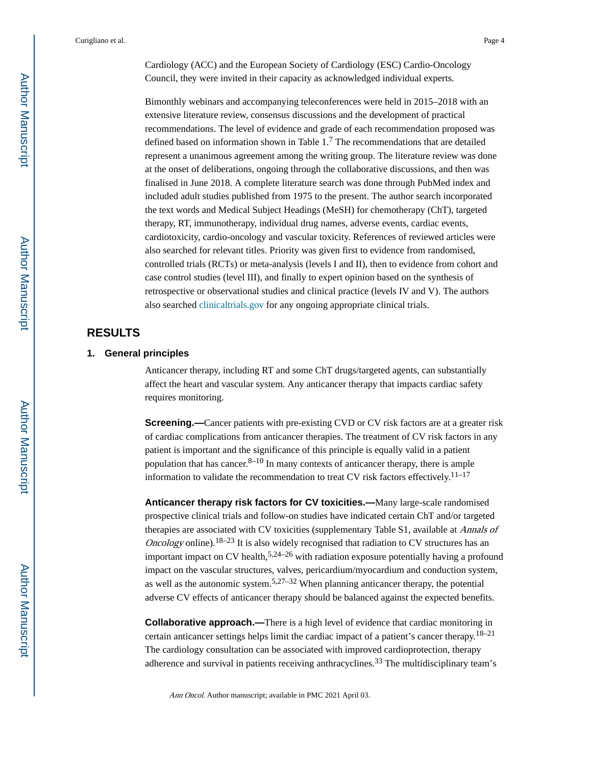Cardiology (ACC) and the European Society of Cardiology (ESC) Cardio-Oncology Council, they were invited in their capacity as acknowledged individual experts.

Bimonthly webinars and accompanying teleconferences were held in 2015–2018 with an extensive literature review, consensus discussions and the development of practical recommendations. The level of evidence and grade of each recommendation proposed was defined based on information shown in Table 1.[7] The recommendations that are detailed represent a unanimous agreement among the writing group. The literature review was done at the onset of deliberations, ongoing through the collaborative discussions, and then was finalised in June 2018. A complete literature search was done through PubMed index and included adult studies published from 1975 to the present. The author search incorporated the text words and Medical Subject Headings (MeSH) for chemotherapy (ChT), targeted therapy, RT, immunotherapy, individual drug names, adverse events, cardiac events, cardiotoxicity, cardio-oncology and vascular toxicity. References of reviewed articles were also searched for relevant titles. Priority was given first to evidence from randomised, controlled trials (RCTs) or meta-analysis (levels I and II), then to evidence from cohort and case control studies (level III), and finally to expert opinion based on the synthesis of retrospective or observational studies and clinical practice (levels IV and V). The authors also searched clinicaltrials.gov for any ongoing appropriate clinical trials.

# RESULTS

## 1. General principles

Anticancer therapy, including RT and some ChT drugs/targeted agents, can substantially affect the heart and vascular system. Any anticancer therapy that impacts cardiac safety requires monitoring.

**Screening.—**Cancer patients with pre-existing CVD or CV risk factors are at a greater risk of cardiac complications from anticancer therapies. The treatment of CV risk factors in any patient is important and the significance of this principle is equally valid in a patient population that has cancer.[8–10] In many contexts of anticancer therapy, there is ample information to validate the recommendation to treat CV risk factors effectively.[11–17]

**Anticancer therapy risk factors for CV toxicities.—**Many large-scale randomised prospective clinical trials and follow-on studies have indicated certain ChT and/or targeted therapies are associated with CV toxicities (supplementary Table S1, available at *Annals of Oncology* online).[18–23] It is also widely recognised that radiation to CV structures has an important impact on CV health,[5,24–26] with radiation exposure potentially having a profound impact on the vascular structures, valves, pericardium/myocardium and conduction system, as well as the autonomic system.[5,27–32] When planning anticancer therapy, the potential adverse CV effects of anticancer therapy should be balanced against the expected benefits.

**Collaborative approach.—**There is a high level of evidence that cardiac monitoring in certain anticancer settings helps limit the cardiac impact of a patient's cancer therapy.[18–21] The cardiology consultation can be associated with improved cardioprotection, therapy adherence and survival in patients receiving anthracyclines.[33] The multidisciplinary team's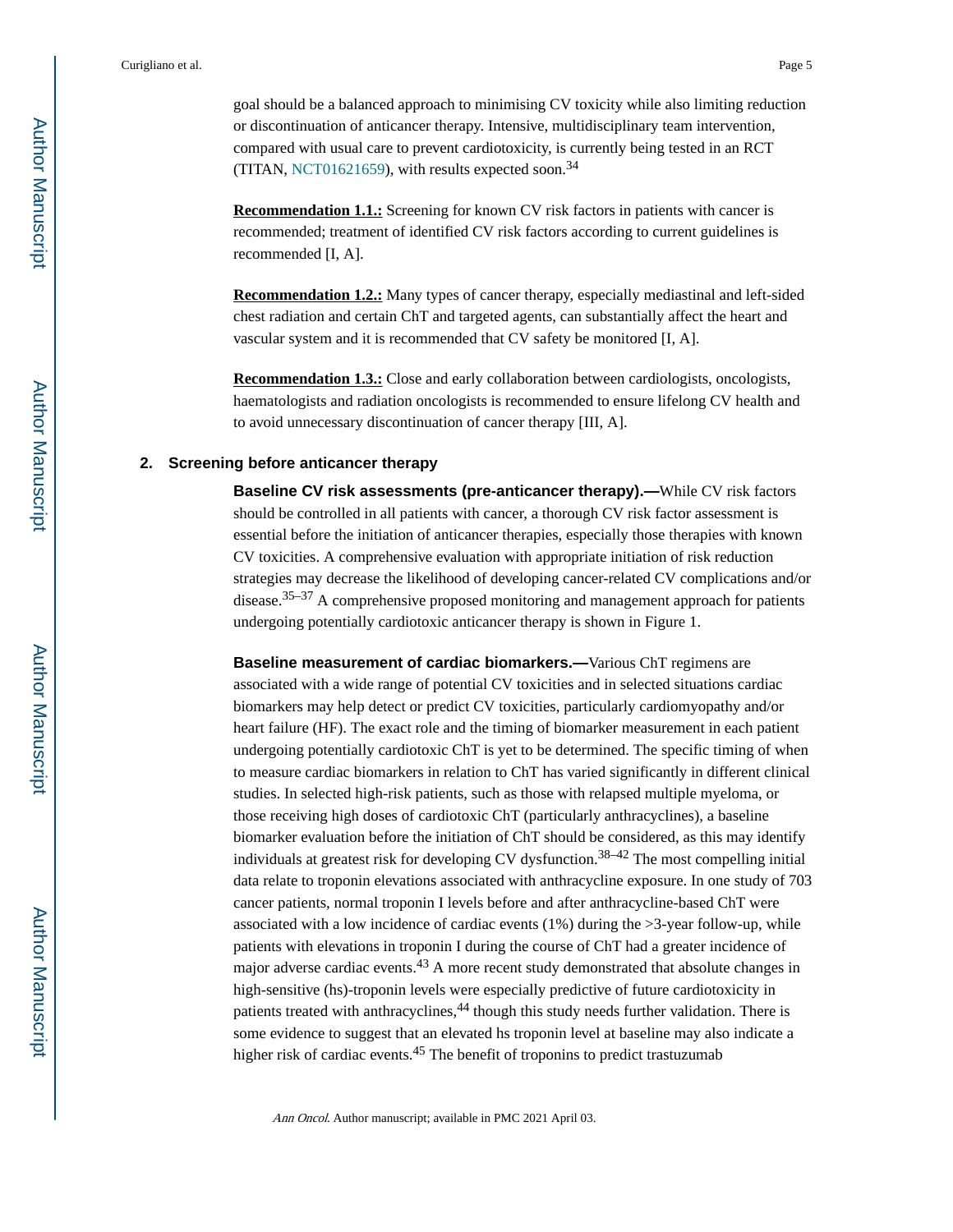goal should be a balanced approach to minimising CV toxicity while also limiting reduction or discontinuation of anticancer therapy. Intensive, multidisciplinary team intervention, compared with usual care to prevent cardiotoxicity, is currently being tested in an RCT (TITAN, NCT01621659), with results expected soon.[34]

**Recommendation 1.1.:** Screening for known CV risk factors in patients with cancer is recommended; treatment of identified CV risk factors according to current guidelines is recommended [I, A].

**Recommendation 1.2.:** Many types of cancer therapy, especially mediastinal and left-sided chest radiation and certain ChT and targeted agents, can substantially affect the heart and vascular system and it is recommended that CV safety be monitored [I, A].

**Recommendation 1.3.:** Close and early collaboration between cardiologists, oncologists, haematologists and radiation oncologists is recommended to ensure lifelong CV health and to avoid unnecessary discontinuation of cancer therapy [III, A].

## 2. Screening before anticancer therapy

**Baseline CV risk assessments (pre-anticancer therapy).—**While CV risk factors should be controlled in all patients with cancer, a thorough CV risk factor assessment is essential before the initiation of anticancer therapies, especially those therapies with known CV toxicities. A comprehensive evaluation with appropriate initiation of risk reduction strategies may decrease the likelihood of developing cancer-related CV complications and/or disease.[35–37] A comprehensive proposed monitoring and management approach for patients undergoing potentially cardiotoxic anticancer therapy is shown in Figure 1.

**Baseline measurement of cardiac biomarkers.—**Various ChT regimens are associated with a wide range of potential CV toxicities and in selected situations cardiac biomarkers may help detect or predict CV toxicities, particularly cardiomyopathy and/or heart failure (HF). The exact role and the timing of biomarker measurement in each patient undergoing potentially cardiotoxic ChT is yet to be determined. The specific timing of when to measure cardiac biomarkers in relation to ChT has varied significantly in different clinical studies. In selected high-risk patients, such as those with relapsed multiple myeloma, or those receiving high doses of cardiotoxic ChT (particularly anthracyclines), a baseline biomarker evaluation before the initiation of ChT should be considered, as this may identify individuals at greatest risk for developing CV dysfunction.[38–42] The most compelling initial data relate to troponin elevations associated with anthracycline exposure. In one study of 703 cancer patients, normal troponin I levels before and after anthracycline-based ChT were associated with a low incidence of cardiac events (1%) during the >3-year follow-up, while patients with elevations in troponin I during the course of ChT had a greater incidence of major adverse cardiac events.[43] A more recent study demonstrated that absolute changes in high-sensitive (hs)-troponin levels were especially predictive of future cardiotoxicity in patients treated with anthracyclines,[44] though this study needs further validation. There is some evidence to suggest that an elevated hs troponin level at baseline may also indicate a higher risk of cardiac events.[45] The benefit of troponins to predict trastuzumab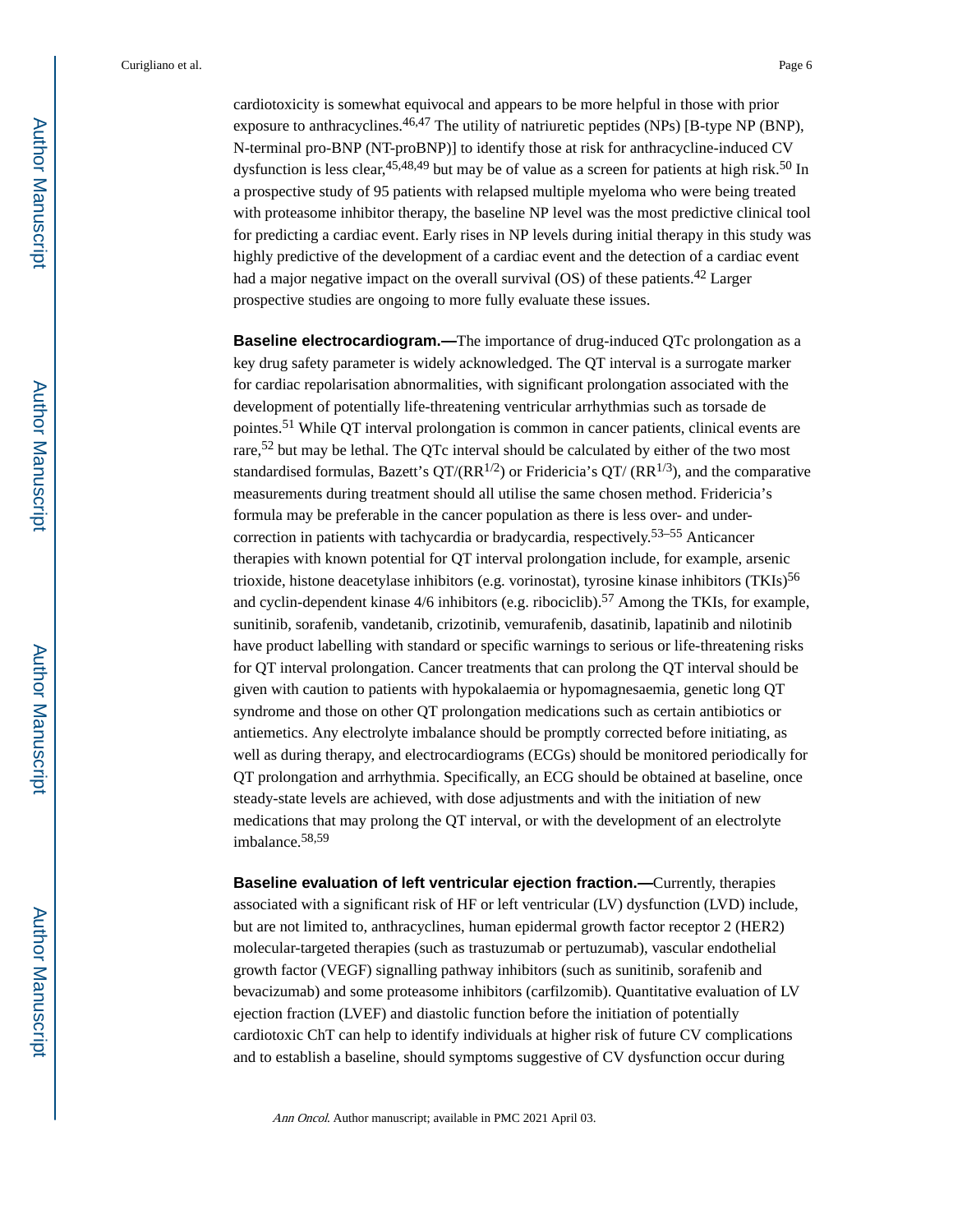cardiotoxicity is somewhat equivocal and appears to be more helpful in those with prior exposure to anthracyclines.[46,47] The utility of natriuretic peptides (NPs) [B-type NP (BNP), N-terminal pro-BNP (NT-proBNP)] to identify those at risk for anthracycline-induced CV dysfunction is less clear,[45,48,49] but may be of value as a screen for patients at high risk.[50] In a prospective study of 95 patients with relapsed multiple myeloma who were being treated with proteasome inhibitor therapy, the baseline NP level was the most predictive clinical tool for predicting a cardiac event. Early rises in NP levels during initial therapy in this study was highly predictive of the development of a cardiac event and the detection of a cardiac event had a major negative impact on the overall survival (OS) of these patients.[42] Larger prospective studies are ongoing to more fully evaluate these issues.

**Baseline electrocardiogram.—**The importance of drug-induced QTc prolongation as a key drug safety parameter is widely acknowledged. The QT interval is a surrogate marker for cardiac repolarisation abnormalities, with significant prolongation associated with the development of potentially life-threatening ventricular arrhythmias such as torsade de pointes.[51] While QT interval prolongation is common in cancer patients, clinical events are rare,[52] but may be lethal. The QTc interval should be calculated by either of the two most standardised formulas, Bazett's $QT/(RR^{1/2})$ or Fridericia's $QT/(RR^{1/3})$, and the comparative measurements during treatment should all utilise the same chosen method. Fridericia's formula may be preferable in the cancer population as there is less over- and under-correction in patients with tachycardia or bradycardia, respectively.[53–55] Anticancer therapies with known potential for QT interval prolongation include, for example, arsenic trioxide, histone deacetylase inhibitors (e.g. vorinostat), tyrosine kinase inhibitors (TKIs)[56] and cyclin-dependent kinase 4/6 inhibitors (e.g. ribociclib).[57] Among the TKIs, for example, sunitinib, sorafenib, vandetanib, crizotinib, vemurafenib, dasatinib, lapatinib and nilotinib have product labelling with standard or specific warnings to serious or life-threatening risks for QT interval prolongation. Cancer treatments that can prolong the QT interval should be given with caution to patients with hypokalaemia or hypomagnesaemia, genetic long QT syndrome and those on other QT prolongation medications such as certain antibiotics or antiemetics. Any electrolyte imbalance should be promptly corrected before initiating, as well as during therapy, and electrocardiograms (ECGs) should be monitored periodically for QT prolongation and arrhythmia. Specifically, an ECG should be obtained at baseline, once steady-state levels are achieved, with dose adjustments and with the initiation of new medications that may prolong the QT interval, or with the development of an electrolyte imbalance.[58,59]

**Baseline evaluation of left ventricular ejection fraction.—**Currently, therapies associated with a significant risk of HF or left ventricular (LV) dysfunction (LVD) include, but are not limited to, anthracyclines, human epidermal growth factor receptor 2 (HER2) molecular-targeted therapies (such as trastuzumab or pertuzumab), vascular endothelial growth factor (VEGF) signalling pathway inhibitors (such as sunitinib, sorafenib and bevacizumab) and some proteasome inhibitors (carfilzomib). Quantitative evaluation of LV ejection fraction (LVEF) and diastolic function before the initiation of potentially cardiotoxic ChT can help to identify individuals at higher risk of future CV complications and to establish a baseline, should symptoms suggestive of CV dysfunction occur during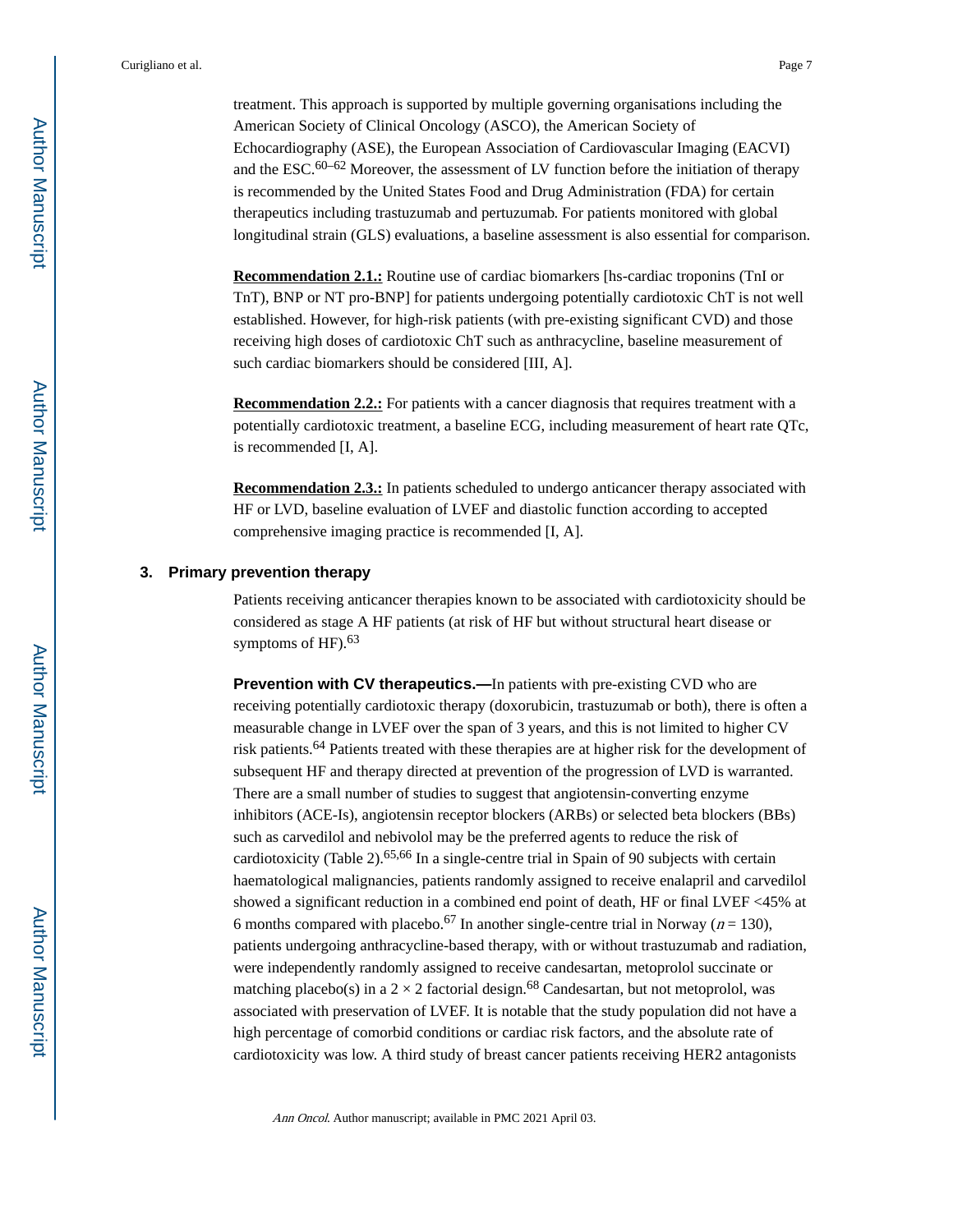treatment. This approach is supported by multiple governing organisations including the American Society of Clinical Oncology (ASCO), the American Society of Echocardiography (ASE), the European Association of Cardiovascular Imaging (EACVI) and the ESC.[60–62] Moreover, the assessment of LV function before the initiation of therapy is recommended by the United States Food and Drug Administration (FDA) for certain therapeutics including trastuzumab and pertuzumab. For patients monitored with global longitudinal strain (GLS) evaluations, a baseline assessment is also essential for comparison.

**Recommendation 2.1.:** Routine use of cardiac biomarkers [hs-cardiac troponins (TnI or TnT), BNP or NT pro-BNP] for patients undergoing potentially cardiotoxic ChT is not well established. However, for high-risk patients (with pre-existing significant CVD) and those receiving high doses of cardiotoxic ChT such as anthracycline, baseline measurement of such cardiac biomarkers should be considered [III, A].

**Recommendation 2.2.:** For patients with a cancer diagnosis that requires treatment with a potentially cardiotoxic treatment, a baseline ECG, including measurement of heart rate QTc, is recommended [I, A].

**Recommendation 2.3.:** In patients scheduled to undergo anticancer therapy associated with HF or LVD, baseline evaluation of LVEF and diastolic function according to accepted comprehensive imaging practice is recommended [I, A].

## 3. Primary prevention therapy

Patients receiving anticancer therapies known to be associated with cardiotoxicity should be considered as stage A HF patients (at risk of HF but without structural heart disease or symptoms of HF).[63]

**Prevention with CV therapeutics.—**In patients with pre-existing CVD who are receiving potentially cardiotoxic therapy (doxorubicin, trastuzumab or both), there is often a measurable change in LVEF over the span of 3 years, and this is not limited to higher CV risk patients.[64] Patients treated with these therapies are at higher risk for the development of subsequent HF and therapy directed at prevention of the progression of LVD is warranted. There are a small number of studies to suggest that angiotensin-converting enzyme inhibitors (ACE-Is), angiotensin receptor blockers (ARBs) or selected beta blockers (BBs) such as carvedilol and nebivolol may be the preferred agents to reduce the risk of cardiotoxicity (Table 2).[65,66] In a single-centre trial in Spain of 90 subjects with certain haematological malignancies, patients randomly assigned to receive enalapril and carvedilol showed a significant reduction in a combined end point of death, HF or final LVEF <45% at 6 months compared with placebo.[67] In another single-centre trial in Norway ($n = 130$), patients undergoing anthracycline-based therapy, with or without trastuzumab and radiation, were independently randomly assigned to receive candesartan, metoprolol succinate or matching placebo(s) in a $2 \times 2$ factorial design.[68] Candesartan, but not metoprolol, was associated with preservation of LVEF. It is notable that the study population did not have a high percentage of comorbid conditions or cardiac risk factors, and the absolute rate of cardiotoxicity was low. A third study of breast cancer patients receiving HER2 antagonists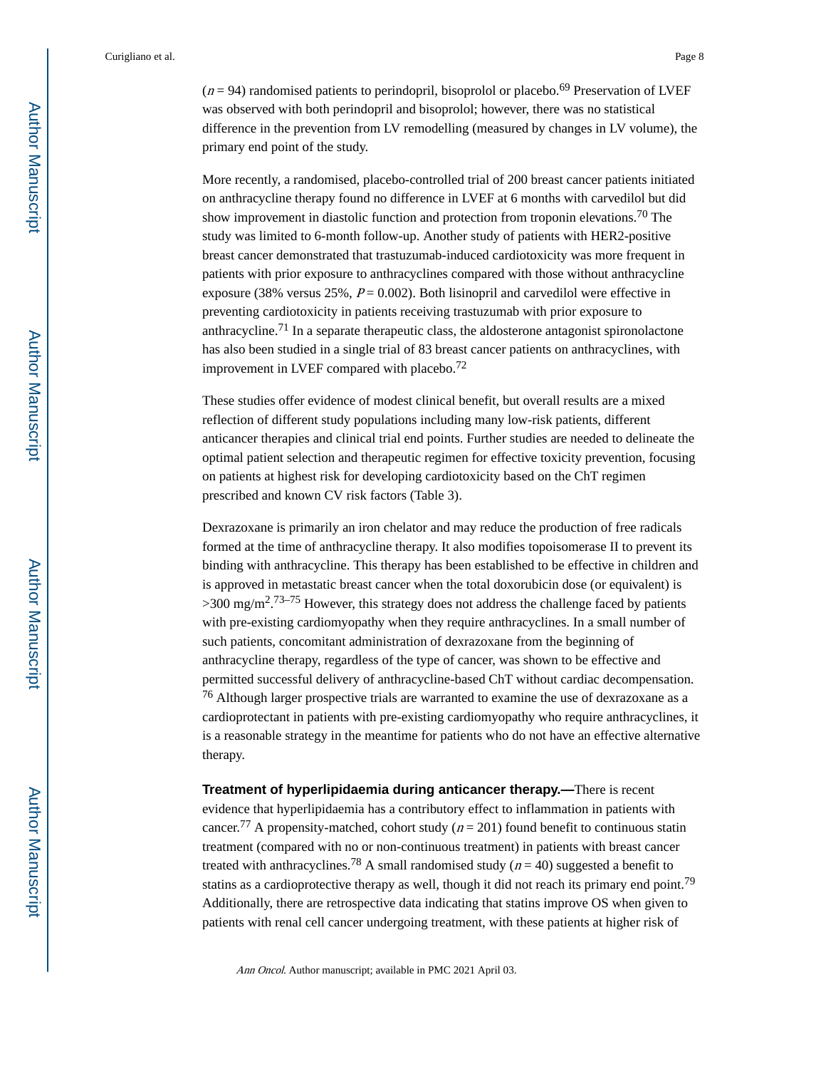($n = 94$) randomised patients to perindopril, bisoprolol or placebo.[69] Preservation of LVEF was observed with both perindopril and bisoprolol; however, there was no statistical difference in the prevention from LV remodelling (measured by changes in LV volume), the primary end point of the study.

More recently, a randomised, placebo-controlled trial of 200 breast cancer patients initiated on anthracycline therapy found no difference in LVEF at 6 months with carvedilol but did show improvement in diastolic function and protection from troponin elevations.[70] The study was limited to 6-month follow-up. Another study of patients with HER2-positive breast cancer demonstrated that trastuzumab-induced cardiotoxicity was more frequent in patients with prior exposure to anthracyclines compared with those without anthracycline exposure (38% versus 25%, $P = 0.002$). Both lisinopril and carvedilol were effective in preventing cardiotoxicity in patients receiving trastuzumab with prior exposure to anthracycline.[71] In a separate therapeutic class, the aldosterone antagonist spironolactone has also been studied in a single trial of 83 breast cancer patients on anthracyclines, with improvement in LVEF compared with placebo.[72]

These studies offer evidence of modest clinical benefit, but overall results are a mixed reflection of different study populations including many low-risk patients, different anticancer therapies and clinical trial end points. Further studies are needed to delineate the optimal patient selection and therapeutic regimen for effective toxicity prevention, focusing on patients at highest risk for developing cardiotoxicity based on the ChT regimen prescribed and known CV risk factors (Table 3).

Dexrazoxane is primarily an iron chelator and may reduce the production of free radicals formed at the time of anthracycline therapy. It also modifies topoisomerase II to prevent its binding with anthracycline. This therapy has been established to be effective in children and is approved in metastatic breast cancer when the total doxorubicin dose (or equivalent) is >300 mg/$m^2$.[73–75] However, this strategy does not address the challenge faced by patients with pre-existing cardiomyopathy when they require anthracyclines. In a small number of such patients, concomitant administration of dexrazoxane from the beginning of anthracycline therapy, regardless of the type of cancer, was shown to be effective and permitted successful delivery of anthracycline-based ChT without cardiac decompensation.[76] Although larger prospective trials are warranted to examine the use of dexrazoxane as a cardioprotectant in patients with pre-existing cardiomyopathy who require anthracyclines, it is a reasonable strategy in the meantime for patients who do not have an effective alternative therapy.

**Treatment of hyperlipidaemia during anticancer therapy.—**There is recent evidence that hyperlipidaemia has a contributory effect to inflammation in patients with cancer.[77] A propensity-matched, cohort study ($n = 201$) found benefit to continuous statin treatment (compared with no or non-continuous treatment) in patients with breast cancer treated with anthracyclines.[78] A small randomised study ($n = 40$) suggested a benefit to statins as a cardioprotective therapy as well, though it did not reach its primary end point.[79] Additionally, there are retrospective data indicating that statins improve OS when given to patients with renal cell cancer undergoing treatment, with these patients at higher risk of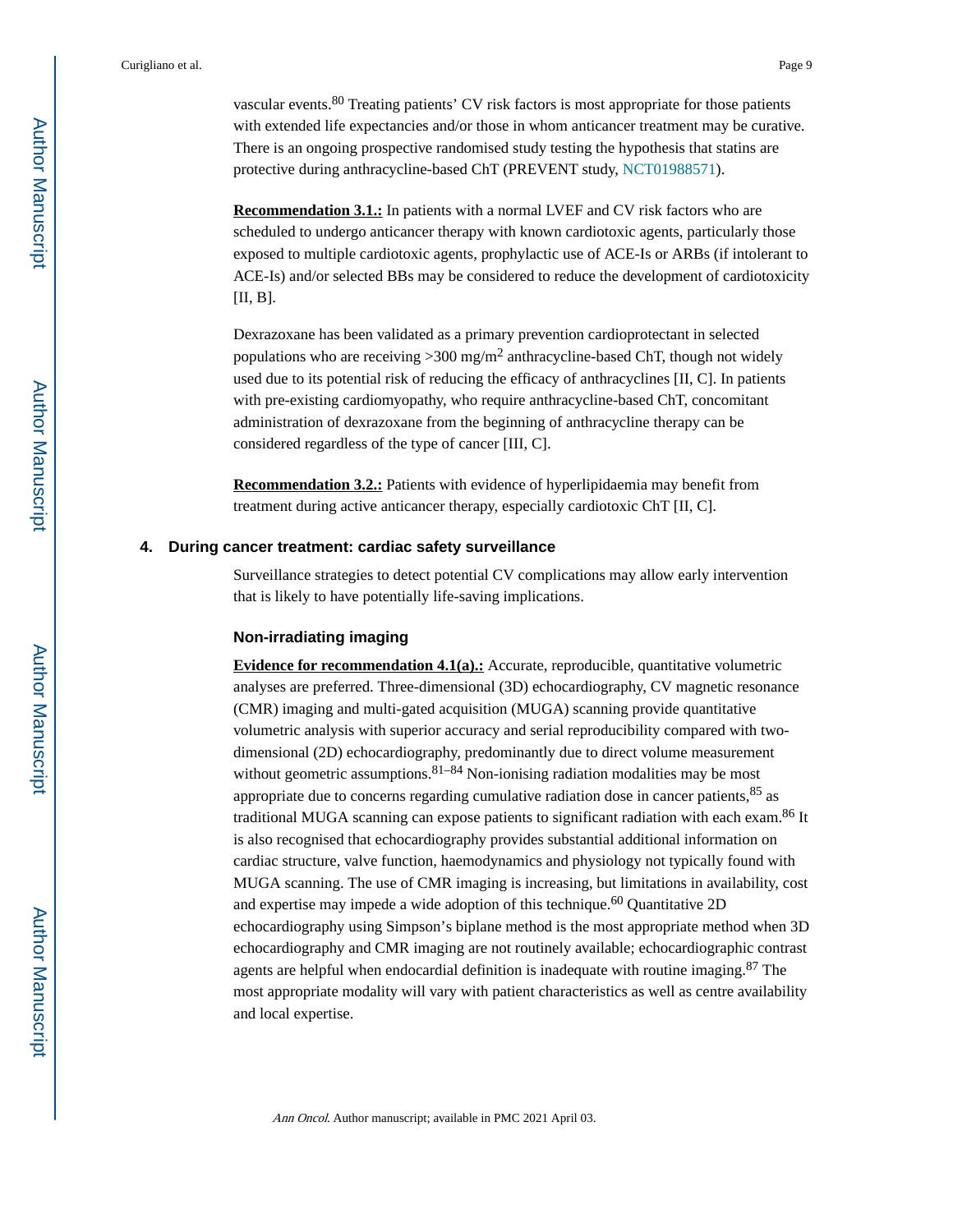vascular events.[80] Treating patients' CV risk factors is most appropriate for those patients with extended life expectancies and/or those in whom anticancer treatment may be curative. There is an ongoing prospective randomised study testing the hypothesis that statins are protective during anthracycline-based ChT (PREVENT study, NCT01988571).

**Recommendation 3.1.:** In patients with a normal LVEF and CV risk factors who are scheduled to undergo anticancer therapy with known cardiotoxic agents, particularly those exposed to multiple cardiotoxic agents, prophylactic use of ACE-Is or ARBs (if intolerant to ACE-Is) and/or selected BBs may be considered to reduce the development of cardiotoxicity [II, B].

Dexrazoxane has been validated as a primary prevention cardioprotectant in selected populations who are receiving >300 mg/m$^2$ anthracycline-based ChT, though not widely used due to its potential risk of reducing the efficacy of anthracyclines [II, C]. In patients with pre-existing cardiomyopathy, who require anthracycline-based ChT, concomitant administration of dexrazoxane from the beginning of anthracycline therapy can be considered regardless of the type of cancer [III, C].

**Recommendation 3.2.:** Patients with evidence of hyperlipidaemia may benefit from treatment during active anticancer therapy, especially cardiotoxic ChT [II, C].

## 4. During cancer treatment: cardiac safety surveillance

Surveillance strategies to detect potential CV complications may allow early intervention that is likely to have potentially life-saving implications.

### Non-irradiating imaging

**Evidence for recommendation 4.1(a).:** Accurate, reproducible, quantitative volumetric analyses are preferred. Three-dimensional (3D) echocardiography, CV magnetic resonance (CMR) imaging and multi-gated acquisition (MUGA) scanning provide quantitative volumetric analysis with superior accuracy and serial reproducibility compared with two-dimensional (2D) echocardiography, predominantly due to direct volume measurement without geometric assumptions.[81–84] Non-ionising radiation modalities may be most appropriate due to concerns regarding cumulative radiation dose in cancer patients,[85] as traditional MUGA scanning can expose patients to significant radiation with each exam.[86] It is also recognised that echocardiography provides substantial additional information on cardiac structure, valve function, haemodynamics and physiology not typically found with MUGA scanning. The use of CMR imaging is increasing, but limitations in availability, cost and expertise may impede a wide adoption of this technique.[60] Quantitative 2D echocardiography using Simpson's biplane method is the most appropriate method when 3D echocardiography and CMR imaging are not routinely available; echocardiographic contrast agents are helpful when endocardial definition is inadequate with routine imaging.[87] The most appropriate modality will vary with patient characteristics as well as centre availability and local expertise.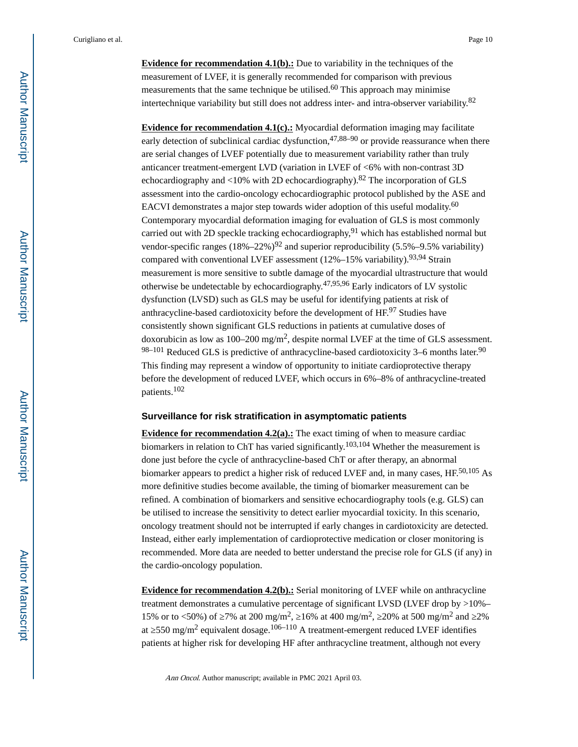**Evidence for recommendation 4.1(b).:** Due to variability in the techniques of the measurement of LVEF, it is generally recommended for comparison with previous measurements that the same technique be utilised.[60] This approach may minimise intertechnique variability but still does not address inter- and intra-observer variability.[82]

**Evidence for recommendation 4.1(c).:** Myocardial deformation imaging may facilitate early detection of subclinical cardiac dysfunction,[47,88–90] or provide reassurance when there are serial changes of LVEF potentially due to measurement variability rather than truly anticancer treatment-emergent LVD (variation in LVEF of <6% with non-contrast 3D echocardiography and <10% with 2D echocardiography).[82] The incorporation of GLS assessment into the cardio-oncology echocardiographic protocol published by the ASE and EACVI demonstrates a major step towards wider adoption of this useful modality.[60] Contemporary myocardial deformation imaging for evaluation of GLS is most commonly carried out with 2D speckle tracking echocardiography,[91] which has established normal but vendor-specific ranges (18%–22%)[92] and superior reproducibility (5.5%–9.5% variability) compared with conventional LVEF assessment (12%–15% variability).[93,94] Strain measurement is more sensitive to subtle damage of the myocardial ultrastructure that would otherwise be undetectable by echocardiography.[47,95,96] Early indicators of LV systolic dysfunction (LVSD) such as GLS may be useful for identifying patients at risk of anthracycline-based cardiotoxicity before the development of HF.[97] Studies have consistently shown significant GLS reductions in patients at cumulative doses of doxorubicin as low as 100–200 mg/m$^2$, despite normal LVEF at the time of GLS assessment.[98–101] Reduced GLS is predictive of anthracycline-based cardiotoxicity 3–6 months later.[90] This finding may represent a window of opportunity to initiate cardioprotective therapy before the development of reduced LVEF, which occurs in 6%–8% of anthracycline-treated patients.[102]

### Surveillance for risk stratification in asymptomatic patients

**Evidence for recommendation 4.2(a).:** The exact timing of when to measure cardiac biomarkers in relation to ChT has varied significantly.[103,104] Whether the measurement is done just before the cycle of anthracycline-based ChT or after therapy, an abnormal biomarker appears to predict a higher risk of reduced LVEF and, in many cases, HF.[50,105] As more definitive studies become available, the timing of biomarker measurement can be refined. A combination of biomarkers and sensitive echocardiography tools (e.g. GLS) can be utilised to increase the sensitivity to detect earlier myocardial toxicity. In this scenario, oncology treatment should not be interrupted if early changes in cardiotoxicity are detected. Instead, either early implementation of cardioprotective medication or closer monitoring is recommended. More data are needed to better understand the precise role for GLS (if any) in the cardio-oncology population.

**Evidence for recommendation 4.2(b).:** Serial monitoring of LVEF while on anthracycline treatment demonstrates a cumulative percentage of significant LVSD (LVEF drop by >10%–15% or to <50%) of ≥7% at 200 mg/m$^2$, ≥16% at 400 mg/m$^2$, ≥20% at 500 mg/m$^2$ and ≥2% at ≥550 mg/m$^2$ equivalent dosage.[106–110] A treatment-emergent reduced LVEF identifies patients at higher risk for developing HF after anthracycline treatment, although not every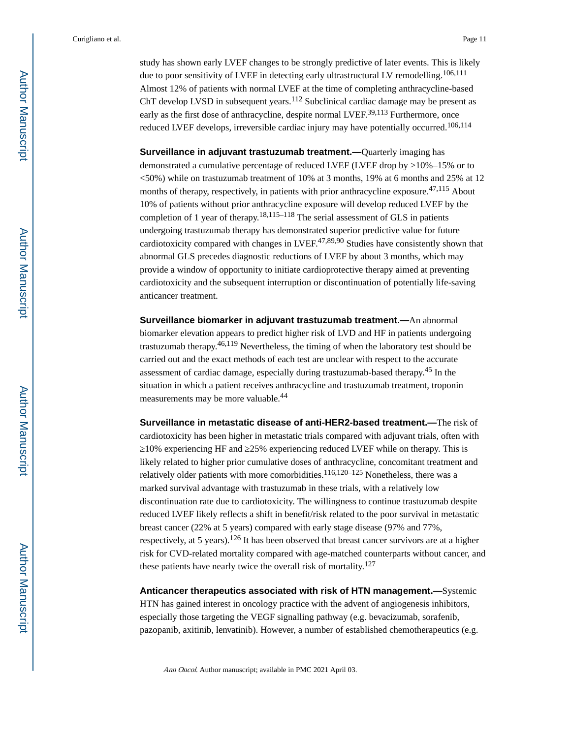study has shown early LVEF changes to be strongly predictive of later events. This is likely due to poor sensitivity of LVEF in detecting early ultrastructural LV remodelling.[106,111] Almost 12% of patients with normal LVEF at the time of completing anthracycline-based ChT develop LVSD in subsequent years.[112] Subclinical cardiac damage may be present as early as the first dose of anthracycline, despite normal LVEF.[39,113] Furthermore, once reduced LVEF develops, irreversible cardiac injury may have potentially occurred.[106,114]

**Surveillance in adjuvant trastuzumab treatment.—**Quarterly imaging has demonstrated a cumulative percentage of reduced LVEF (LVEF drop by >10%–15% or to <50%) while on trastuzumab treatment of 10% at 3 months, 19% at 6 months and 25% at 12 months of therapy, respectively, in patients with prior anthracycline exposure.[47,115] About 10% of patients without prior anthracycline exposure will develop reduced LVEF by the completion of 1 year of therapy.[18,115–118] The serial assessment of GLS in patients undergoing trastuzumab therapy has demonstrated superior predictive value for future cardiotoxicity compared with changes in LVEF.[47,89,90] Studies have consistently shown that abnormal GLS precedes diagnostic reductions of LVEF by about 3 months, which may provide a window of opportunity to initiate cardioprotective therapy aimed at preventing cardiotoxicity and the subsequent interruption or discontinuation of potentially life-saving anticancer treatment.

**Surveillance biomarker in adjuvant trastuzumab treatment.—**An abnormal biomarker elevation appears to predict higher risk of LVD and HF in patients undergoing trastuzumab therapy.[46,119] Nevertheless, the timing of when the laboratory test should be carried out and the exact methods of each test are unclear with respect to the accurate assessment of cardiac damage, especially during trastuzumab-based therapy.[45] In the situation in which a patient receives anthracycline and trastuzumab treatment, troponin measurements may be more valuable.[44]

**Surveillance in metastatic disease of anti-HER2-based treatment.—**The risk of cardiotoxicity has been higher in metastatic trials compared with adjuvant trials, often with ≥10% experiencing HF and ≥25% experiencing reduced LVEF while on therapy. This is likely related to higher prior cumulative doses of anthracycline, concomitant treatment and relatively older patients with more comorbidities.[116,120–125] Nonetheless, there was a marked survival advantage with trastuzumab in these trials, with a relatively low discontinuation rate due to cardiotoxicity. The willingness to continue trastuzumab despite reduced LVEF likely reflects a shift in benefit/risk related to the poor survival in metastatic breast cancer (22% at 5 years) compared with early stage disease (97% and 77%, respectively, at 5 years).[126] It has been observed that breast cancer survivors are at a higher risk for CVD-related mortality compared with age-matched counterparts without cancer, and these patients have nearly twice the overall risk of mortality.[127]

**Anticancer therapeutics associated with risk of HTN management.—**Systemic HTN has gained interest in oncology practice with the advent of angiogenesis inhibitors, especially those targeting the VEGF signalling pathway (e.g. bevacizumab, sorafenib, pazopanib, axitinib, lenvatinib). However, a number of established chemotherapeutics (e.g.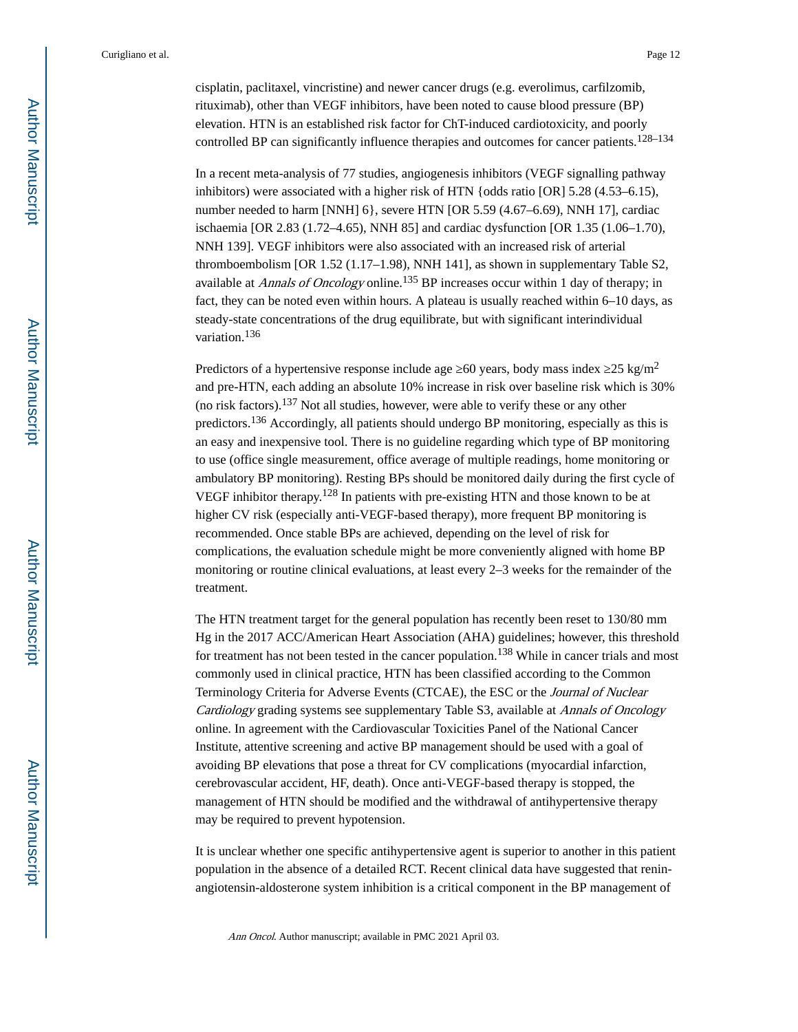cisplatin, paclitaxel, vincristine) and newer cancer drugs (e.g. everolimus, carfilzomib, rituximab), other than VEGF inhibitors, have been noted to cause blood pressure (BP) elevation. HTN is an established risk factor for ChT-induced cardiotoxicity, and poorly controlled BP can significantly influence therapies and outcomes for cancer patients.[128–134]

In a recent meta-analysis of 77 studies, angiogenesis inhibitors (VEGF signalling pathway inhibitors) were associated with a higher risk of HTN {odds ratio [OR] 5.28 (4.53–6.15), number needed to harm [NNH] 6}, severe HTN [OR 5.59 (4.67–6.69), NNH 17], cardiac ischaemia [OR 2.83 (1.72–4.65), NNH 85] and cardiac dysfunction [OR 1.35 (1.06–1.70), NNH 139]. VEGF inhibitors were also associated with an increased risk of arterial thromboembolism [OR 1.52 (1.17–1.98), NNH 141], as shown in supplementary Table S2, available at *Annals of Oncology* online.[135] BP increases occur within 1 day of therapy; in fact, they can be noted even within hours. A plateau is usually reached within 6–10 days, as steady-state concentrations of the drug equilibrate, but with significant interindividual variation.[136]

Predictors of a hypertensive response include age ≥60 years, body mass index ≥25 kg/m$^2$ and pre-HTN, each adding an absolute 10% increase in risk over baseline risk which is 30% (no risk factors).[137] Not all studies, however, were able to verify these or any other predictors.[136] Accordingly, all patients should undergo BP monitoring, especially as this is an easy and inexpensive tool. There is no guideline regarding which type of BP monitoring to use (office single measurement, office average of multiple readings, home monitoring or ambulatory BP monitoring). Resting BPs should be monitored daily during the first cycle of VEGF inhibitor therapy.[128] In patients with pre-existing HTN and those known to be at higher CV risk (especially anti-VEGF-based therapy), more frequent BP monitoring is recommended. Once stable BPs are achieved, depending on the level of risk for complications, the evaluation schedule might be more conveniently aligned with home BP monitoring or routine clinical evaluations, at least every 2–3 weeks for the remainder of the treatment.

The HTN treatment target for the general population has recently been reset to 130/80 mm Hg in the 2017 ACC/American Heart Association (AHA) guidelines; however, this threshold for treatment has not been tested in the cancer population.[138] While in cancer trials and most commonly used in clinical practice, HTN has been classified according to the Common Terminology Criteria for Adverse Events (CTCAE), the ESC or the *Journal of Nuclear Cardiology* grading systems see supplementary Table S3, available at *Annals of Oncology* online. In agreement with the Cardiovascular Toxicities Panel of the National Cancer Institute, attentive screening and active BP management should be used with a goal of avoiding BP elevations that pose a threat for CV complications (myocardial infarction, cerebrovascular accident, HF, death). Once anti-VEGF-based therapy is stopped, the management of HTN should be modified and the withdrawal of antihypertensive therapy may be required to prevent hypotension.

It is unclear whether one specific antihypertensive agent is superior to another in this patient population in the absence of a detailed RCT. Recent clinical data have suggested that renin-angiotensin-aldosterone system inhibition is a critical component in the BP management of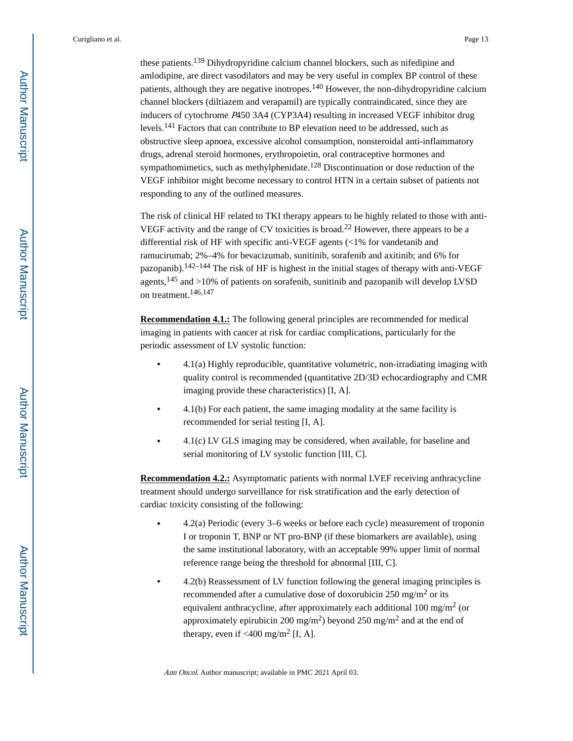these patients.[139] Dihydropyridine calcium channel blockers, such as nifedipine and amlodipine, are direct vasodilators and may be very useful in complex BP control of these patients, although they are negative inotropes.[140] However, the non-dihydropyridine calcium channel blockers (diltiazem and verapamil) are typically contraindicated, since they are inducers of cytochrome *P*450 3A4 (CYP3A4) resulting in increased VEGF inhibitor drug levels.[141] Factors that can contribute to BP elevation need to be addressed, such as obstructive sleep apnoea, excessive alcohol consumption, nonsteroidal anti-inflammatory drugs, adrenal steroid hormones, erythropoietin, oral contraceptive hormones and sympathomimetics, such as methylphenidate.[128] Discontinuation or dose reduction of the VEGF inhibitor might become necessary to control HTN in a certain subset of patients not responding to any of the outlined measures.

The risk of clinical HF related to TKI therapy appears to be highly related to those with anti-VEGF activity and the range of CV toxicities is broad.[22] However, there appears to be a differential risk of HF with specific anti-VEGF agents (<1% for vandetanib and ramucirumab; 2%–4% for bevacizumab, sunitinib, sorafenib and axitinib; and 6% for pazopanib).[142–144] The risk of HF is highest in the initial stages of therapy with anti-VEGF agents,[145] and >10% of patients on sorafenib, sunitinib and pazopanib will develop LVSD on treatment.[146,147]

**Recommendation 4.1.:** The following general principles are recommended for medical imaging in patients with cancer at risk for cardiac complications, particularly for the periodic assessment of LV systolic function:

- 4.1(a) Highly reproducible, quantitative volumetric, non-irradiating imaging with quality control is recommended (quantitative 2D/3D echocardiography and CMR imaging provide these characteristics) [I, A].
- 4.1(b) For each patient, the same imaging modality at the same facility is recommended for serial testing [I, A].
- 4.1(c) LV GLS imaging may be considered, when available, for baseline and serial monitoring of LV systolic function [III, C].

**Recommendation 4.2.:** Asymptomatic patients with normal LVEF receiving anthracycline treatment should undergo surveillance for risk stratification and the early detection of cardiac toxicity consisting of the following:

- 4.2(a) Periodic (every 3–6 weeks or before each cycle) measurement of troponin I or troponin T, BNP or NT pro-BNP (if these biomarkers are available), using the same institutional laboratory, with an acceptable 99% upper limit of normal reference range being the threshold for abnormal [III, C].
- 4.2(b) Reassessment of LV function following the general imaging principles is recommended after a cumulative dose of doxorubicin 250 mg/m$^2$ or its equivalent anthracycline, after approximately each additional 100 mg/m$^2$ (or approximately epirubicin 200 mg/m$^2$) beyond 250 mg/m$^2$ and at the end of therapy, even if <400 mg/m$^2$ [I, A].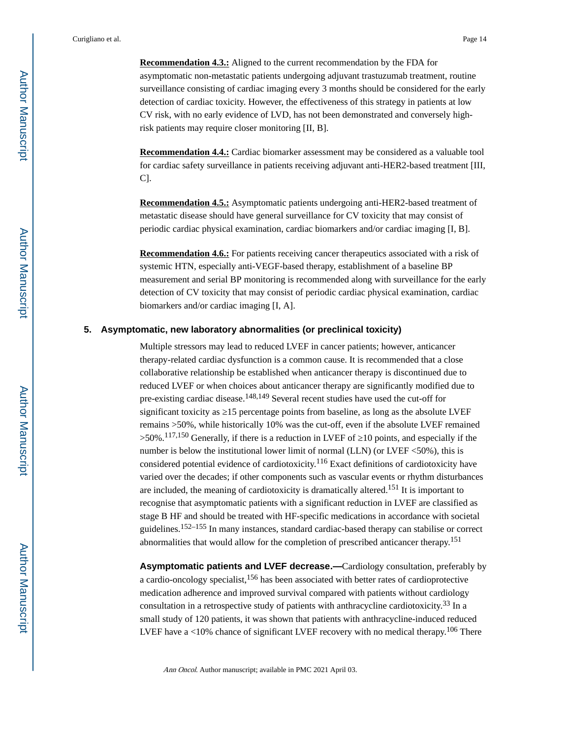**Recommendation 4.3.:** Aligned to the current recommendation by the FDA for asymptomatic non-metastatic patients undergoing adjuvant trastuzumab treatment, routine surveillance consisting of cardiac imaging every 3 months should be considered for the early detection of cardiac toxicity. However, the effectiveness of this strategy in patients at low CV risk, with no early evidence of LVD, has not been demonstrated and conversely high-risk patients may require closer monitoring [II, B].

**Recommendation 4.4.:** Cardiac biomarker assessment may be considered as a valuable tool for cardiac safety surveillance in patients receiving adjuvant anti-HER2-based treatment [III, C].

**Recommendation 4.5.:** Asymptomatic patients undergoing anti-HER2-based treatment of metastatic disease should have general surveillance for CV toxicity that may consist of periodic cardiac physical examination, cardiac biomarkers and/or cardiac imaging [I, B].

**Recommendation 4.6.:** For patients receiving cancer therapeutics associated with a risk of systemic HTN, especially anti-VEGF-based therapy, establishment of a baseline BP measurement and serial BP monitoring is recommended along with surveillance for the early detection of CV toxicity that may consist of periodic cardiac physical examination, cardiac biomarkers and/or cardiac imaging [I, A].

## 5. Asymptomatic, new laboratory abnormalities (or preclinical toxicity)

Multiple stressors may lead to reduced LVEF in cancer patients; however, anticancer therapy-related cardiac dysfunction is a common cause. It is recommended that a close collaborative relationship be established when anticancer therapy is discontinued due to reduced LVEF or when choices about anticancer therapy are significantly modified due to pre-existing cardiac disease.[148,149] Several recent studies have used the cut-off for significant toxicity as ≥15 percentage points from baseline, as long as the absolute LVEF remains >50%, while historically 10% was the cut-off, even if the absolute LVEF remained >50%.[117,150] Generally, if there is a reduction in LVEF of ≥10 points, and especially if the number is below the institutional lower limit of normal (LLN) (or LVEF <50%), this is considered potential evidence of cardiotoxicity.[116] Exact definitions of cardiotoxicity have varied over the decades; if other components such as vascular events or rhythm disturbances are included, the meaning of cardiotoxicity is dramatically altered.[151] It is important to recognise that asymptomatic patients with a significant reduction in LVEF are classified as stage B HF and should be treated with HF-specific medications in accordance with societal guidelines.[152–155] In many instances, standard cardiac-based therapy can stabilise or correct abnormalities that would allow for the completion of prescribed anticancer therapy.[151]

**Asymptomatic patients and LVEF decrease.—**Cardiology consultation, preferably by a cardio-oncology specialist,[156] has been associated with better rates of cardioprotective medication adherence and improved survival compared with patients without cardiology consultation in a retrospective study of patients with anthracycline cardiotoxicity.[33] In a small study of 120 patients, it was shown that patients with anthracycline-induced reduced LVEF have a <10% chance of significant LVEF recovery with no medical therapy.[106] There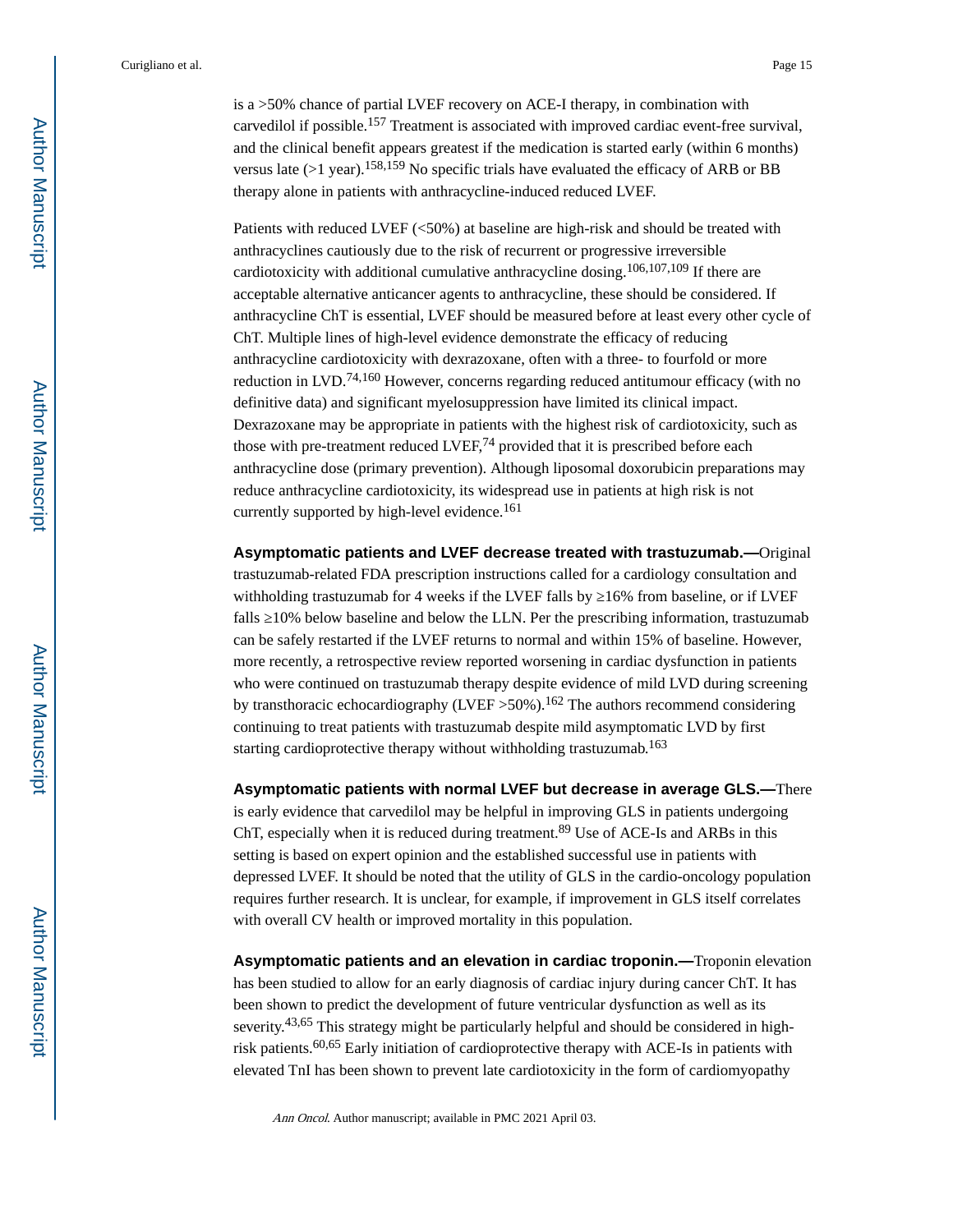is a >50% chance of partial LVEF recovery on ACE-I therapy, in combination with carvedilol if possible.[157] Treatment is associated with improved cardiac event-free survival, and the clinical benefit appears greatest if the medication is started early (within 6 months) versus late (>1 year).[158,159] No specific trials have evaluated the efficacy of ARB or BB therapy alone in patients with anthracycline-induced reduced LVEF.

Patients with reduced LVEF (<50%) at baseline are high-risk and should be treated with anthracyclines cautiously due to the risk of recurrent or progressive irreversible cardiotoxicity with additional cumulative anthracycline dosing.[106,107,109] If there are acceptable alternative anticancer agents to anthracycline, these should be considered. If anthracycline ChT is essential, LVEF should be measured before at least every other cycle of ChT. Multiple lines of high-level evidence demonstrate the efficacy of reducing anthracycline cardiotoxicity with dexrazoxane, often with a three- to fourfold or more reduction in LVD.[74,160] However, concerns regarding reduced antitumour efficacy (with no definitive data) and significant myelosuppression have limited its clinical impact. Dexrazoxane may be appropriate in patients with the highest risk of cardiotoxicity, such as those with pre-treatment reduced LVEF,[74] provided that it is prescribed before each anthracycline dose (primary prevention). Although liposomal doxorubicin preparations may reduce anthracycline cardiotoxicity, its widespread use in patients at high risk is not currently supported by high-level evidence.[161]

**Asymptomatic patients and LVEF decrease treated with trastuzumab.—**Original trastuzumab-related FDA prescription instructions called for a cardiology consultation and withholding trastuzumab for 4 weeks if the LVEF falls by ≥16% from baseline, or if LVEF falls ≥10% below baseline and below the LLN. Per the prescribing information, trastuzumab can be safely restarted if the LVEF returns to normal and within 15% of baseline. However, more recently, a retrospective review reported worsening in cardiac dysfunction in patients who were continued on trastuzumab therapy despite evidence of mild LVD during screening by transthoracic echocardiography (LVEF >50%).[162] The authors recommend considering continuing to treat patients with trastuzumab despite mild asymptomatic LVD by first starting cardioprotective therapy without withholding trastuzumab.[163]

**Asymptomatic patients with normal LVEF but decrease in average GLS.—**There is early evidence that carvedilol may be helpful in improving GLS in patients undergoing ChT, especially when it is reduced during treatment.[89] Use of ACE-Is and ARBs in this setting is based on expert opinion and the established successful use in patients with depressed LVEF. It should be noted that the utility of GLS in the cardio-oncology population requires further research. It is unclear, for example, if improvement in GLS itself correlates with overall CV health or improved mortality in this population.

**Asymptomatic patients and an elevation in cardiac troponin.—**Troponin elevation has been studied to allow for an early diagnosis of cardiac injury during cancer ChT. It has been shown to predict the development of future ventricular dysfunction as well as its severity.[43,65] This strategy might be particularly helpful and should be considered in high-risk patients.[60,65] Early initiation of cardioprotective therapy with ACE-Is in patients with elevated TnI has been shown to prevent late cardiotoxicity in the form of cardiomyopathy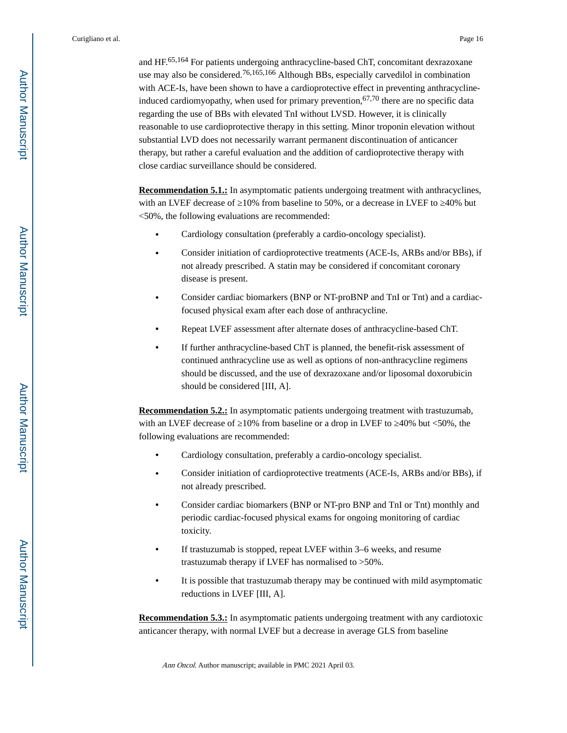and HF.[65,164] For patients undergoing anthracycline-based ChT, concomitant dexrazoxane use may also be considered.[76,165,166] Although BBs, especially carvedilol in combination with ACE-Is, have been shown to have a cardioprotective effect in preventing anthracycline-induced cardiomyopathy, when used for primary prevention,[67,70] there are no specific data regarding the use of BBs with elevated TnI without LVSD. However, it is clinically reasonable to use cardioprotective therapy in this setting. Minor troponin elevation without substantial LVD does not necessarily warrant permanent discontinuation of anticancer therapy, but rather a careful evaluation and the addition of cardioprotective therapy with close cardiac surveillance should be considered.

**Recommendation 5.1.:** In asymptomatic patients undergoing treatment with anthracyclines, with an LVEF decrease of ≥10% from baseline to 50%, or a decrease in LVEF to ≥40% but <50%, the following evaluations are recommended:

- Cardiology consultation (preferably a cardio-oncology specialist).
- Consider initiation of cardioprotective treatments (ACE-Is, ARBs and/or BBs), if not already prescribed. A statin may be considered if concomitant coronary disease is present.
- Consider cardiac biomarkers (BNP or NT-proBNP and TnI or Tnt) and a cardiac-focused physical exam after each dose of anthracycline.
- Repeat LVEF assessment after alternate doses of anthracycline-based ChT.
- If further anthracycline-based ChT is planned, the benefit-risk assessment of continued anthracycline use as well as options of non-anthracycline regimens should be discussed, and the use of dexrazoxane and/or liposomal doxorubicin should be considered [III, A].

**Recommendation 5.2.:** In asymptomatic patients undergoing treatment with trastuzumab, with an LVEF decrease of ≥10% from baseline or a drop in LVEF to ≥40% but <50%, the following evaluations are recommended:

- Cardiology consultation, preferably a cardio-oncology specialist.
- Consider initiation of cardioprotective treatments (ACE-Is, ARBs and/or BBs), if not already prescribed.
- Consider cardiac biomarkers (BNP or NT-pro BNP and TnI or Tnt) monthly and periodic cardiac-focused physical exams for ongoing monitoring of cardiac toxicity.
- If trastuzumab is stopped, repeat LVEF within 3–6 weeks, and resume trastuzumab therapy if LVEF has normalised to >50%.
- It is possible that trastuzumab therapy may be continued with mild asymptomatic reductions in LVEF [III, A].

**Recommendation 5.3.:** In asymptomatic patients undergoing treatment with any cardiotoxic anticancer therapy, with normal LVEF but a decrease in average GLS from baseline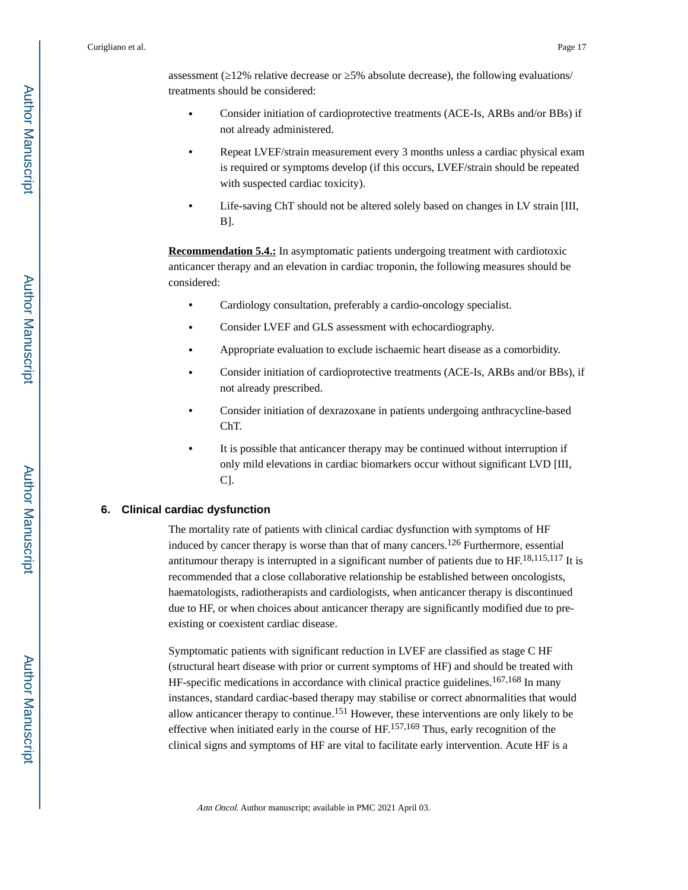assessment (≥12% relative decrease or ≥5% absolute decrease), the following evaluations/treatments should be considered:

- Consider initiation of cardioprotective treatments (ACE-Is, ARBs and/or BBs) if not already administered.
- Repeat LVEF/strain measurement every 3 months unless a cardiac physical exam is required or symptoms develop (if this occurs, LVEF/strain should be repeated with suspected cardiac toxicity).
- Life-saving ChT should not be altered solely based on changes in LV strain [III, B].

**Recommendation 5.4.:** In asymptomatic patients undergoing treatment with cardiotoxic anticancer therapy and an elevation in cardiac troponin, the following measures should be considered:

- Cardiology consultation, preferably a cardio-oncology specialist.
- Consider LVEF and GLS assessment with echocardiography.
- Appropriate evaluation to exclude ischaemic heart disease as a comorbidity.
- Consider initiation of cardioprotective treatments (ACE-Is, ARBs and/or BBs), if not already prescribed.
- Consider initiation of dexrazoxane in patients undergoing anthracycline-based ChT.
- It is possible that anticancer therapy may be continued without interruption if only mild elevations in cardiac biomarkers occur without significant LVD [III, C].

## 6. Clinical cardiac dysfunction

The mortality rate of patients with clinical cardiac dysfunction with symptoms of HF induced by cancer therapy is worse than that of many cancers.[126] Furthermore, essential antitumour therapy is interrupted in a significant number of patients due to HF.[18,115,117] It is recommended that a close collaborative relationship be established between oncologists, haematologists, radiotherapists and cardiologists, when anticancer therapy is discontinued due to HF, or when choices about anticancer therapy are significantly modified due to pre-existing or coexistent cardiac disease.

Symptomatic patients with significant reduction in LVEF are classified as stage C HF (structural heart disease with prior or current symptoms of HF) and should be treated with HF-specific medications in accordance with clinical practice guidelines.[167,168] In many instances, standard cardiac-based therapy may stabilise or correct abnormalities that would allow anticancer therapy to continue.[151] However, these interventions are only likely to be effective when initiated early in the course of HF.[157,169] Thus, early recognition of the clinical signs and symptoms of HF are vital to facilitate early intervention. Acute HF is a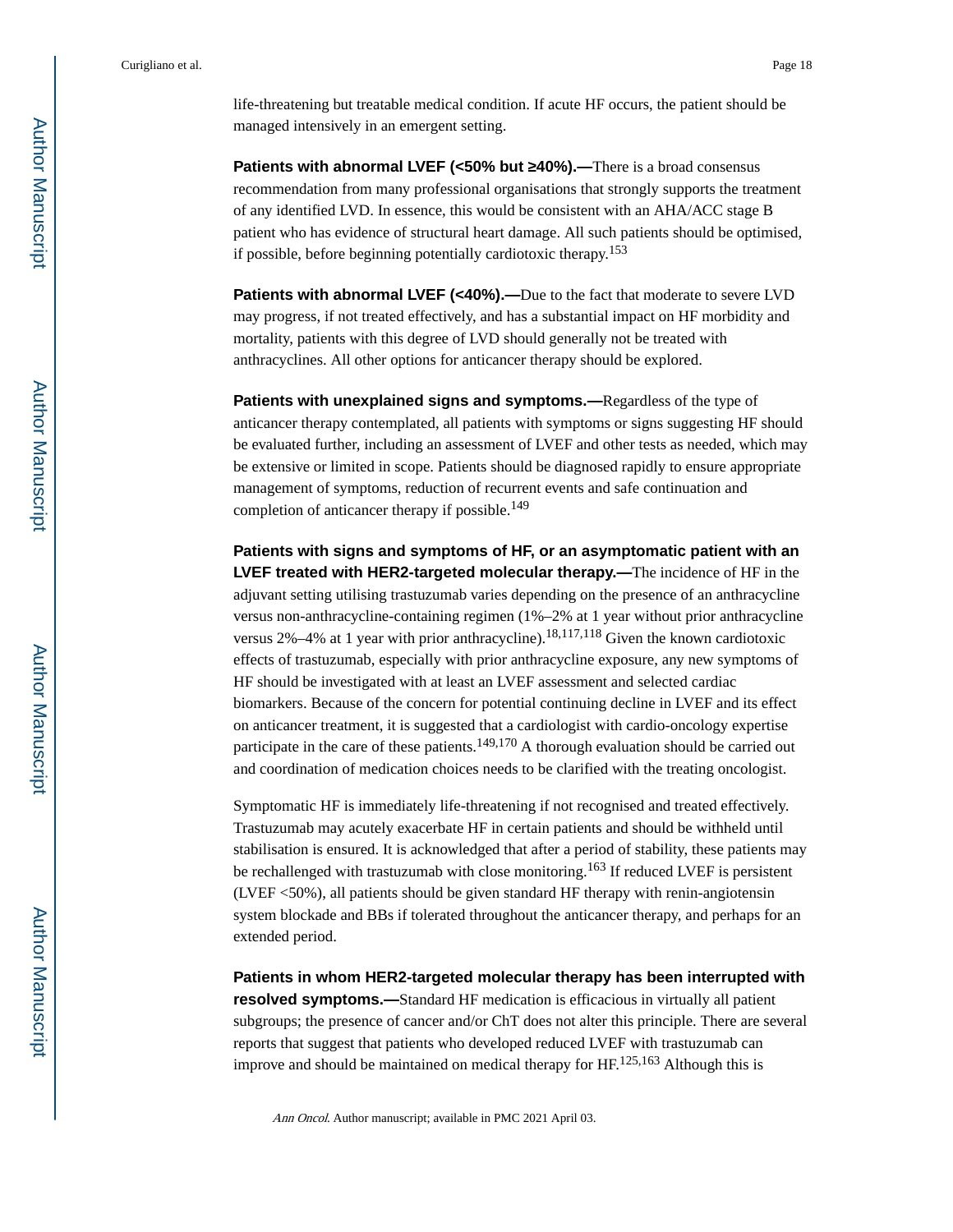life-threatening but treatable medical condition. If acute HF occurs, the patient should be managed intensively in an emergent setting.

**Patients with abnormal LVEF (<50% but ≥40%).—**There is a broad consensus recommendation from many professional organisations that strongly supports the treatment of any identified LVD. In essence, this would be consistent with an AHA/ACC stage B patient who has evidence of structural heart damage. All such patients should be optimised, if possible, before beginning potentially cardiotoxic therapy.[153]

**Patients with abnormal LVEF (<40%).—**Due to the fact that moderate to severe LVD may progress, if not treated effectively, and has a substantial impact on HF morbidity and mortality, patients with this degree of LVD should generally not be treated with anthracyclines. All other options for anticancer therapy should be explored.

**Patients with unexplained signs and symptoms.—**Regardless of the type of anticancer therapy contemplated, all patients with symptoms or signs suggesting HF should be evaluated further, including an assessment of LVEF and other tests as needed, which may be extensive or limited in scope. Patients should be diagnosed rapidly to ensure appropriate management of symptoms, reduction of recurrent events and safe continuation and completion of anticancer therapy if possible.[149]

**Patients with signs and symptoms of HF, or an asymptomatic patient with an LVEF treated with HER2-targeted molecular therapy.—**The incidence of HF in the adjuvant setting utilising trastuzumab varies depending on the presence of an anthracycline versus non-anthracycline-containing regimen (1%–2% at 1 year without prior anthracycline versus 2%–4% at 1 year with prior anthracycline).[18,117,118] Given the known cardiotoxic effects of trastuzumab, especially with prior anthracycline exposure, any new symptoms of HF should be investigated with at least an LVEF assessment and selected cardiac biomarkers. Because of the concern for potential continuing decline in LVEF and its effect on anticancer treatment, it is suggested that a cardiologist with cardio-oncology expertise participate in the care of these patients.[149,170] A thorough evaluation should be carried out and coordination of medication choices needs to be clarified with the treating oncologist.

Symptomatic HF is immediately life-threatening if not recognised and treated effectively. Trastuzumab may acutely exacerbate HF in certain patients and should be withheld until stabilisation is ensured. It is acknowledged that after a period of stability, these patients may be rechallenged with trastuzumab with close monitoring.[163] If reduced LVEF is persistent (LVEF <50%), all patients should be given standard HF therapy with renin-angiotensin system blockade and BBs if tolerated throughout the anticancer therapy, and perhaps for an extended period.

**Patients in whom HER2-targeted molecular therapy has been interrupted with resolved symptoms.—**Standard HF medication is efficacious in virtually all patient subgroups; the presence of cancer and/or ChT does not alter this principle. There are several reports that suggest that patients who developed reduced LVEF with trastuzumab can improve and should be maintained on medical therapy for HF.[125,163] Although this is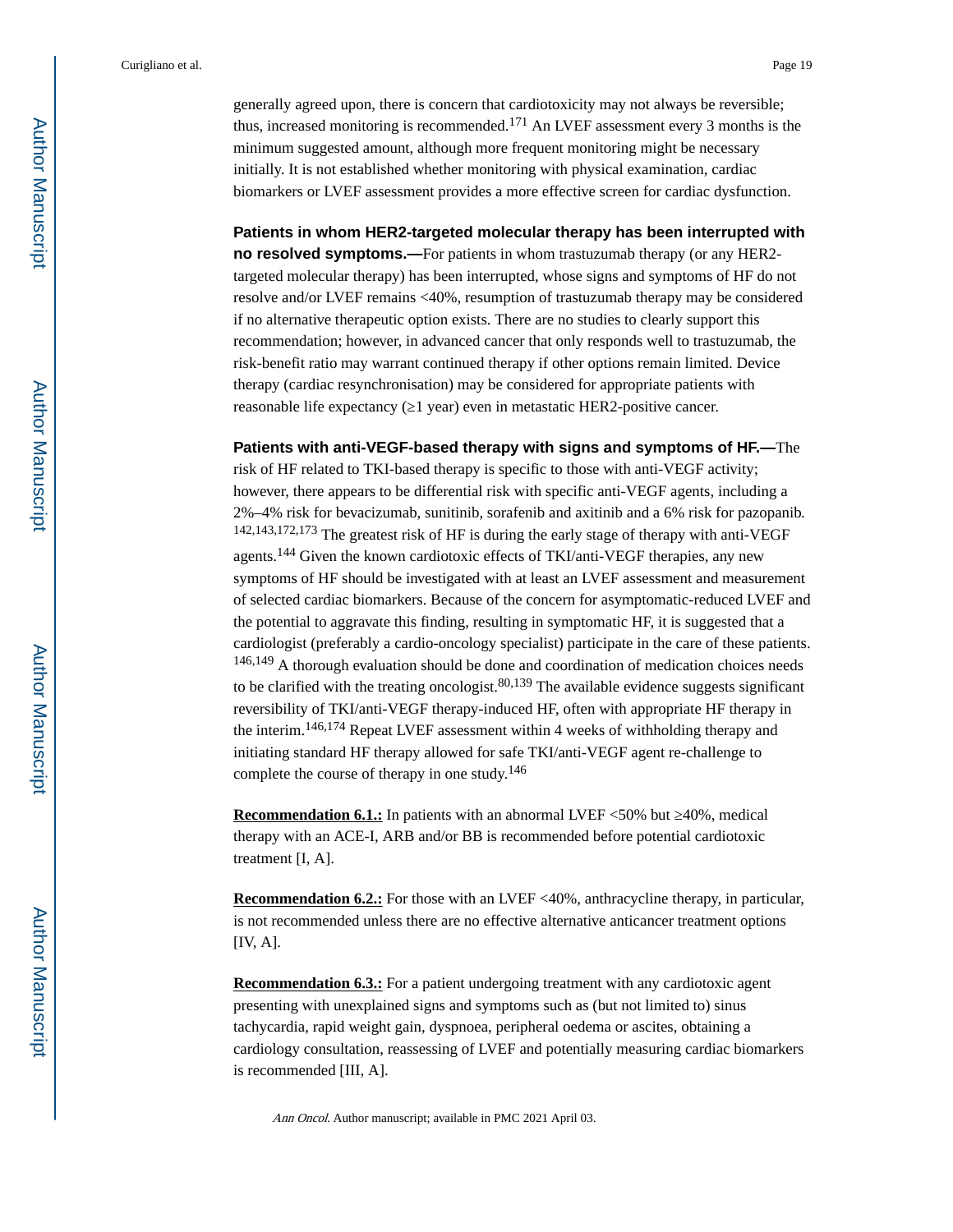generally agreed upon, there is concern that cardiotoxicity may not always be reversible; thus, increased monitoring is recommended.[171] An LVEF assessment every 3 months is the minimum suggested amount, although more frequent monitoring might be necessary initially. It is not established whether monitoring with physical examination, cardiac biomarkers or LVEF assessment provides a more effective screen for cardiac dysfunction.

**Patients in whom HER2-targeted molecular therapy has been interrupted with no resolved symptoms.—**For patients in whom trastuzumab therapy (or any HER2-targeted molecular therapy) has been interrupted, whose signs and symptoms of HF do not resolve and/or LVEF remains <40%, resumption of trastuzumab therapy may be considered if no alternative therapeutic option exists. There are no studies to clearly support this recommendation; however, in advanced cancer that only responds well to trastuzumab, the risk-benefit ratio may warrant continued therapy if other options remain limited. Device therapy (cardiac resynchronisation) may be considered for appropriate patients with reasonable life expectancy (≥1 year) even in metastatic HER2-positive cancer.

**Patients with anti-VEGF-based therapy with signs and symptoms of HF.—**The risk of HF related to TKI-based therapy is specific to those with anti-VEGF activity; however, there appears to be differential risk with specific anti-VEGF agents, including a 2%–4% risk for bevacizumab, sunitinib, sorafenib and axitinib and a 6% risk for pazopanib.[142,143,172,173] The greatest risk of HF is during the early stage of therapy with anti-VEGF agents.[144] Given the known cardiotoxic effects of TKI/anti-VEGF therapies, any new symptoms of HF should be investigated with at least an LVEF assessment and measurement of selected cardiac biomarkers. Because of the concern for asymptomatic-reduced LVEF and the potential to aggravate this finding, resulting in symptomatic HF, it is suggested that a cardiologist (preferably a cardio-oncology specialist) participate in the care of these patients.[146,149] A thorough evaluation should be done and coordination of medication choices needs to be clarified with the treating oncologist.[80,139] The available evidence suggests significant reversibility of TKI/anti-VEGF therapy-induced HF, often with appropriate HF therapy in the interim.[146,174] Repeat LVEF assessment within 4 weeks of withholding therapy and initiating standard HF therapy allowed for safe TKI/anti-VEGF agent re-challenge to complete the course of therapy in one study.[146]

**Recommendation 6.1.:** In patients with an abnormal LVEF <50% but ≥40%, medical therapy with an ACE-I, ARB and/or BB is recommended before potential cardiotoxic treatment [I, A].

**Recommendation 6.2.:** For those with an LVEF <40%, anthracycline therapy, in particular, is not recommended unless there are no effective alternative anticancer treatment options [IV, A].

**Recommendation 6.3.:** For a patient undergoing treatment with any cardiotoxic agent presenting with unexplained signs and symptoms such as (but not limited to) sinus tachycardia, rapid weight gain, dyspnoea, peripheral oedema or ascites, obtaining a cardiology consultation, reassessing of LVEF and potentially measuring cardiac biomarkers is recommended [III, A].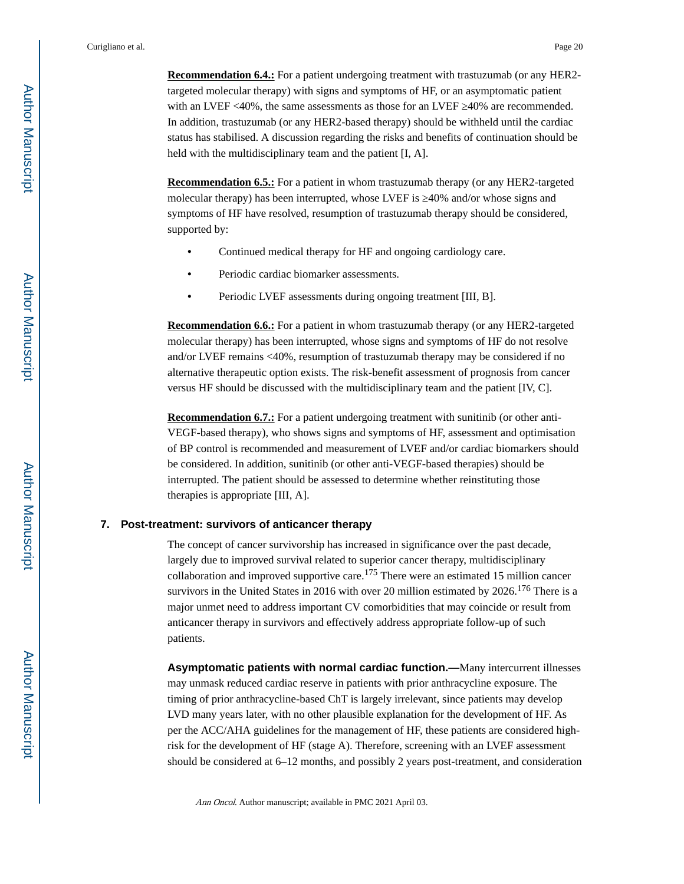**Recommendation 6.4.:** For a patient undergoing treatment with trastuzumab (or any HER2-targeted molecular therapy) with signs and symptoms of HF, or an asymptomatic patient with an LVEF <40%, the same assessments as those for an LVEF ≥40% are recommended. In addition, trastuzumab (or any HER2-based therapy) should be withheld until the cardiac status has stabilised. A discussion regarding the risks and benefits of continuation should be held with the multidisciplinary team and the patient [I, A].

**Recommendation 6.5.:** For a patient in whom trastuzumab therapy (or any HER2-targeted molecular therapy) has been interrupted, whose LVEF is ≥40% and/or whose signs and symptoms of HF have resolved, resumption of trastuzumab therapy should be considered, supported by:

- Continued medical therapy for HF and ongoing cardiology care.
- Periodic cardiac biomarker assessments.
- Periodic LVEF assessments during ongoing treatment [III, B].

**Recommendation 6.6.:** For a patient in whom trastuzumab therapy (or any HER2-targeted molecular therapy) has been interrupted, whose signs and symptoms of HF do not resolve and/or LVEF remains <40%, resumption of trastuzumab therapy may be considered if no alternative therapeutic option exists. The risk-benefit assessment of prognosis from cancer versus HF should be discussed with the multidisciplinary team and the patient [IV, C].

**Recommendation 6.7.:** For a patient undergoing treatment with sunitinib (or other anti-VEGF-based therapy), who shows signs and symptoms of HF, assessment and optimisation of BP control is recommended and measurement of LVEF and/or cardiac biomarkers should be considered. In addition, sunitinib (or other anti-VEGF-based therapies) should be interrupted. The patient should be assessed to determine whether reinstituting those therapies is appropriate [III, A].

## 7. Post-treatment: survivors of anticancer therapy

The concept of cancer survivorship has increased in significance over the past decade, largely due to improved survival related to superior cancer therapy, multidisciplinary collaboration and improved supportive care.[175] There were an estimated 15 million cancer survivors in the United States in 2016 with over 20 million estimated by 2026.[176] There is a major unmet need to address important CV comorbidities that may coincide or result from anticancer therapy in survivors and effectively address appropriate follow-up of such patients.

**Asymptomatic patients with normal cardiac function.—**Many intercurrent illnesses may unmask reduced cardiac reserve in patients with prior anthracycline exposure. The timing of prior anthracycline-based ChT is largely irrelevant, since patients may develop LVD many years later, with no other plausible explanation for the development of HF. As per the ACC/AHA guidelines for the management of HF, these patients are considered high-risk for the development of HF (stage A). Therefore, screening with an LVEF assessment should be considered at 6–12 months, and possibly 2 years post-treatment, and consideration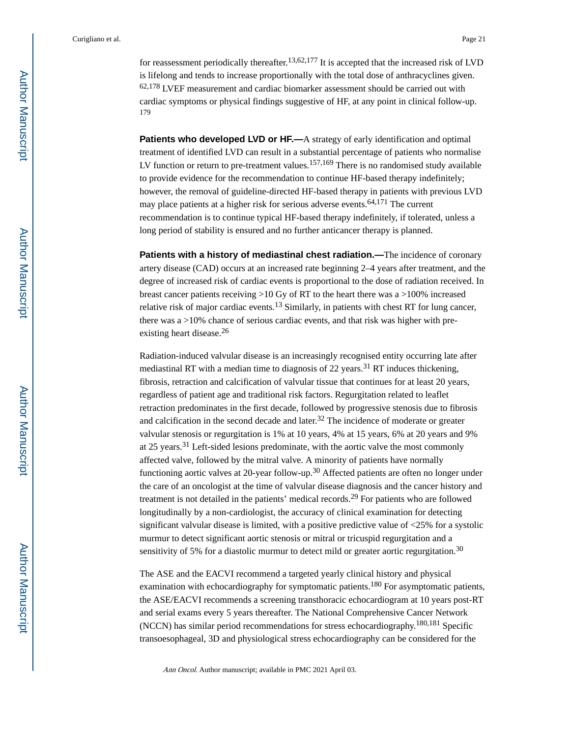for reassessment periodically thereafter.[13,62,177] It is accepted that the increased risk of LVD is lifelong and tends to increase proportionally with the total dose of anthracyclines given.[62,178] LVEF measurement and cardiac biomarker assessment should be carried out with cardiac symptoms or physical findings suggestive of HF, at any point in clinical follow-up.[179]

**Patients who developed LVD or HF.—**A strategy of early identification and optimal treatment of identified LVD can result in a substantial percentage of patients who normalise LV function or return to pre-treatment values.[157,169] There is no randomised study available to provide evidence for the recommendation to continue HF-based therapy indefinitely; however, the removal of guideline-directed HF-based therapy in patients with previous LVD may place patients at a higher risk for serious adverse events.[64,171] The current recommendation is to continue typical HF-based therapy indefinitely, if tolerated, unless a long period of stability is ensured and no further anticancer therapy is planned.

**Patients with a history of mediastinal chest radiation.—**The incidence of coronary artery disease (CAD) occurs at an increased rate beginning 2–4 years after treatment, and the degree of increased risk of cardiac events is proportional to the dose of radiation received. In breast cancer patients receiving >10 Gy of RT to the heart there was a >100% increased relative risk of major cardiac events.[13] Similarly, in patients with chest RT for lung cancer, there was a >10% chance of serious cardiac events, and that risk was higher with pre-existing heart disease.[26]

Radiation-induced valvular disease is an increasingly recognised entity occurring late after mediastinal RT with a median time to diagnosis of 22 years.[31] RT induces thickening, fibrosis, retraction and calcification of valvular tissue that continues for at least 20 years, regardless of patient age and traditional risk factors. Regurgitation related to leaflet retraction predominates in the first decade, followed by progressive stenosis due to fibrosis and calcification in the second decade and later.[32] The incidence of moderate or greater valvular stenosis or regurgitation is 1% at 10 years, 4% at 15 years, 6% at 20 years and 9% at 25 years.[31] Left-sided lesions predominate, with the aortic valve the most commonly affected valve, followed by the mitral valve. A minority of patients have normally functioning aortic valves at 20-year follow-up.[30] Affected patients are often no longer under the care of an oncologist at the time of valvular disease diagnosis and the cancer history and treatment is not detailed in the patients' medical records.[29] For patients who are followed longitudinally by a non-cardiologist, the accuracy of clinical examination for detecting significant valvular disease is limited, with a positive predictive value of <25% for a systolic murmur to detect significant aortic stenosis or mitral or tricuspid regurgitation and a sensitivity of 5% for a diastolic murmur to detect mild or greater aortic regurgitation.[30]

The ASE and the EACVI recommend a targeted yearly clinical history and physical examination with echocardiography for symptomatic patients.[180] For asymptomatic patients, the ASE/EACVI recommends a screening transthoracic echocardiogram at 10 years post-RT and serial exams every 5 years thereafter. The National Comprehensive Cancer Network (NCCN) has similar period recommendations for stress echocardiography.[180,181] Specific transoesophageal, 3D and physiological stress echocardiography can be considered for the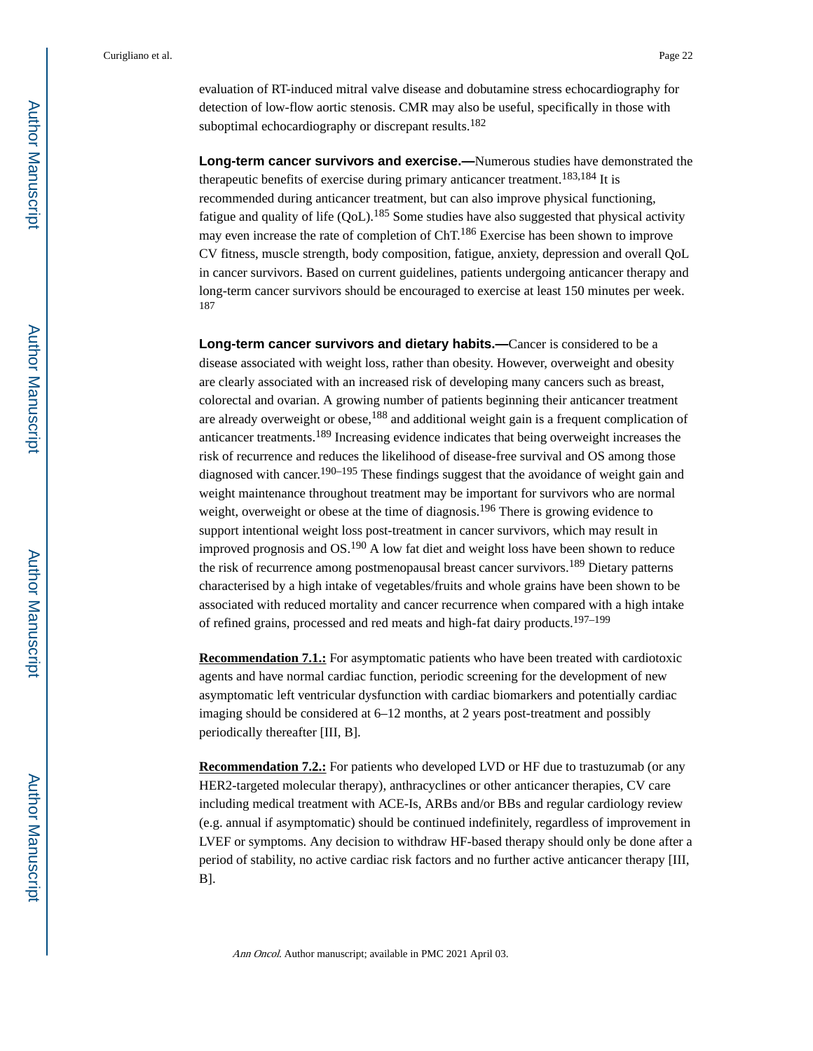evaluation of RT-induced mitral valve disease and dobutamine stress echocardiography for detection of low-flow aortic stenosis. CMR may also be useful, specifically in those with suboptimal echocardiography or discrepant results.[182]

**Long-term cancer survivors and exercise.—**Numerous studies have demonstrated the therapeutic benefits of exercise during primary anticancer treatment.[183,184] It is recommended during anticancer treatment, but can also improve physical functioning, fatigue and quality of life (QoL).[185] Some studies have also suggested that physical activity may even increase the rate of completion of ChT.[186] Exercise has been shown to improve CV fitness, muscle strength, body composition, fatigue, anxiety, depression and overall QoL in cancer survivors. Based on current guidelines, patients undergoing anticancer therapy and long-term cancer survivors should be encouraged to exercise at least 150 minutes per week.[187]

**Long-term cancer survivors and dietary habits.—**Cancer is considered to be a disease associated with weight loss, rather than obesity. However, overweight and obesity are clearly associated with an increased risk of developing many cancers such as breast, colorectal and ovarian. A growing number of patients beginning their anticancer treatment are already overweight or obese,[188] and additional weight gain is a frequent complication of anticancer treatments.[189] Increasing evidence indicates that being overweight increases the risk of recurrence and reduces the likelihood of disease-free survival and OS among those diagnosed with cancer.[190–195] These findings suggest that the avoidance of weight gain and weight maintenance throughout treatment may be important for survivors who are normal weight, overweight or obese at the time of diagnosis.[196] There is growing evidence to support intentional weight loss post-treatment in cancer survivors, which may result in improved prognosis and OS.[190] A low fat diet and weight loss have been shown to reduce the risk of recurrence among postmenopausal breast cancer survivors.[189] Dietary patterns characterised by a high intake of vegetables/fruits and whole grains have been shown to be associated with reduced mortality and cancer recurrence when compared with a high intake of refined grains, processed and red meats and high-fat dairy products.[197–199]

**Recommendation 7.1.:** For asymptomatic patients who have been treated with cardiotoxic agents and have normal cardiac function, periodic screening for the development of new asymptomatic left ventricular dysfunction with cardiac biomarkers and potentially cardiac imaging should be considered at 6–12 months, at 2 years post-treatment and possibly periodically thereafter [III, B].

**Recommendation 7.2.:** For patients who developed LVD or HF due to trastuzumab (or any HER2-targeted molecular therapy), anthracyclines or other anticancer therapies, CV care including medical treatment with ACE-Is, ARBs and/or BBs and regular cardiology review (e.g. annual if asymptomatic) should be continued indefinitely, regardless of improvement in LVEF or symptoms. Any decision to withdraw HF-based therapy should only be done after a period of stability, no active cardiac risk factors and no further active anticancer therapy [III, B].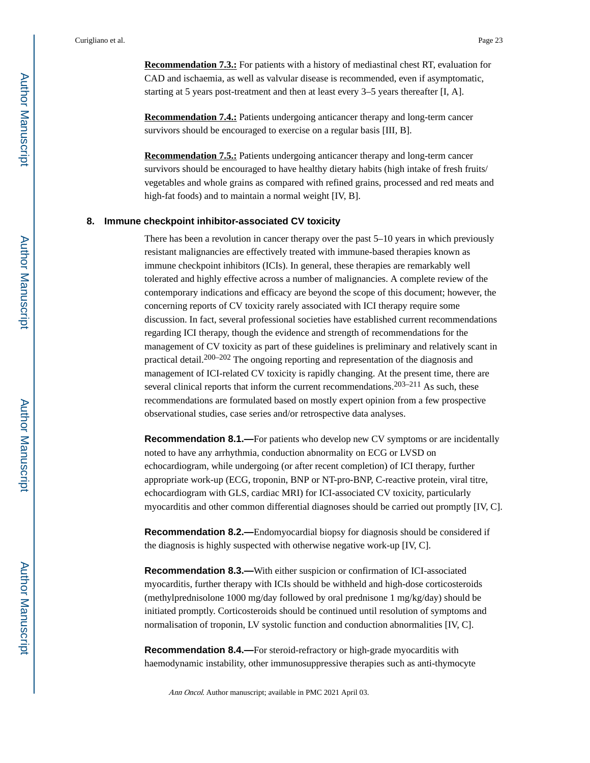**Recommendation 7.3.:** For patients with a history of mediastinal chest RT, evaluation for CAD and ischaemia, as well as valvular disease is recommended, even if asymptomatic, starting at 5 years post-treatment and then at least every 3–5 years thereafter [I, A].

**Recommendation 7.4.:** Patients undergoing anticancer therapy and long-term cancer survivors should be encouraged to exercise on a regular basis [III, B].

**Recommendation 7.5.:** Patients undergoing anticancer therapy and long-term cancer survivors should be encouraged to have healthy dietary habits (high intake of fresh fruits/ vegetables and whole grains as compared with refined grains, processed and red meats and high-fat foods) and to maintain a normal weight [IV, B].

## 8. Immune checkpoint inhibitor-associated CV toxicity

There has been a revolution in cancer therapy over the past 5–10 years in which previously resistant malignancies are effectively treated with immune-based therapies known as immune checkpoint inhibitors (ICIs). In general, these therapies are remarkably well tolerated and highly effective across a number of malignancies. A complete review of the contemporary indications and efficacy are beyond the scope of this document; however, the concerning reports of CV toxicity rarely associated with ICI therapy require some discussion. In fact, several professional societies have established current recommendations regarding ICI therapy, though the evidence and strength of recommendations for the management of CV toxicity as part of these guidelines is preliminary and relatively scant in practical detail.[200–202] The ongoing reporting and representation of the diagnosis and management of ICI-related CV toxicity is rapidly changing. At the present time, there are several clinical reports that inform the current recommendations.[203–211] As such, these recommendations are formulated based on mostly expert opinion from a few prospective observational studies, case series and/or retrospective data analyses.

**Recommendation 8.1.—**For patients who develop new CV symptoms or are incidentally noted to have any arrhythmia, conduction abnormality on ECG or LVSD on echocardiogram, while undergoing (or after recent completion) of ICI therapy, further appropriate work-up (ECG, troponin, BNP or NT-pro-BNP, C-reactive protein, viral titre, echocardiogram with GLS, cardiac MRI) for ICI-associated CV toxicity, particularly myocarditis and other common differential diagnoses should be carried out promptly [IV, C].

**Recommendation 8.2.—**Endomyocardial biopsy for diagnosis should be considered if the diagnosis is highly suspected with otherwise negative work-up [IV, C].

**Recommendation 8.3.—**With either suspicion or confirmation of ICI-associated myocarditis, further therapy with ICIs should be withheld and high-dose corticosteroids (methylprednisolone 1000 mg/day followed by oral prednisone 1 mg/kg/day) should be initiated promptly. Corticosteroids should be continued until resolution of symptoms and normalisation of troponin, LV systolic function and conduction abnormalities [IV, C].

**Recommendation 8.4.—**For steroid-refractory or high-grade myocarditis with haemodynamic instability, other immunosuppressive therapies such as anti-thymocyte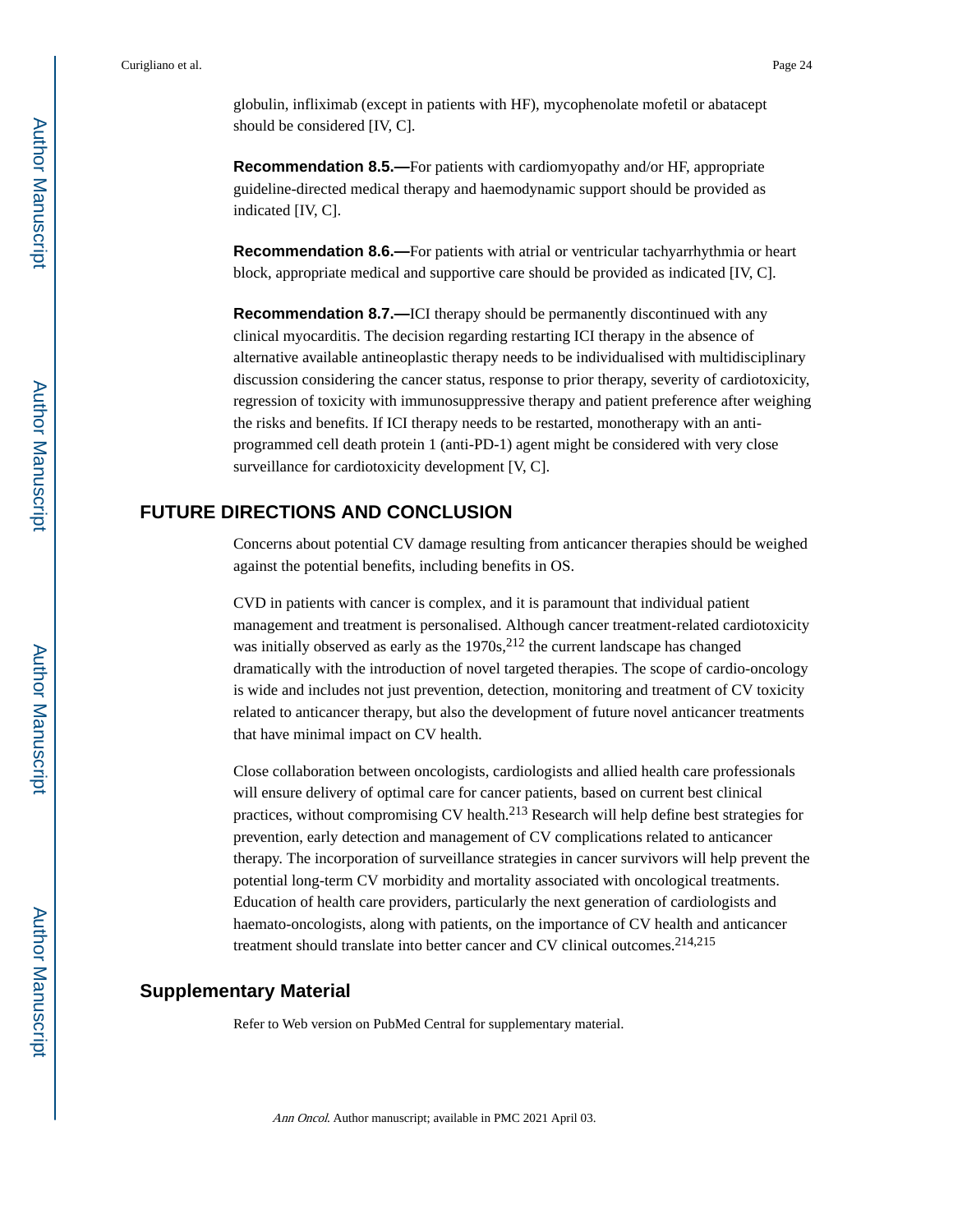globulin, infliximab (except in patients with HF), mycophenolate mofetil or abatacept should be considered [IV, C].

**Recommendation 8.5.—**For patients with cardiomyopathy and/or HF, appropriate guideline-directed medical therapy and haemodynamic support should be provided as indicated [IV, C].

**Recommendation 8.6.—**For patients with atrial or ventricular tachyarrhythmia or heart block, appropriate medical and supportive care should be provided as indicated [IV, C].

**Recommendation 8.7.—**ICI therapy should be permanently discontinued with any clinical myocarditis. The decision regarding restarting ICI therapy in the absence of alternative available antineoplastic therapy needs to be individualised with multidisciplinary discussion considering the cancer status, response to prior therapy, severity of cardiotoxicity, regression of toxicity with immunosuppressive therapy and patient preference after weighing the risks and benefits. If ICI therapy needs to be restarted, monotherapy with an anti-programmed cell death protein 1 (anti-PD-1) agent might be considered with very close surveillance for cardiotoxicity development [V, C].

## FUTURE DIRECTIONS AND CONCLUSION

Concerns about potential CV damage resulting from anticancer therapies should be weighed against the potential benefits, including benefits in OS.

CVD in patients with cancer is complex, and it is paramount that individual patient management and treatment is personalised. Although cancer treatment-related cardiotoxicity was initially observed as early as the 1970s,[212] the current landscape has changed dramatically with the introduction of novel targeted therapies. The scope of cardio-oncology is wide and includes not just prevention, detection, monitoring and treatment of CV toxicity related to anticancer therapy, but also the development of future novel anticancer treatments that have minimal impact on CV health.

Close collaboration between oncologists, cardiologists and allied health care professionals will ensure delivery of optimal care for cancer patients, based on current best clinical practices, without compromising CV health.[213] Research will help define best strategies for prevention, early detection and management of CV complications related to anticancer therapy. The incorporation of surveillance strategies in cancer survivors will help prevent the potential long-term CV morbidity and mortality associated with oncological treatments. Education of health care providers, particularly the next generation of cardiologists and haemato-oncologists, along with patients, on the importance of CV health and anticancer treatment should translate into better cancer and CV clinical outcomes.[214,215]

## Supplementary Material

Refer to Web version on PubMed Central for supplementary material.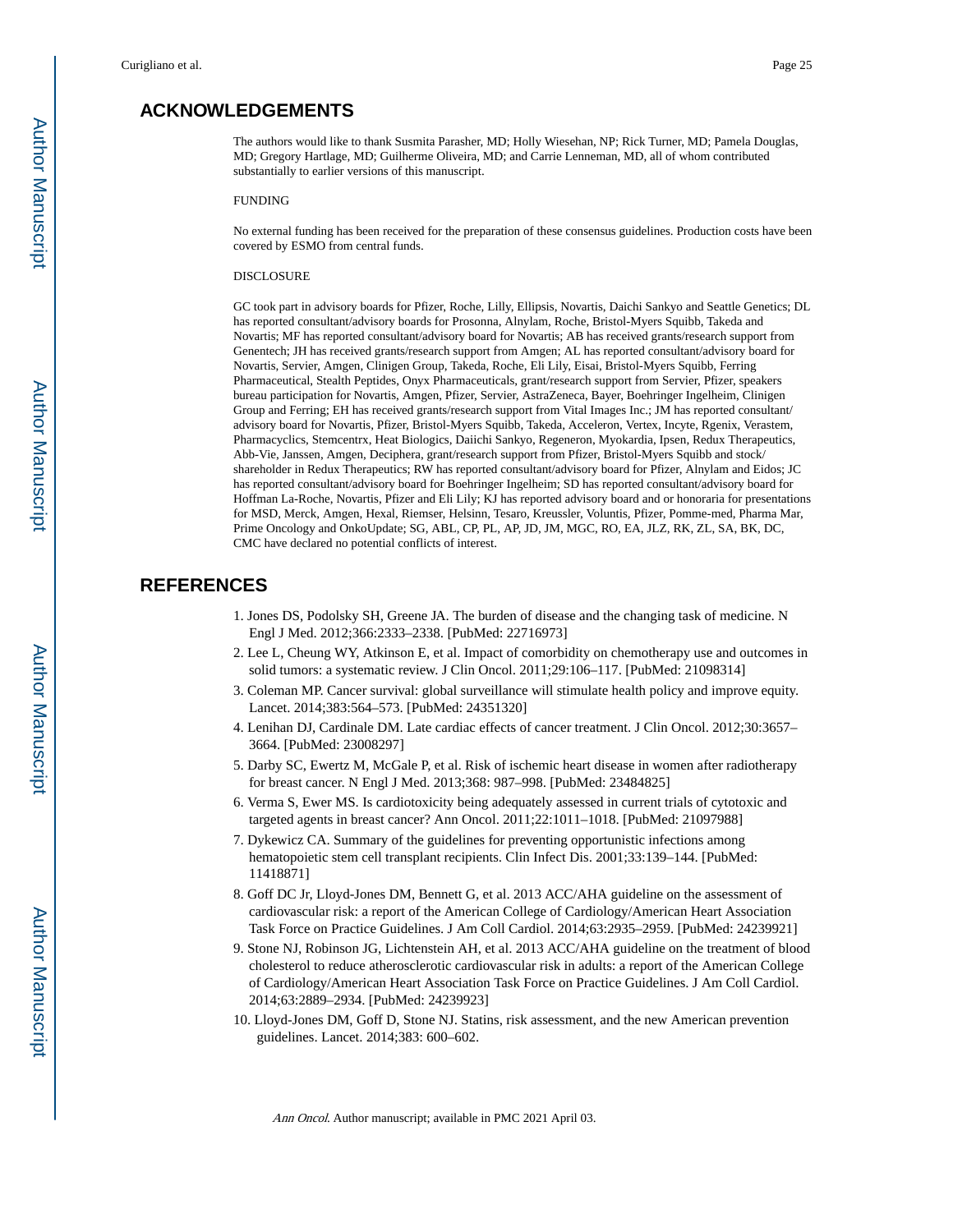## ACKNOWLEDGEMENTS

The authors would like to thank Susmita Parasher, MD; Holly Wiesehan, NP; Rick Turner, MD; Pamela Douglas, MD; Gregory Hartlage, MD; Guilherme Oliveira, MD; and Carrie Lenneman, MD, all of whom contributed substantially to earlier versions of this manuscript.

FUNDING

No external funding has been received for the preparation of these consensus guidelines. Production costs have been covered by ESMO from central funds.

DISCLOSURE

GC took part in advisory boards for Pfizer, Roche, Lilly, Ellipsis, Novartis, Daichi Sankyo and Seattle Genetics; DL has reported consultant/advisory boards for Prosonna, Alnylam, Roche, Bristol-Myers Squibb, Takeda and Novartis; MF has reported consultant/advisory board for Novartis; AB has received grants/research support from Genentech; JH has received grants/research support from Amgen; AL has reported consultant/advisory board for Novartis, Servier, Amgen, Clinigen Group, Takeda, Roche, Eli Lily, Eisai, Bristol-Myers Squibb, Ferring Pharmaceutical, Stealth Peptides, Onyx Pharmaceuticals, grant/research support from Servier, Pfizer, speakers bureau participation for Novartis, Amgen, Pfizer, Servier, AstraZeneca, Bayer, Boehringer Ingelheim, Clinigen Group and Ferring; EH has received grants/research support from Vital Images Inc.; JM has reported consultant/advisory board for Novartis, Pfizer, Bristol-Myers Squibb, Takeda, Acceleron, Vertex, Incyte, Rgenix, Verastem, Pharmacyclics, Stemcentrx, Heat Biologics, Daiichi Sankyo, Regeneron, Myokardia, Ipsen, Redux Therapeutics, Abb-Vie, Janssen, Amgen, Deciphera, grant/research support from Pfizer, Bristol-Myers Squibb and stock/shareholder in Redux Therapeutics; RW has reported consultant/advisory board for Pfizer, Alnylam and Eidos; JC has reported consultant/advisory board for Boehringer Ingelheim; SD has reported consultant/advisory board for Hoffman La-Roche, Novartis, Pfizer and Eli Lily; KJ has reported advisory board and or honoraria for presentations for MSD, Merck, Amgen, Hexal, Riemser, Helsinn, Tesaro, Kreussler, Voluntis, Pfizer, Pomme-med, Pharma Mar, Prime Oncology and OnkoUpdate; SG, ABL, CP, PL, AP, JD, JM, MGC, RO, EA, JLZ, RK, ZL, SA, BK, DC, CMC have declared no potential conflicts of interest.

## REFERENCES

1. Jones DS, Podolsky SH, Greene JA. The burden of disease and the changing task of medicine. N Engl J Med. 2012;366:2333–2338. [PubMed: 22716973]
2. Lee L, Cheung WY, Atkinson E, et al. Impact of comorbidity on chemotherapy use and outcomes in solid tumors: a systematic review. J Clin Oncol. 2011;29:106–117. [PubMed: 21098314]
3. Coleman MP. Cancer survival: global surveillance will stimulate health policy and improve equity. Lancet. 2014;383:564–573. [PubMed: 24351320]
4. Lenihan DJ, Cardinale DM. Late cardiac effects of cancer treatment. J Clin Oncol. 2012;30:3657–3664. [PubMed: 23008297]
5. Darby SC, Ewertz M, McGale P, et al. Risk of ischemic heart disease in women after radiotherapy for breast cancer. N Engl J Med. 2013;368: 987–998. [PubMed: 23484825]
6. Verma S, Ewer MS. Is cardiotoxicity being adequately assessed in current trials of cytotoxic and targeted agents in breast cancer? Ann Oncol. 2011;22:1011–1018. [PubMed: 21097988]
7. Dykewicz CA. Summary of the guidelines for preventing opportunistic infections among hematopoietic stem cell transplant recipients. Clin Infect Dis. 2001;33:139–144. [PubMed: 11418871]
8. Goff DC Jr, Lloyd-Jones DM, Bennett G, et al. 2013 ACC/AHA guideline on the assessment of cardiovascular risk: a report of the American College of Cardiology/American Heart Association Task Force on Practice Guidelines. J Am Coll Cardiol. 2014;63:2935–2959. [PubMed: 24239921]
9. Stone NJ, Robinson JG, Lichtenstein AH, et al. 2013 ACC/AHA guideline on the treatment of blood cholesterol to reduce atherosclerotic cardiovascular risk in adults: a report of the American College of Cardiology/American Heart Association Task Force on Practice Guidelines. J Am Coll Cardiol. 2014;63:2889–2934. [PubMed: 24239923]
10. Lloyd-Jones DM, Goff D, Stone NJ. Statins, risk assessment, and the new American prevention guidelines. Lancet. 2014;383: 600–602.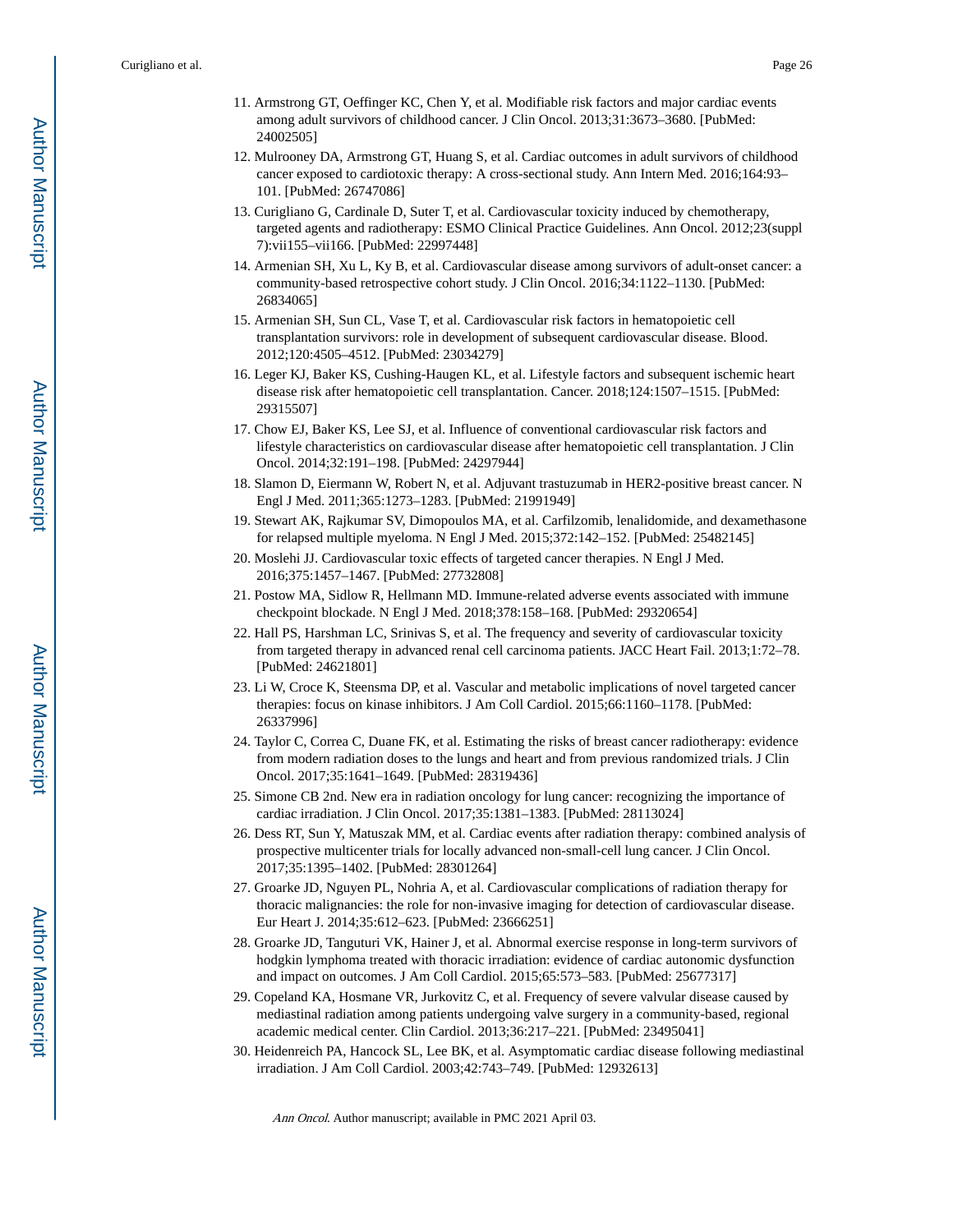11. Armstrong GT, Oeffinger KC, Chen Y, et al. Modifiable risk factors and major cardiac events among adult survivors of childhood cancer. J Clin Oncol. 2013;31:3673–3680. [PubMed: 24002505]
12. Mulrooney DA, Armstrong GT, Huang S, et al. Cardiac outcomes in adult survivors of childhood cancer exposed to cardiotoxic therapy: A cross-sectional study. Ann Intern Med. 2016;164:93–101. [PubMed: 26747086]
13. Curigliano G, Cardinale D, Suter T, et al. Cardiovascular toxicity induced by chemotherapy, targeted agents and radiotherapy: ESMO Clinical Practice Guidelines. Ann Oncol. 2012;23(suppl 7):vii155–vii166. [PubMed: 22997448]
14. Armenian SH, Xu L, Ky B, et al. Cardiovascular disease among survivors of adult-onset cancer: a community-based retrospective cohort study. J Clin Oncol. 2016;34:1122–1130. [PubMed: 26834065]
15. Armenian SH, Sun CL, Vase T, et al. Cardiovascular risk factors in hematopoietic cell transplantation survivors: role in development of subsequent cardiovascular disease. Blood. 2012;120:4505–4512. [PubMed: 23034279]
16. Leger KJ, Baker KS, Cushing-Haugen KL, et al. Lifestyle factors and subsequent ischemic heart disease risk after hematopoietic cell transplantation. Cancer. 2018;124:1507–1515. [PubMed: 29315507]
17. Chow EJ, Baker KS, Lee SJ, et al. Influence of conventional cardiovascular risk factors and lifestyle characteristics on cardiovascular disease after hematopoietic cell transplantation. J Clin Oncol. 2014;32:191–198. [PubMed: 24297944]
18. Slamon D, Eiermann W, Robert N, et al. Adjuvant trastuzumab in HER2-positive breast cancer. N Engl J Med. 2011;365:1273–1283. [PubMed: 21991949]
19. Stewart AK, Rajkumar SV, Dimopoulos MA, et al. Carfilzomib, lenalidomide, and dexamethasone for relapsed multiple myeloma. N Engl J Med. 2015;372:142–152. [PubMed: 25482145]
20. Moslehi JJ. Cardiovascular toxic effects of targeted cancer therapies. N Engl J Med. 2016;375:1457–1467. [PubMed: 27732808]
21. Postow MA, Sidlow R, Hellmann MD. Immune-related adverse events associated with immune checkpoint blockade. N Engl J Med. 2018;378:158–168. [PubMed: 29320654]
22. Hall PS, Harshman LC, Srinivas S, et al. The frequency and severity of cardiovascular toxicity from targeted therapy in advanced renal cell carcinoma patients. JACC Heart Fail. 2013;1:72–78. [PubMed: 24621801]
23. Li W, Croce K, Steensma DP, et al. Vascular and metabolic implications of novel targeted cancer therapies: focus on kinase inhibitors. J Am Coll Cardiol. 2015;66:1160–1178. [PubMed: 26337996]
24. Taylor C, Correa C, Duane FK, et al. Estimating the risks of breast cancer radiotherapy: evidence from modern radiation doses to the lungs and heart and from previous randomized trials. J Clin Oncol. 2017;35:1641–1649. [PubMed: 28319436]
25. Simone CB 2nd. New era in radiation oncology for lung cancer: recognizing the importance of cardiac irradiation. J Clin Oncol. 2017;35:1381–1383. [PubMed: 28113024]
26. Dess RT, Sun Y, Matuszak MM, et al. Cardiac events after radiation therapy: combined analysis of prospective multicenter trials for locally advanced non-small-cell lung cancer. J Clin Oncol. 2017;35:1395–1402. [PubMed: 28301264]
27. Groarke JD, Nguyen PL, Nohria A, et al. Cardiovascular complications of radiation therapy for thoracic malignancies: the role for non-invasive imaging for detection of cardiovascular disease. Eur Heart J. 2014;35:612–623. [PubMed: 23666251]
28. Groarke JD, Tanguturi VK, Hainer J, et al. Abnormal exercise response in long-term survivors of hodgkin lymphoma treated with thoracic irradiation: evidence of cardiac autonomic dysfunction and impact on outcomes. J Am Coll Cardiol. 2015;65:573–583. [PubMed: 25677317]
29. Copeland KA, Hosmane VR, Jurkovitz C, et al. Frequency of severe valvular disease caused by mediastinal radiation among patients undergoing valve surgery in a community-based, regional academic medical center. Clin Cardiol. 2013;36:217–221. [PubMed: 23495041]
30. Heidenreich PA, Hancock SL, Lee BK, et al. Asymptomatic cardiac disease following mediastinal irradiation. J Am Coll Cardiol. 2003;42:743–749. [PubMed: 12932613]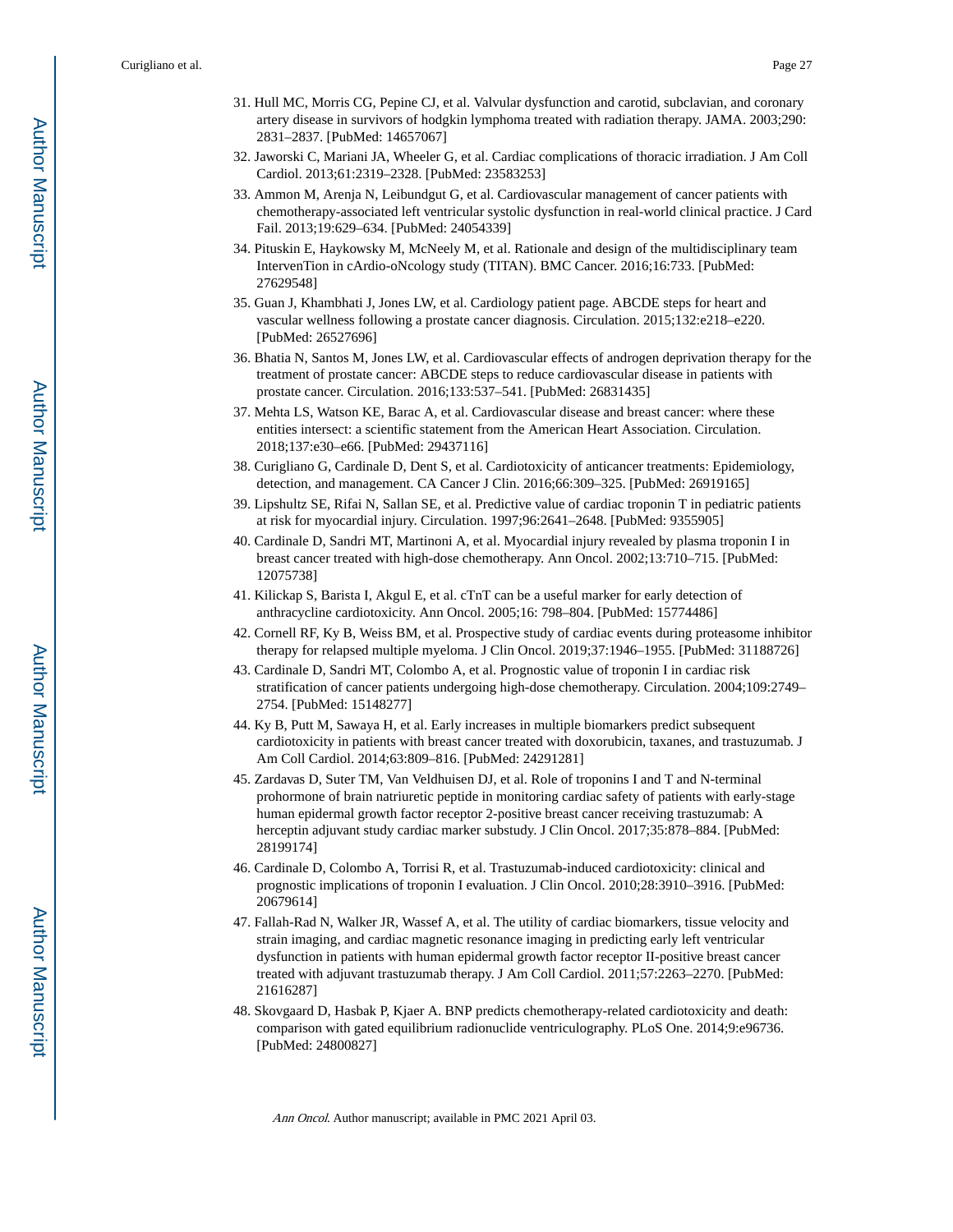31. Hull MC, Morris CG, Pepine CJ, et al. Valvular dysfunction and carotid, subclavian, and coronary artery disease in survivors of hodgkin lymphoma treated with radiation therapy. JAMA. 2003;290: 2831–2837. [PubMed: 14657067]
32. Jaworski C, Mariani JA, Wheeler G, et al. Cardiac complications of thoracic irradiation. J Am Coll Cardiol. 2013;61:2319–2328. [PubMed: 23583253]
33. Ammon M, Arenja N, Leibundgut G, et al. Cardiovascular management of cancer patients with chemotherapy-associated left ventricular systolic dysfunction in real-world clinical practice. J Card Fail. 2013;19:629–634. [PubMed: 24054339]
34. Pituskin E, Haykowsky M, McNeely M, et al. Rationale and design of the multidisciplinary team IntervenTion in cArdio-oNcology study (TITAN). BMC Cancer. 2016;16:733. [PubMed: 27629548]
35. Guan J, Khambhati J, Jones LW, et al. Cardiology patient page. ABCDE steps for heart and vascular wellness following a prostate cancer diagnosis. Circulation. 2015;132:e218–e220. [PubMed: 26527696]
36. Bhatia N, Santos M, Jones LW, et al. Cardiovascular effects of androgen deprivation therapy for the treatment of prostate cancer: ABCDE steps to reduce cardiovascular disease in patients with prostate cancer. Circulation. 2016;133:537–541. [PubMed: 26831435]
37. Mehta LS, Watson KE, Barac A, et al. Cardiovascular disease and breast cancer: where these entities intersect: a scientific statement from the American Heart Association. Circulation. 2018;137:e30–e66. [PubMed: 29437116]
38. Curigliano G, Cardinale D, Dent S, et al. Cardiotoxicity of anticancer treatments: Epidemiology, detection, and management. CA Cancer J Clin. 2016;66:309–325. [PubMed: 26919165]
39. Lipshultz SE, Rifai N, Sallan SE, et al. Predictive value of cardiac troponin T in pediatric patients at risk for myocardial injury. Circulation. 1997;96:2641–2648. [PubMed: 9355905]
40. Cardinale D, Sandri MT, Martinoni A, et al. Myocardial injury revealed by plasma troponin I in breast cancer treated with high-dose chemotherapy. Ann Oncol. 2002;13:710–715. [PubMed: 12075738]
41. Kilickap S, Barista I, Akgul E, et al. cTnT can be a useful marker for early detection of anthracycline cardiotoxicity. Ann Oncol. 2005;16: 798–804. [PubMed: 15774486]
42. Cornell RF, Ky B, Weiss BM, et al. Prospective study of cardiac events during proteasome inhibitor therapy for relapsed multiple myeloma. J Clin Oncol. 2019;37:1946–1955. [PubMed: 31188726]
43. Cardinale D, Sandri MT, Colombo A, et al. Prognostic value of troponin I in cardiac risk stratification of cancer patients undergoing high-dose chemotherapy. Circulation. 2004;109:2749–2754. [PubMed: 15148277]
44. Ky B, Putt M, Sawaya H, et al. Early increases in multiple biomarkers predict subsequent cardiotoxicity in patients with breast cancer treated with doxorubicin, taxanes, and trastuzumab. J Am Coll Cardiol. 2014;63:809–816. [PubMed: 24291281]
45. Zardavas D, Suter TM, Van Veldhuisen DJ, et al. Role of troponins I and T and N-terminal prohormone of brain natriuretic peptide in monitoring cardiac safety of patients with early-stage human epidermal growth factor receptor 2-positive breast cancer receiving trastuzumab: A herceptin adjuvant study cardiac marker substudy. J Clin Oncol. 2017;35:878–884. [PubMed: 28199174]
46. Cardinale D, Colombo A, Torrisi R, et al. Trastuzumab-induced cardiotoxicity: clinical and prognostic implications of troponin I evaluation. J Clin Oncol. 2010;28:3910–3916. [PubMed: 20679614]
47. Fallah-Rad N, Walker JR, Wassef A, et al. The utility of cardiac biomarkers, tissue velocity and strain imaging, and cardiac magnetic resonance imaging in predicting early left ventricular dysfunction in patients with human epidermal growth factor receptor II-positive breast cancer treated with adjuvant trastuzumab therapy. J Am Coll Cardiol. 2011;57:2263–2270. [PubMed: 21616287]
48. Skovgaard D, Hasbak P, Kjaer A. BNP predicts chemotherapy-related cardiotoxicity and death: comparison with gated equilibrium radionuclide ventriculography. PLoS One. 2014;9:e96736. [PubMed: 24800827]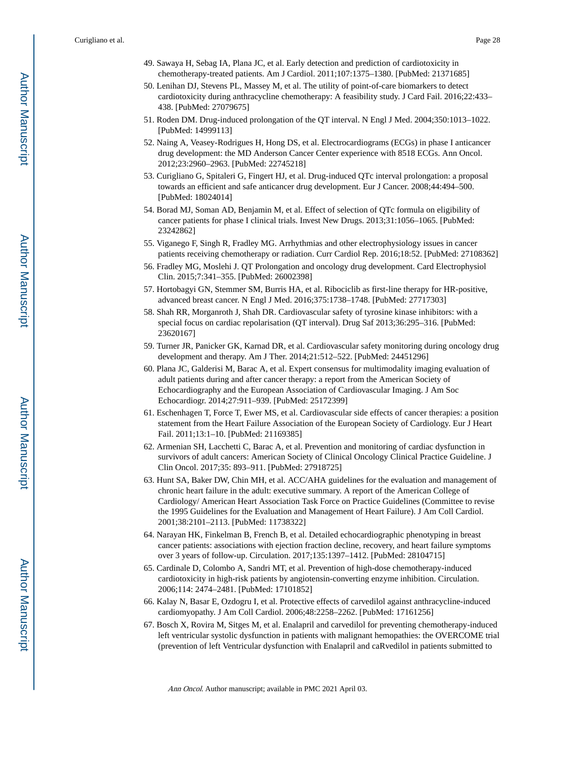49. Sawaya H, Sebag IA, Plana JC, et al. Early detection and prediction of cardiotoxicity in chemotherapy-treated patients. Am J Cardiol. 2011;107:1375–1380. [PubMed: 21371685]
50. Lenihan DJ, Stevens PL, Massey M, et al. The utility of point-of-care biomarkers to detect cardiotoxicity during anthracycline chemotherapy: A feasibility study. J Card Fail. 2016;22:433–438. [PubMed: 27079675]
51. Roden DM. Drug-induced prolongation of the QT interval. N Engl J Med. 2004;350:1013–1022. [PubMed: 14999113]
52. Naing A, Veasey-Rodrigues H, Hong DS, et al. Electrocardiograms (ECGs) in phase I anticancer drug development: the MD Anderson Cancer Center experience with 8518 ECGs. Ann Oncol. 2012;23:2960–2963. [PubMed: 22745218]
53. Curigliano G, Spitaleri G, Fingert HJ, et al. Drug-induced QTc interval prolongation: a proposal towards an efficient and safe anticancer drug development. Eur J Cancer. 2008;44:494–500. [PubMed: 18024014]
54. Borad MJ, Soman AD, Benjamin M, et al. Effect of selection of QTc formula on eligibility of cancer patients for phase I clinical trials. Invest New Drugs. 2013;31:1056–1065. [PubMed: 23242862]
55. Viganego F, Singh R, Fradley MG. Arrhythmias and other electrophysiology issues in cancer patients receiving chemotherapy or radiation. Curr Cardiol Rep. 2016;18:52. [PubMed: 27108362]
56. Fradley MG, Moslehi J. QT Prolongation and oncology drug development. Card Electrophysiol Clin. 2015;7:341–355. [PubMed: 26002398]
57. Hortobagyi GN, Stemmer SM, Burris HA, et al. Ribociclib as first-line therapy for HR-positive, advanced breast cancer. N Engl J Med. 2016;375:1738–1748. [PubMed: 27717303]
58. Shah RR, Morganroth J, Shah DR. Cardiovascular safety of tyrosine kinase inhibitors: with a special focus on cardiac repolarisation (QT interval). Drug Saf 2013;36:295–316. [PubMed: 23620167]
59. Turner JR, Panicker GK, Karnad DR, et al. Cardiovascular safety monitoring during oncology drug development and therapy. Am J Ther. 2014;21:512–522. [PubMed: 24451296]
60. Plana JC, Galderisi M, Barac A, et al. Expert consensus for multimodality imaging evaluation of adult patients during and after cancer therapy: a report from the American Society of Echocardiography and the European Association of Cardiovascular Imaging. J Am Soc Echocardiogr. 2014;27:911–939. [PubMed: 25172399]
61. Eschenhagen T, Force T, Ewer MS, et al. Cardiovascular side effects of cancer therapies: a position statement from the Heart Failure Association of the European Society of Cardiology. Eur J Heart Fail. 2011;13:1–10. [PubMed: 21169385]
62. Armenian SH, Lacchetti C, Barac A, et al. Prevention and monitoring of cardiac dysfunction in survivors of adult cancers: American Society of Clinical Oncology Clinical Practice Guideline. J Clin Oncol. 2017;35: 893–911. [PubMed: 27918725]
63. Hunt SA, Baker DW, Chin MH, et al. ACC/AHA guidelines for the evaluation and management of chronic heart failure in the adult: executive summary. A report of the American College of Cardiology/ American Heart Association Task Force on Practice Guidelines (Committee to revise the 1995 Guidelines for the Evaluation and Management of Heart Failure). J Am Coll Cardiol. 2001;38:2101–2113. [PubMed: 11738322]
64. Narayan HK, Finkelman B, French B, et al. Detailed echocardiographic phenotyping in breast cancer patients: associations with ejection fraction decline, recovery, and heart failure symptoms over 3 years of follow-up. Circulation. 2017;135:1397–1412. [PubMed: 28104715]
65. Cardinale D, Colombo A, Sandri MT, et al. Prevention of high-dose chemotherapy-induced cardiotoxicity in high-risk patients by angiotensin-converting enzyme inhibition. Circulation. 2006;114: 2474–2481. [PubMed: 17101852]
66. Kalay N, Basar E, Ozdogru I, et al. Protective effects of carvedilol against anthracycline-induced cardiomyopathy. J Am Coll Cardiol. 2006;48:2258–2262. [PubMed: 17161256]
67. Bosch X, Rovira M, Sitges M, et al. Enalapril and carvedilol for preventing chemotherapy-induced left ventricular systolic dysfunction in patients with malignant hemopathies: the OVERCOME trial (prevention of left Ventricular dysfunction with Enalapril and caRvedilol in patients submitted to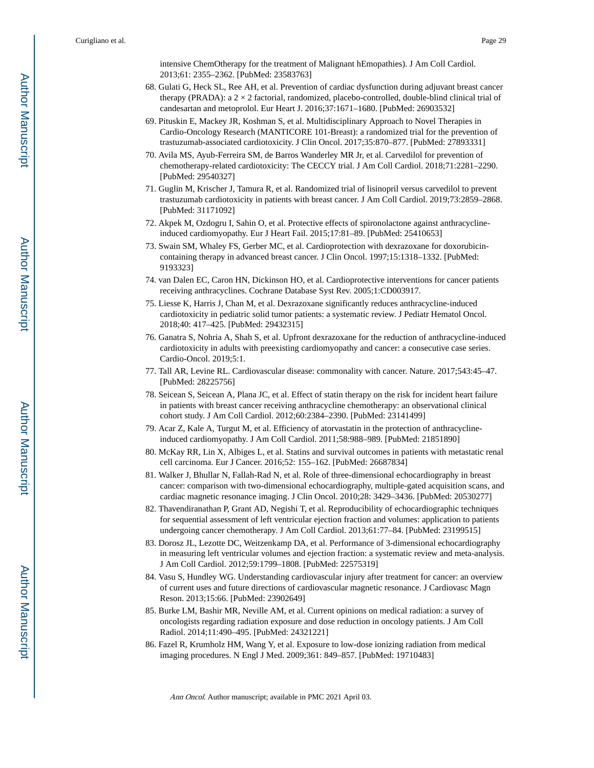intensive ChemOtherapy for the treatment of Malignant hEmopathies). J Am Coll Cardiol. 2013;61: 2355–2362. [PubMed: 23583763]

68. Gulati G, Heck SL, Ree AH, et al. Prevention of cardiac dysfunction during adjuvant breast cancer therapy (PRADA): a 2 × 2 factorial, randomized, placebo-controlled, double-blind clinical trial of candesartan and metoprolol. Eur Heart J. 2016;37:1671–1680. [PubMed: 26903532]
69. Pituskin E, Mackey JR, Koshman S, et al. Multidisciplinary Approach to Novel Therapies in Cardio-Oncology Research (MANTICORE 101-Breast): a randomized trial for the prevention of trastuzumab-associated cardiotoxicity. J Clin Oncol. 2017;35:870–877. [PubMed: 27893331]
70. Avila MS, Ayub-Ferreira SM, de Barros Wanderley MR Jr, et al. Carvedilol for prevention of chemotherapy-related cardiotoxicity: The CECCY trial. J Am Coll Cardiol. 2018;71:2281–2290. [PubMed: 29540327]
71. Guglin M, Krischer J, Tamura R, et al. Randomized trial of lisinopril versus carvedilol to prevent trastuzumab cardiotoxicity in patients with breast cancer. J Am Coll Cardiol. 2019;73:2859–2868. [PubMed: 31171092]
72. Akpek M, Ozdogru I, Sahin O, et al. Protective effects of spironolactone against anthracycline-induced cardiomyopathy. Eur J Heart Fail. 2015;17:81–89. [PubMed: 25410653]
73. Swain SM, Whaley FS, Gerber MC, et al. Cardioprotection with dexrazoxane for doxorubicin-containing therapy in advanced breast cancer. J Clin Oncol. 1997;15:1318–1332. [PubMed: 9193323]
74. van Dalen EC, Caron HN, Dickinson HO, et al. Cardioprotective interventions for cancer patients receiving anthracyclines. Cochrane Database Syst Rev. 2005;1:CD003917.
75. Liesse K, Harris J, Chan M, et al. Dexrazoxane significantly reduces anthracycline-induced cardiotoxicity in pediatric solid tumor patients: a systematic review. J Pediatr Hematol Oncol. 2018;40: 417–425. [PubMed: 29432315]
76. Ganatra S, Nohria A, Shah S, et al. Upfront dexrazoxane for the reduction of anthracycline-induced cardiotoxicity in adults with preexisting cardiomyopathy and cancer: a consecutive case series. Cardio-Oncol. 2019;5:1.
77. Tall AR, Levine RL. Cardiovascular disease: commonality with cancer. Nature. 2017;543:45–47. [PubMed: 28225756]
78. Seicean S, Seicean A, Plana JC, et al. Effect of statin therapy on the risk for incident heart failure in patients with breast cancer receiving anthracycline chemotherapy: an observational clinical cohort study. J Am Coll Cardiol. 2012;60:2384–2390. [PubMed: 23141499]
79. Acar Z, Kale A, Turgut M, et al. Efficiency of atorvastatin in the protection of anthracycline-induced cardiomyopathy. J Am Coll Cardiol. 2011;58:988–989. [PubMed: 21851890]
80. McKay RR, Lin X, Albiges L, et al. Statins and survival outcomes in patients with metastatic renal cell carcinoma. Eur J Cancer. 2016;52: 155–162. [PubMed: 26687834]
81. Walker J, Bhullar N, Fallah-Rad N, et al. Role of three-dimensional echocardiography in breast cancer: comparison with two-dimensional echocardiography, multiple-gated acquisition scans, and cardiac magnetic resonance imaging. J Clin Oncol. 2010;28: 3429–3436. [PubMed: 20530277]
82. Thavendiranathan P, Grant AD, Negishi T, et al. Reproducibility of echocardiographic techniques for sequential assessment of left ventricular ejection fraction and volumes: application to patients undergoing cancer chemotherapy. J Am Coll Cardiol. 2013;61:77–84. [PubMed: 23199515]
83. Dorosz JL, Lezotte DC, Weitzenkamp DA, et al. Performance of 3-dimensional echocardiography in measuring left ventricular volumes and ejection fraction: a systematic review and meta-analysis. J Am Coll Cardiol. 2012;59:1799–1808. [PubMed: 22575319]
84. Vasu S, Hundley WG. Understanding cardiovascular injury after treatment for cancer: an overview of current uses and future directions of cardiovascular magnetic resonance. J Cardiovasc Magn Reson. 2013;15:66. [PubMed: 23902649]
85. Burke LM, Bashir MR, Neville AM, et al. Current opinions on medical radiation: a survey of oncologists regarding radiation exposure and dose reduction in oncology patients. J Am Coll Radiol. 2014;11:490–495. [PubMed: 24321221]
86. Fazel R, Krumholz HM, Wang Y, et al. Exposure to low-dose ionizing radiation from medical imaging procedures. N Engl J Med. 2009;361: 849–857. [PubMed: 19710483]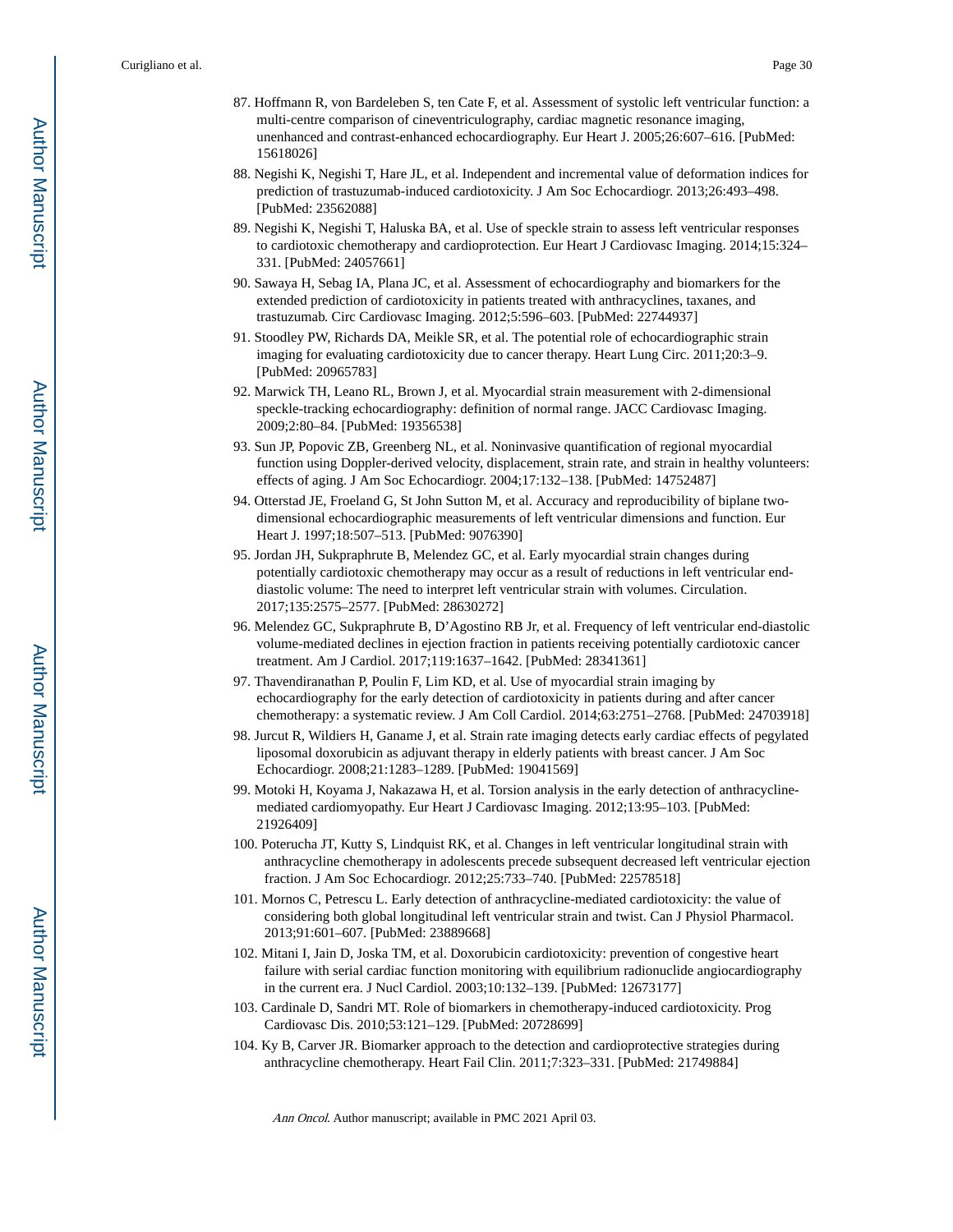87. Hoffmann R, von Bardeleben S, ten Cate F, et al. Assessment of systolic left ventricular function: a multi-centre comparison of cineventriculography, cardiac magnetic resonance imaging, unenhanced and contrast-enhanced echocardiography. Eur Heart J. 2005;26:607–616. [PubMed: 15618026]
88. Negishi K, Negishi T, Hare JL, et al. Independent and incremental value of deformation indices for prediction of trastuzumab-induced cardiotoxicity. J Am Soc Echocardiogr. 2013;26:493–498. [PubMed: 23562088]
89. Negishi K, Negishi T, Haluska BA, et al. Use of speckle strain to assess left ventricular responses to cardiotoxic chemotherapy and cardioprotection. Eur Heart J Cardiovasc Imaging. 2014;15:324–331. [PubMed: 24057661]
90. Sawaya H, Sebag IA, Plana JC, et al. Assessment of echocardiography and biomarkers for the extended prediction of cardiotoxicity in patients treated with anthracyclines, taxanes, and trastuzumab. Circ Cardiovasc Imaging. 2012;5:596–603. [PubMed: 22744937]
91. Stoodley PW, Richards DA, Meikle SR, et al. The potential role of echocardiographic strain imaging for evaluating cardiotoxicity due to cancer therapy. Heart Lung Circ. 2011;20:3–9. [PubMed: 20965783]
92. Marwick TH, Leano RL, Brown J, et al. Myocardial strain measurement with 2-dimensional speckle-tracking echocardiography: definition of normal range. JACC Cardiovasc Imaging. 2009;2:80–84. [PubMed: 19356538]
93. Sun JP, Popovic ZB, Greenberg NL, et al. Noninvasive quantification of regional myocardial function using Doppler-derived velocity, displacement, strain rate, and strain in healthy volunteers: effects of aging. J Am Soc Echocardiogr. 2004;17:132–138. [PubMed: 14752487]
94. Otterstad JE, Froeland G, St John Sutton M, et al. Accuracy and reproducibility of biplane two-dimensional echocardiographic measurements of left ventricular dimensions and function. Eur Heart J. 1997;18:507–513. [PubMed: 9076390]
95. Jordan JH, Sukpraphrute B, Melendez GC, et al. Early myocardial strain changes during potentially cardiotoxic chemotherapy may occur as a result of reductions in left ventricular end-diastolic volume: The need to interpret left ventricular strain with volumes. Circulation. 2017;135:2575–2577. [PubMed: 28630272]
96. Melendez GC, Sukpraphrute B, D'Agostino RB Jr, et al. Frequency of left ventricular end-diastolic volume-mediated declines in ejection fraction in patients receiving potentially cardiotoxic cancer treatment. Am J Cardiol. 2017;119:1637–1642. [PubMed: 28341361]
97. Thavendiranathan P, Poulin F, Lim KD, et al. Use of myocardial strain imaging by echocardiography for the early detection of cardiotoxicity in patients during and after cancer chemotherapy: a systematic review. J Am Coll Cardiol. 2014;63:2751–2768. [PubMed: 24703918]
98. Jurcut R, Wildiers H, Ganame J, et al. Strain rate imaging detects early cardiac effects of pegylated liposomal doxorubicin as adjuvant therapy in elderly patients with breast cancer. J Am Soc Echocardiogr. 2008;21:1283–1289. [PubMed: 19041569]
99. Motoki H, Koyama J, Nakazawa H, et al. Torsion analysis in the early detection of anthracycline-mediated cardiomyopathy. Eur Heart J Cardiovasc Imaging. 2012;13:95–103. [PubMed: 21926409]
100. Poterucha JT, Kutty S, Lindquist RK, et al. Changes in left ventricular longitudinal strain with anthracycline chemotherapy in adolescents precede subsequent decreased left ventricular ejection fraction. J Am Soc Echocardiogr. 2012;25:733–740. [PubMed: 22578518]
101. Mornos C, Petrescu L. Early detection of anthracycline-mediated cardiotoxicity: the value of considering both global longitudinal left ventricular strain and twist. Can J Physiol Pharmacol. 2013;91:601–607. [PubMed: 23889668]
102. Mitani I, Jain D, Joska TM, et al. Doxorubicin cardiotoxicity: prevention of congestive heart failure with serial cardiac function monitoring with equilibrium radionuclide angiocardiography in the current era. J Nucl Cardiol. 2003;10:132–139. [PubMed: 12673177]
103. Cardinale D, Sandri MT. Role of biomarkers in chemotherapy-induced cardiotoxicity. Prog Cardiovasc Dis. 2010;53:121–129. [PubMed: 20728699]
104. Ky B, Carver JR. Biomarker approach to the detection and cardioprotective strategies during anthracycline chemotherapy. Heart Fail Clin. 2011;7:323–331. [PubMed: 21749884]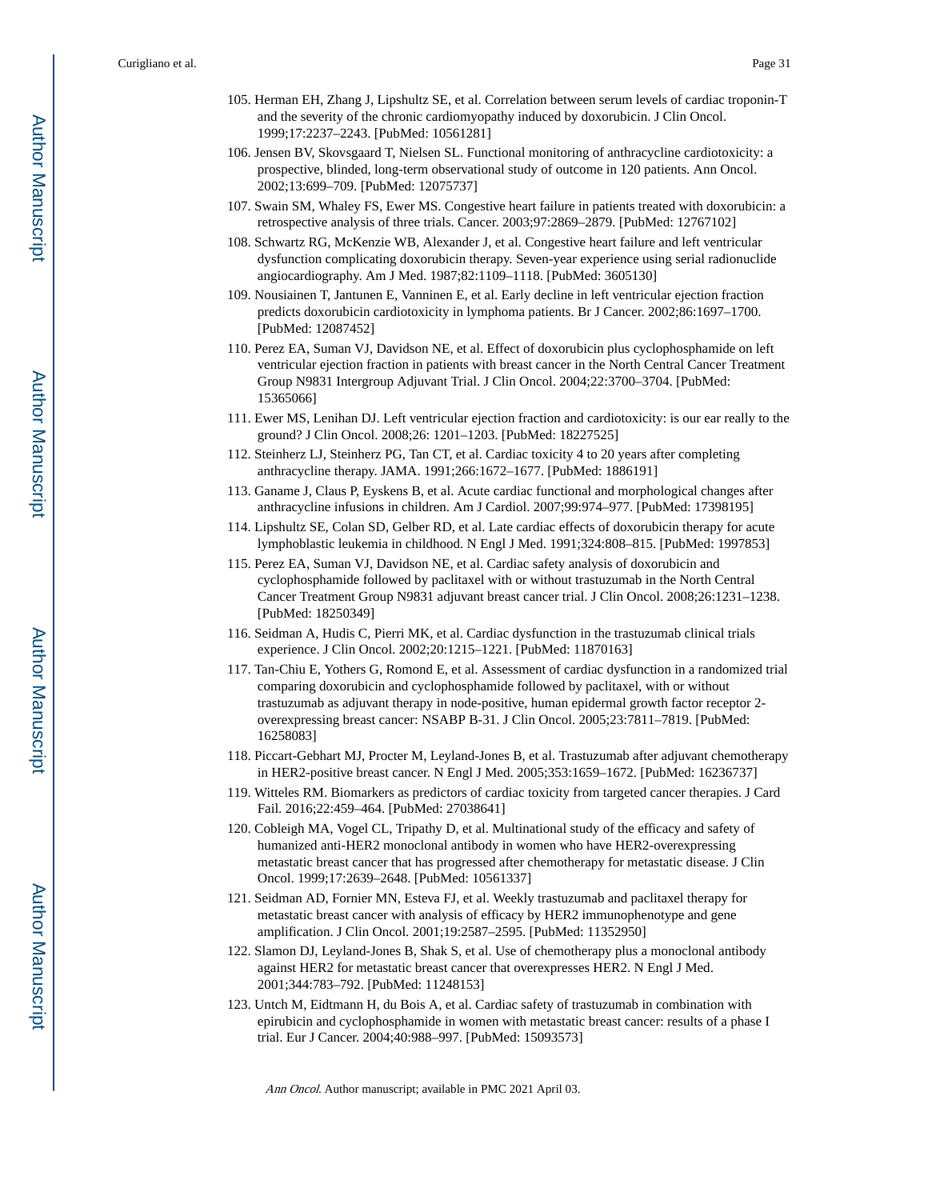105. Herman EH, Zhang J, Lipshultz SE, et al. Correlation between serum levels of cardiac troponin-T and the severity of the chronic cardiomyopathy induced by doxorubicin. J Clin Oncol. 1999;17:2237–2243. [PubMed: 10561281]
106. Jensen BV, Skovsgaard T, Nielsen SL. Functional monitoring of anthracycline cardiotoxicity: a prospective, blinded, long-term observational study of outcome in 120 patients. Ann Oncol. 2002;13:699–709. [PubMed: 12075737]
107. Swain SM, Whaley FS, Ewer MS. Congestive heart failure in patients treated with doxorubicin: a retrospective analysis of three trials. Cancer. 2003;97:2869–2879. [PubMed: 12767102]
108. Schwartz RG, McKenzie WB, Alexander J, et al. Congestive heart failure and left ventricular dysfunction complicating doxorubicin therapy. Seven-year experience using serial radionuclide angiocardiography. Am J Med. 1987;82:1109–1118. [PubMed: 3605130]
109. Nousiainen T, Jantunen E, Vanninen E, et al. Early decline in left ventricular ejection fraction predicts doxorubicin cardiotoxicity in lymphoma patients. Br J Cancer. 2002;86:1697–1700. [PubMed: 12087452]
110. Perez EA, Suman VJ, Davidson NE, et al. Effect of doxorubicin plus cyclophosphamide on left ventricular ejection fraction in patients with breast cancer in the North Central Cancer Treatment Group N9831 Intergroup Adjuvant Trial. J Clin Oncol. 2004;22:3700–3704. [PubMed: 15365066]
111. Ewer MS, Lenihan DJ. Left ventricular ejection fraction and cardiotoxicity: is our ear really to the ground? J Clin Oncol. 2008;26: 1201–1203. [PubMed: 18227525]
112. Steinherz LJ, Steinherz PG, Tan CT, et al. Cardiac toxicity 4 to 20 years after completing anthracycline therapy. JAMA. 1991;266:1672–1677. [PubMed: 1886191]
113. Ganame J, Claus P, Eyskens B, et al. Acute cardiac functional and morphological changes after anthracycline infusions in children. Am J Cardiol. 2007;99:974–977. [PubMed: 17398195]
114. Lipshultz SE, Colan SD, Gelber RD, et al. Late cardiac effects of doxorubicin therapy for acute lymphoblastic leukemia in childhood. N Engl J Med. 1991;324:808–815. [PubMed: 1997853]
115. Perez EA, Suman VJ, Davidson NE, et al. Cardiac safety analysis of doxorubicin and cyclophosphamide followed by paclitaxel with or without trastuzumab in the North Central Cancer Treatment Group N9831 adjuvant breast cancer trial. J Clin Oncol. 2008;26:1231–1238. [PubMed: 18250349]
116. Seidman A, Hudis C, Pierri MK, et al. Cardiac dysfunction in the trastuzumab clinical trials experience. J Clin Oncol. 2002;20:1215–1221. [PubMed: 11870163]
117. Tan-Chiu E, Yothers G, Romond E, et al. Assessment of cardiac dysfunction in a randomized trial comparing doxorubicin and cyclophosphamide followed by paclitaxel, with or without trastuzumab as adjuvant therapy in node-positive, human epidermal growth factor receptor 2-overexpressing breast cancer: NSABP B-31. J Clin Oncol. 2005;23:7811–7819. [PubMed: 16258083]
118. Piccart-Gebhart MJ, Procter M, Leyland-Jones B, et al. Trastuzumab after adjuvant chemotherapy in HER2-positive breast cancer. N Engl J Med. 2005;353:1659–1672. [PubMed: 16236737]
119. Witteles RM. Biomarkers as predictors of cardiac toxicity from targeted cancer therapies. J Card Fail. 2016;22:459–464. [PubMed: 27038641]
120. Cobleigh MA, Vogel CL, Tripathy D, et al. Multinational study of the efficacy and safety of humanized anti-HER2 monoclonal antibody in women who have HER2-overexpressing metastatic breast cancer that has progressed after chemotherapy for metastatic disease. J Clin Oncol. 1999;17:2639–2648. [PubMed: 10561337]
121. Seidman AD, Fornier MN, Esteva FJ, et al. Weekly trastuzumab and paclitaxel therapy for metastatic breast cancer with analysis of efficacy by HER2 immunophenotype and gene amplification. J Clin Oncol. 2001;19:2587–2595. [PubMed: 11352950]
122. Slamon DJ, Leyland-Jones B, Shak S, et al. Use of chemotherapy plus a monoclonal antibody against HER2 for metastatic breast cancer that overexpresses HER2. N Engl J Med. 2001;344:783–792. [PubMed: 11248153]
123. Untch M, Eidtmann H, du Bois A, et al. Cardiac safety of trastuzumab in combination with epirubicin and cyclophosphamide in women with metastatic breast cancer: results of a phase I trial. Eur J Cancer. 2004;40:988–997. [PubMed: 15093573]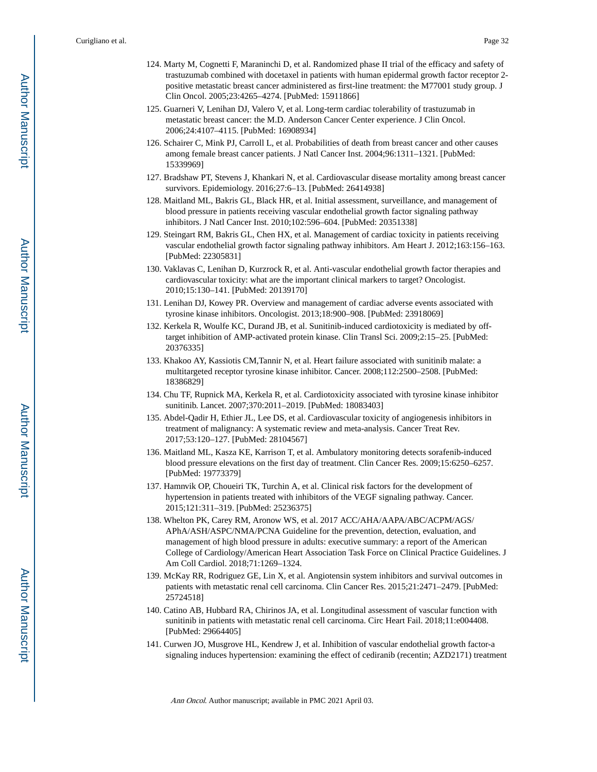124. Marty M, Cognetti F, Maraninchi D, et al. Randomized phase II trial of the efficacy and safety of trastuzumab combined with docetaxel in patients with human epidermal growth factor receptor 2-positive metastatic breast cancer administered as first-line treatment: the M77001 study group. J Clin Oncol. 2005;23:4265–4274. [PubMed: 15911866]
125. Guarneri V, Lenihan DJ, Valero V, et al. Long-term cardiac tolerability of trastuzumab in metastatic breast cancer: the M.D. Anderson Cancer Center experience. J Clin Oncol. 2006;24:4107–4115. [PubMed: 16908934]
126. Schairer C, Mink PJ, Carroll L, et al. Probabilities of death from breast cancer and other causes among female breast cancer patients. J Natl Cancer Inst. 2004;96:1311–1321. [PubMed: 15339969]
127. Bradshaw PT, Stevens J, Khankari N, et al. Cardiovascular disease mortality among breast cancer survivors. Epidemiology. 2016;27:6–13. [PubMed: 26414938]
128. Maitland ML, Bakris GL, Black HR, et al. Initial assessment, surveillance, and management of blood pressure in patients receiving vascular endothelial growth factor signaling pathway inhibitors. J Natl Cancer Inst. 2010;102:596–604. [PubMed: 20351338]
129. Steingart RM, Bakris GL, Chen HX, et al. Management of cardiac toxicity in patients receiving vascular endothelial growth factor signaling pathway inhibitors. Am Heart J. 2012;163:156–163. [PubMed: 22305831]
130. Vaklavas C, Lenihan D, Kurzrock R, et al. Anti-vascular endothelial growth factor therapies and cardiovascular toxicity: what are the important clinical markers to target? Oncologist. 2010;15:130–141. [PubMed: 20139170]
131. Lenihan DJ, Kowey PR. Overview and management of cardiac adverse events associated with tyrosine kinase inhibitors. Oncologist. 2013;18:900–908. [PubMed: 23918069]
132. Kerkela R, Woulfe KC, Durand JB, et al. Sunitinib-induced cardiotoxicity is mediated by off-target inhibition of AMP-activated protein kinase. Clin Transl Sci. 2009;2:15–25. [PubMed: 20376335]
133. Khakoo AY, Kassiotis CM,Tannir N, et al. Heart failure associated with sunitinib malate: a multitargeted receptor tyrosine kinase inhibitor. Cancer. 2008;112:2500–2508. [PubMed: 18386829]
134. Chu TF, Rupnick MA, Kerkela R, et al. Cardiotoxicity associated with tyrosine kinase inhibitor sunitinib. Lancet. 2007;370:2011–2019. [PubMed: 18083403]
135. Abdel-Qadir H, Ethier JL, Lee DS, et al. Cardiovascular toxicity of angiogenesis inhibitors in treatment of malignancy: A systematic review and meta-analysis. Cancer Treat Rev. 2017;53:120–127. [PubMed: 28104567]
136. Maitland ML, Kasza KE, Karrison T, et al. Ambulatory monitoring detects sorafenib-induced blood pressure elevations on the first day of treatment. Clin Cancer Res. 2009;15:6250–6257. [PubMed: 19773379]
137. Hamnvik OP, Choueiri TK, Turchin A, et al. Clinical risk factors for the development of hypertension in patients treated with inhibitors of the VEGF signaling pathway. Cancer. 2015;121:311–319. [PubMed: 25236375]
138. Whelton PK, Carey RM, Aronow WS, et al. 2017 ACC/AHA/AAPA/ABC/ACPM/AGS/APhA/ASH/ASPC/NMA/PCNA Guideline for the prevention, detection, evaluation, and management of high blood pressure in adults: executive summary: a report of the American College of Cardiology/American Heart Association Task Force on Clinical Practice Guidelines. J Am Coll Cardiol. 2018;71:1269–1324.
139. McKay RR, Rodriguez GE, Lin X, et al. Angiotensin system inhibitors and survival outcomes in patients with metastatic renal cell carcinoma. Clin Cancer Res. 2015;21:2471–2479. [PubMed: 25724518]
140. Catino AB, Hubbard RA, Chirinos JA, et al. Longitudinal assessment of vascular function with sunitinib in patients with metastatic renal cell carcinoma. Circ Heart Fail. 2018;11:e004408. [PubMed: 29664405]
141. Curwen JO, Musgrove HL, Kendrew J, et al. Inhibition of vascular endothelial growth factor-a signaling induces hypertension: examining the effect of cediranib (recentin; AZD2171) treatment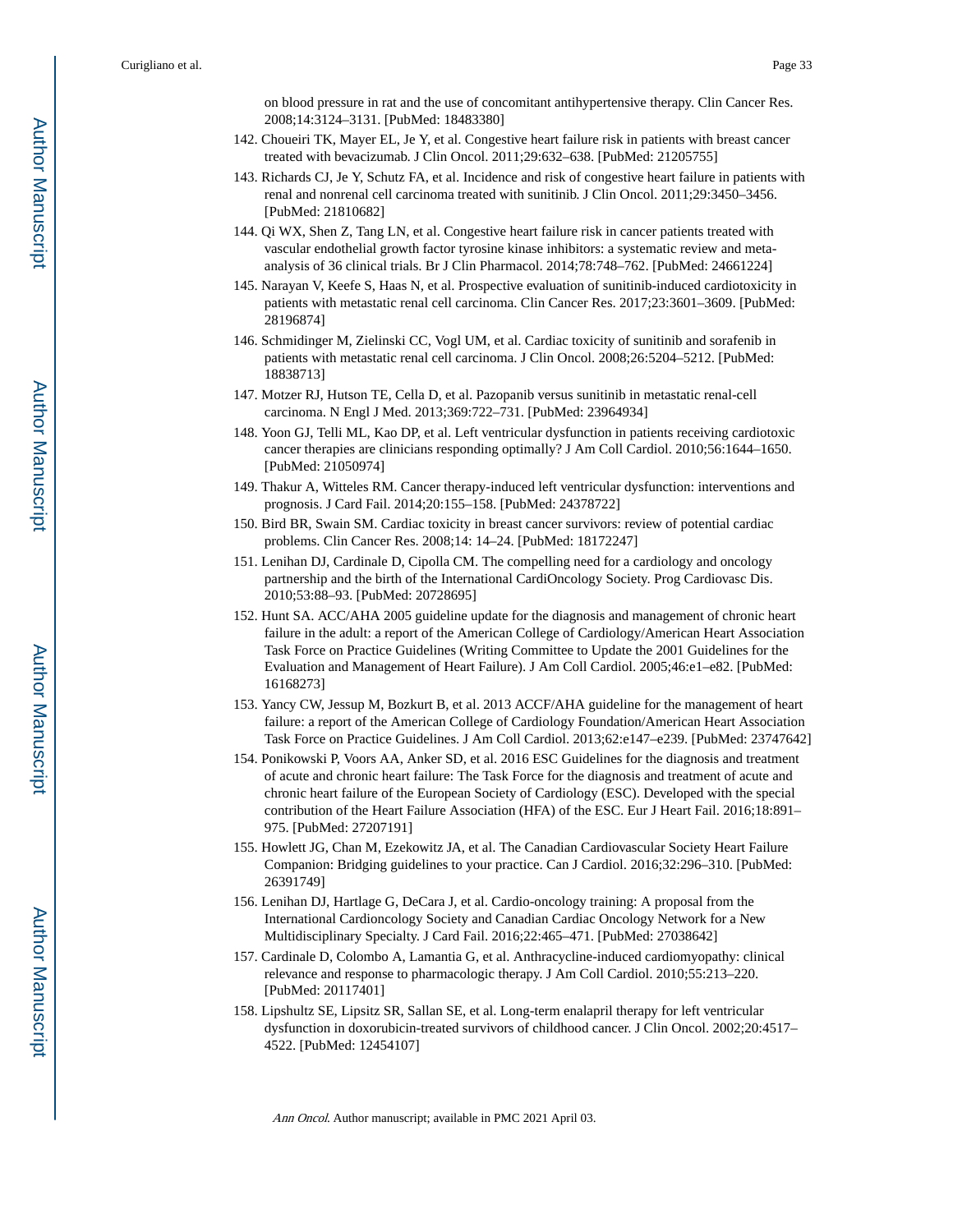on blood pressure in rat and the use of concomitant antihypertensive therapy. Clin Cancer Res. 2008;14:3124–3131. [PubMed: 18483380]

142. Choueiri TK, Mayer EL, Je Y, et al. Congestive heart failure risk in patients with breast cancer treated with bevacizumab. J Clin Oncol. 2011;29:632–638. [PubMed: 21205755]
143. Richards CJ, Je Y, Schutz FA, et al. Incidence and risk of congestive heart failure in patients with renal and nonrenal cell carcinoma treated with sunitinib. J Clin Oncol. 2011;29:3450–3456. [PubMed: 21810682]
144. Qi WX, Shen Z, Tang LN, et al. Congestive heart failure risk in cancer patients treated with vascular endothelial growth factor tyrosine kinase inhibitors: a systematic review and meta-analysis of 36 clinical trials. Br J Clin Pharmacol. 2014;78:748–762. [PubMed: 24661224]
145. Narayan V, Keefe S, Haas N, et al. Prospective evaluation of sunitinib-induced cardiotoxicity in patients with metastatic renal cell carcinoma. Clin Cancer Res. 2017;23:3601–3609. [PubMed: 28196874]
146. Schmidinger M, Zielinski CC, Vogl UM, et al. Cardiac toxicity of sunitinib and sorafenib in patients with metastatic renal cell carcinoma. J Clin Oncol. 2008;26:5204–5212. [PubMed: 18838713]
147. Motzer RJ, Hutson TE, Cella D, et al. Pazopanib versus sunitinib in metastatic renal-cell carcinoma. N Engl J Med. 2013;369:722–731. [PubMed: 23964934]
148. Yoon GJ, Telli ML, Kao DP, et al. Left ventricular dysfunction in patients receiving cardiotoxic cancer therapies are clinicians responding optimally? J Am Coll Cardiol. 2010;56:1644–1650. [PubMed: 21050974]
149. Thakur A, Witteles RM. Cancer therapy-induced left ventricular dysfunction: interventions and prognosis. J Card Fail. 2014;20:155–158. [PubMed: 24378722]
150. Bird BR, Swain SM. Cardiac toxicity in breast cancer survivors: review of potential cardiac problems. Clin Cancer Res. 2008;14: 14–24. [PubMed: 18172247]
151. Lenihan DJ, Cardinale D, Cipolla CM. The compelling need for a cardiology and oncology partnership and the birth of the International CardiOncology Society. Prog Cardiovasc Dis. 2010;53:88–93. [PubMed: 20728695]
152. Hunt SA. ACC/AHA 2005 guideline update for the diagnosis and management of chronic heart failure in the adult: a report of the American College of Cardiology/American Heart Association Task Force on Practice Guidelines (Writing Committee to Update the 2001 Guidelines for the Evaluation and Management of Heart Failure). J Am Coll Cardiol. 2005;46:e1–e82. [PubMed: 16168273]
153. Yancy CW, Jessup M, Bozkurt B, et al. 2013 ACCF/AHA guideline for the management of heart failure: a report of the American College of Cardiology Foundation/American Heart Association Task Force on Practice Guidelines. J Am Coll Cardiol. 2013;62:e147–e239. [PubMed: 23747642]
154. Ponikowski P, Voors AA, Anker SD, et al. 2016 ESC Guidelines for the diagnosis and treatment of acute and chronic heart failure: The Task Force for the diagnosis and treatment of acute and chronic heart failure of the European Society of Cardiology (ESC). Developed with the special contribution of the Heart Failure Association (HFA) of the ESC. Eur J Heart Fail. 2016;18:891–975. [PubMed: 27207191]
155. Howlett JG, Chan M, Ezekowitz JA, et al. The Canadian Cardiovascular Society Heart Failure Companion: Bridging guidelines to your practice. Can J Cardiol. 2016;32:296–310. [PubMed: 26391749]
156. Lenihan DJ, Hartlage G, DeCara J, et al. Cardio-oncology training: A proposal from the International Cardioncology Society and Canadian Cardiac Oncology Network for a New Multidisciplinary Specialty. J Card Fail. 2016;22:465–471. [PubMed: 27038642]
157. Cardinale D, Colombo A, Lamantia G, et al. Anthracycline-induced cardiomyopathy: clinical relevance and response to pharmacologic therapy. J Am Coll Cardiol. 2010;55:213–220. [PubMed: 20117401]
158. Lipshultz SE, Lipsitz SR, Sallan SE, et al. Long-term enalapril therapy for left ventricular dysfunction in doxorubicin-treated survivors of childhood cancer. J Clin Oncol. 2002;20:4517–4522. [PubMed: 12454107]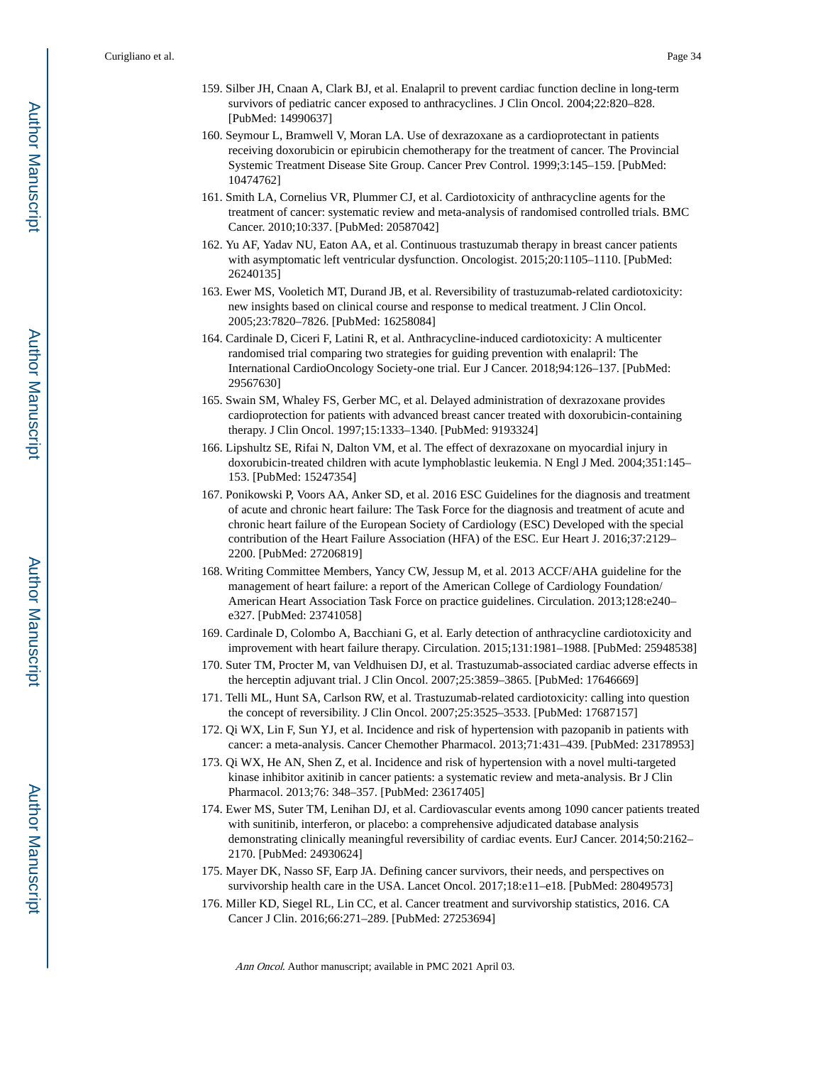159. Silber JH, Cnaan A, Clark BJ, et al. Enalapril to prevent cardiac function decline in long-term survivors of pediatric cancer exposed to anthracyclines. J Clin Oncol. 2004;22:820–828. [PubMed: 14990637]

160. Seymour L, Bramwell V, Moran LA. Use of dexrazoxane as a cardioprotectant in patients receiving doxorubicin or epirubicin chemotherapy for the treatment of cancer. The Provincial Systemic Treatment Disease Site Group. Cancer Prev Control. 1999;3:145–159. [PubMed: 10474762]

161. Smith LA, Cornelius VR, Plummer CJ, et al. Cardiotoxicity of anthracycline agents for the treatment of cancer: systematic review and meta-analysis of randomised controlled trials. BMC Cancer. 2010;10:337. [PubMed: 20587042]

162. Yu AF, Yadav NU, Eaton AA, et al. Continuous trastuzumab therapy in breast cancer patients with asymptomatic left ventricular dysfunction. Oncologist. 2015;20:1105–1110. [PubMed: 26240135]

163. Ewer MS, Vooletich MT, Durand JB, et al. Reversibility of trastuzumab-related cardiotoxicity: new insights based on clinical course and response to medical treatment. J Clin Oncol. 2005;23:7820–7826. [PubMed: 16258084]

164. Cardinale D, Ciceri F, Latini R, et al. Anthracycline-induced cardiotoxicity: A multicenter randomised trial comparing two strategies for guiding prevention with enalapril: The International CardioOncology Society-one trial. Eur J Cancer. 2018;94:126–137. [PubMed: 29567630]

165. Swain SM, Whaley FS, Gerber MC, et al. Delayed administration of dexrazoxane provides cardioprotection for patients with advanced breast cancer treated with doxorubicin-containing therapy. J Clin Oncol. 1997;15:1333–1340. [PubMed: 9193324]

166. Lipshultz SE, Rifai N, Dalton VM, et al. The effect of dexrazoxane on myocardial injury in doxorubicin-treated children with acute lymphoblastic leukemia. N Engl J Med. 2004;351:145–153. [PubMed: 15247354]

167. Ponikowski P, Voors AA, Anker SD, et al. 2016 ESC Guidelines for the diagnosis and treatment of acute and chronic heart failure: The Task Force for the diagnosis and treatment of acute and chronic heart failure of the European Society of Cardiology (ESC) Developed with the special contribution of the Heart Failure Association (HFA) of the ESC. Eur Heart J. 2016;37:2129–2200. [PubMed: 27206819]

168. Writing Committee Members, Yancy CW, Jessup M, et al. 2013 ACCF/AHA guideline for the management of heart failure: a report of the American College of Cardiology Foundation/ American Heart Association Task Force on practice guidelines. Circulation. 2013;128:e240–e327. [PubMed: 23741058]

169. Cardinale D, Colombo A, Bacchiani G, et al. Early detection of anthracycline cardiotoxicity and improvement with heart failure therapy. Circulation. 2015;131:1981–1988. [PubMed: 25948538]

170. Suter TM, Procter M, van Veldhuisen DJ, et al. Trastuzumab-associated cardiac adverse effects in the herceptin adjuvant trial. J Clin Oncol. 2007;25:3859–3865. [PubMed: 17646669]

171. Telli ML, Hunt SA, Carlson RW, et al. Trastuzumab-related cardiotoxicity: calling into question the concept of reversibility. J Clin Oncol. 2007;25:3525–3533. [PubMed: 17687157]

172. Qi WX, Lin F, Sun YJ, et al. Incidence and risk of hypertension with pazopanib in patients with cancer: a meta-analysis. Cancer Chemother Pharmacol. 2013;71:431–439. [PubMed: 23178953]

173. Qi WX, He AN, Shen Z, et al. Incidence and risk of hypertension with a novel multi-targeted kinase inhibitor axitinib in cancer patients: a systematic review and meta-analysis. Br J Clin Pharmacol. 2013;76: 348–357. [PubMed: 23617405]

174. Ewer MS, Suter TM, Lenihan DJ, et al. Cardiovascular events among 1090 cancer patients treated with sunitinib, interferon, or placebo: a comprehensive adjudicated database analysis demonstrating clinically meaningful reversibility of cardiac events. EurJ Cancer. 2014;50:2162–2170. [PubMed: 24930624]

175. Mayer DK, Nasso SF, Earp JA. Defining cancer survivors, their needs, and perspectives on survivorship health care in the USA. Lancet Oncol. 2017;18:e11–e18. [PubMed: 28049573]

176. Miller KD, Siegel RL, Lin CC, et al. Cancer treatment and survivorship statistics, 2016. CA Cancer J Clin. 2016;66:271–289. [PubMed: 27253694]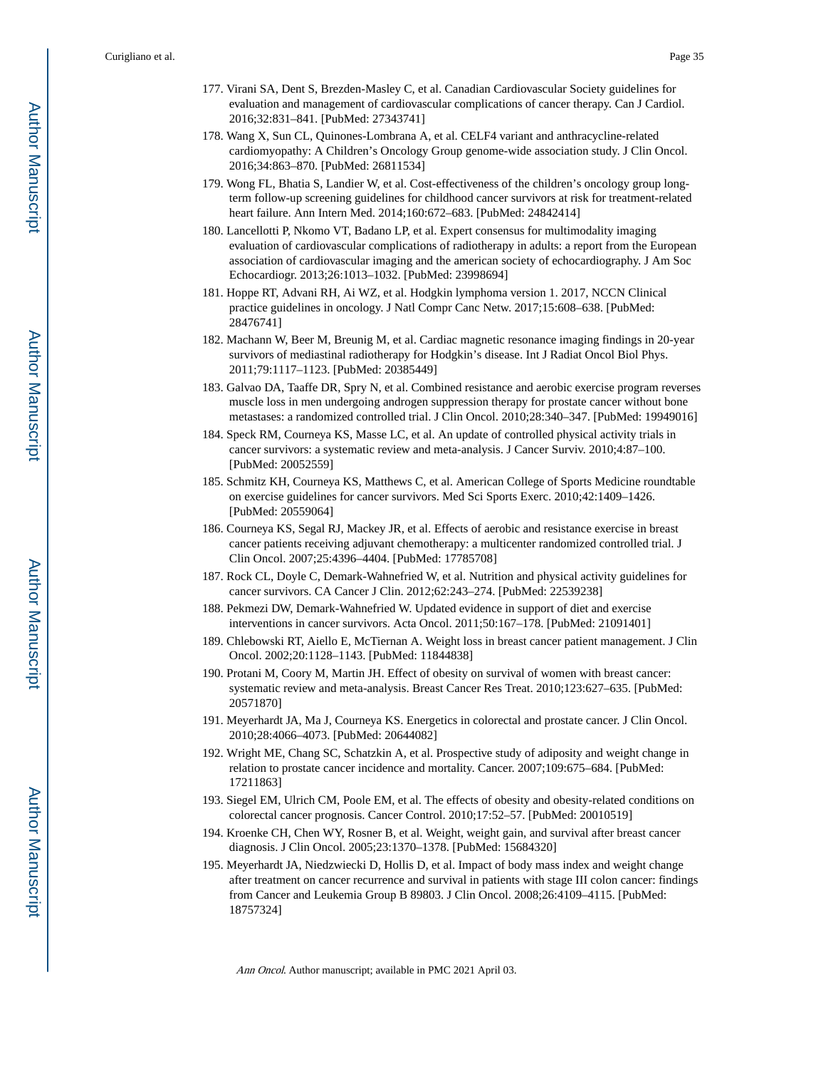177. Virani SA, Dent S, Brezden-Masley C, et al. Canadian Cardiovascular Society guidelines for evaluation and management of cardiovascular complications of cancer therapy. Can J Cardiol. 2016;32:831–841. [PubMed: 27343741]
178. Wang X, Sun CL, Quinones-Lombrana A, et al. CELF4 variant and anthracycline-related cardiomyopathy: A Children's Oncology Group genome-wide association study. J Clin Oncol. 2016;34:863–870. [PubMed: 26811534]
179. Wong FL, Bhatia S, Landier W, et al. Cost-effectiveness of the children's oncology group long-term follow-up screening guidelines for childhood cancer survivors at risk for treatment-related heart failure. Ann Intern Med. 2014;160:672–683. [PubMed: 24842414]
180. Lancellotti P, Nkomo VT, Badano LP, et al. Expert consensus for multimodality imaging evaluation of cardiovascular complications of radiotherapy in adults: a report from the European association of cardiovascular imaging and the american society of echocardiography. J Am Soc Echocardiogr. 2013;26:1013–1032. [PubMed: 23998694]
181. Hoppe RT, Advani RH, Ai WZ, et al. Hodgkin lymphoma version 1. 2017, NCCN Clinical practice guidelines in oncology. J Natl Compr Canc Netw. 2017;15:608–638. [PubMed: 28476741]
182. Machann W, Beer M, Breunig M, et al. Cardiac magnetic resonance imaging findings in 20-year survivors of mediastinal radiotherapy for Hodgkin's disease. Int J Radiat Oncol Biol Phys. 2011;79:1117–1123. [PubMed: 20385449]
183. Galvao DA, Taaffe DR, Spry N, et al. Combined resistance and aerobic exercise program reverses muscle loss in men undergoing androgen suppression therapy for prostate cancer without bone metastases: a randomized controlled trial. J Clin Oncol. 2010;28:340–347. [PubMed: 19949016]
184. Speck RM, Courneya KS, Masse LC, et al. An update of controlled physical activity trials in cancer survivors: a systematic review and meta-analysis. J Cancer Surviv. 2010;4:87–100. [PubMed: 20052559]
185. Schmitz KH, Courneya KS, Matthews C, et al. American College of Sports Medicine roundtable on exercise guidelines for cancer survivors. Med Sci Sports Exerc. 2010;42:1409–1426. [PubMed: 20559064]
186. Courneya KS, Segal RJ, Mackey JR, et al. Effects of aerobic and resistance exercise in breast cancer patients receiving adjuvant chemotherapy: a multicenter randomized controlled trial. J Clin Oncol. 2007;25:4396–4404. [PubMed: 17785708]
187. Rock CL, Doyle C, Demark-Wahnefried W, et al. Nutrition and physical activity guidelines for cancer survivors. CA Cancer J Clin. 2012;62:243–274. [PubMed: 22539238]
188. Pekmezi DW, Demark-Wahnefried W. Updated evidence in support of diet and exercise interventions in cancer survivors. Acta Oncol. 2011;50:167–178. [PubMed: 21091401]
189. Chlebowski RT, Aiello E, McTiernan A. Weight loss in breast cancer patient management. J Clin Oncol. 2002;20:1128–1143. [PubMed: 11844838]
190. Protani M, Coory M, Martin JH. Effect of obesity on survival of women with breast cancer: systematic review and meta-analysis. Breast Cancer Res Treat. 2010;123:627–635. [PubMed: 20571870]
191. Meyerhardt JA, Ma J, Courneya KS. Energetics in colorectal and prostate cancer. J Clin Oncol. 2010;28:4066–4073. [PubMed: 20644082]
192. Wright ME, Chang SC, Schatzkin A, et al. Prospective study of adiposity and weight change in relation to prostate cancer incidence and mortality. Cancer. 2007;109:675–684. [PubMed: 17211863]
193. Siegel EM, Ulrich CM, Poole EM, et al. The effects of obesity and obesity-related conditions on colorectal cancer prognosis. Cancer Control. 2010;17:52–57. [PubMed: 20010519]
194. Kroenke CH, Chen WY, Rosner B, et al. Weight, weight gain, and survival after breast cancer diagnosis. J Clin Oncol. 2005;23:1370–1378. [PubMed: 15684320]
195. Meyerhardt JA, Niedzwiecki D, Hollis D, et al. Impact of body mass index and weight change after treatment on cancer recurrence and survival in patients with stage III colon cancer: findings from Cancer and Leukemia Group B 89803. J Clin Oncol. 2008;26:4109–4115. [PubMed: 18757324]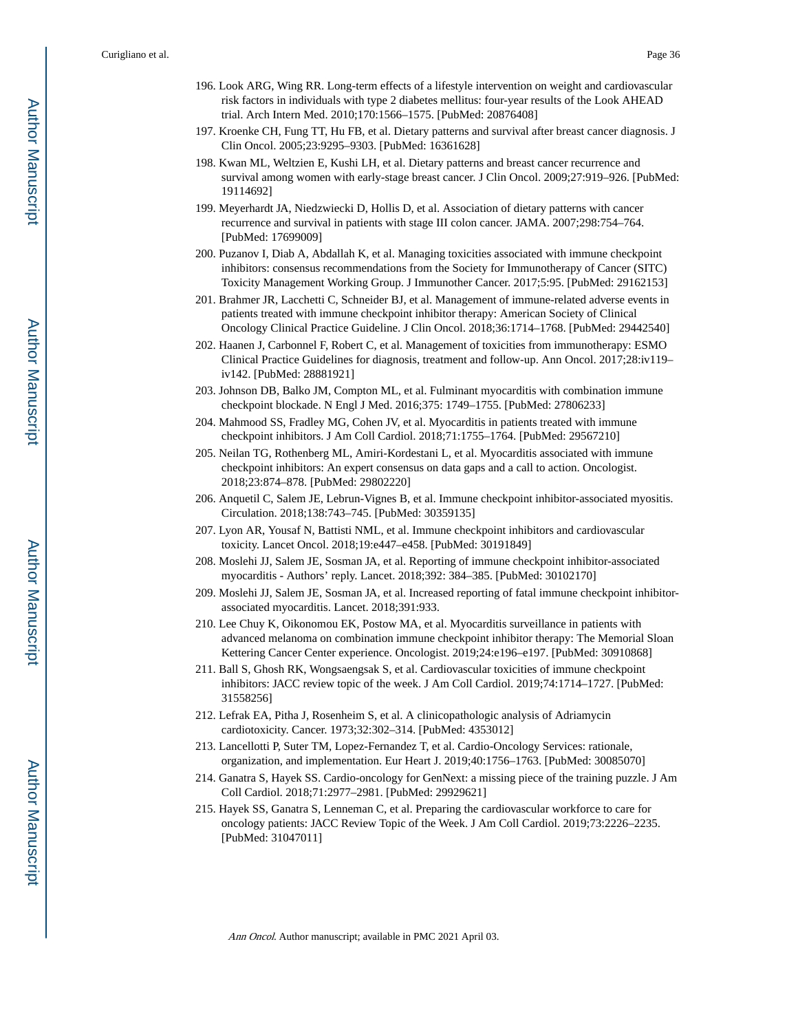196. Look ARG, Wing RR. Long-term effects of a lifestyle intervention on weight and cardiovascular risk factors in individuals with type 2 diabetes mellitus: four-year results of the Look AHEAD trial. Arch Intern Med. 2010;170:1566–1575. [PubMed: 20876408]
197. Kroenke CH, Fung TT, Hu FB, et al. Dietary patterns and survival after breast cancer diagnosis. J Clin Oncol. 2005;23:9295–9303. [PubMed: 16361628]
198. Kwan ML, Weltzien E, Kushi LH, et al. Dietary patterns and breast cancer recurrence and survival among women with early-stage breast cancer. J Clin Oncol. 2009;27:919–926. [PubMed: 19114692]
199. Meyerhardt JA, Niedzwiecki D, Hollis D, et al. Association of dietary patterns with cancer recurrence and survival in patients with stage III colon cancer. JAMA. 2007;298:754–764. [PubMed: 17699009]
200. Puzanov I, Diab A, Abdallah K, et al. Managing toxicities associated with immune checkpoint inhibitors: consensus recommendations from the Society for Immunotherapy of Cancer (SITC) Toxicity Management Working Group. J Immunother Cancer. 2017;5:95. [PubMed: 29162153]
201. Brahmer JR, Lacchetti C, Schneider BJ, et al. Management of immune-related adverse events in patients treated with immune checkpoint inhibitor therapy: American Society of Clinical Oncology Clinical Practice Guideline. J Clin Oncol. 2018;36:1714–1768. [PubMed: 29442540]
202. Haanen J, Carbonnel F, Robert C, et al. Management of toxicities from immunotherapy: ESMO Clinical Practice Guidelines for diagnosis, treatment and follow-up. Ann Oncol. 2017;28:iv119–iv142. [PubMed: 28881921]
203. Johnson DB, Balko JM, Compton ML, et al. Fulminant myocarditis with combination immune checkpoint blockade. N Engl J Med. 2016;375: 1749–1755. [PubMed: 27806233]
204. Mahmood SS, Fradley MG, Cohen JV, et al. Myocarditis in patients treated with immune checkpoint inhibitors. J Am Coll Cardiol. 2018;71:1755–1764. [PubMed: 29567210]
205. Neilan TG, Rothenberg ML, Amiri-Kordestani L, et al. Myocarditis associated with immune checkpoint inhibitors: An expert consensus on data gaps and a call to action. Oncologist. 2018;23:874–878. [PubMed: 29802220]
206. Anquetil C, Salem JE, Lebrun-Vignes B, et al. Immune checkpoint inhibitor-associated myositis. Circulation. 2018;138:743–745. [PubMed: 30359135]
207. Lyon AR, Yousaf N, Battisti NML, et al. Immune checkpoint inhibitors and cardiovascular toxicity. Lancet Oncol. 2018;19:e447–e458. [PubMed: 30191849]
208. Moslehi JJ, Salem JE, Sosman JA, et al. Reporting of immune checkpoint inhibitor-associated myocarditis - Authors' reply. Lancet. 2018;392: 384–385. [PubMed: 30102170]
209. Moslehi JJ, Salem JE, Sosman JA, et al. Increased reporting of fatal immune checkpoint inhibitor-associated myocarditis. Lancet. 2018;391:933.
210. Lee Chuy K, Oikonomou EK, Postow MA, et al. Myocarditis surveillance in patients with advanced melanoma on combination immune checkpoint inhibitor therapy: The Memorial Sloan Kettering Cancer Center experience. Oncologist. 2019;24:e196–e197. [PubMed: 30910868]
211. Ball S, Ghosh RK, Wongsaengsak S, et al. Cardiovascular toxicities of immune checkpoint inhibitors: JACC review topic of the week. J Am Coll Cardiol. 2019;74:1714–1727. [PubMed: 31558256]
212. Lefrak EA, Pitha J, Rosenheim S, et al. A clinicopathologic analysis of Adriamycin cardiotoxicity. Cancer. 1973;32:302–314. [PubMed: 4353012]
213. Lancellotti P, Suter TM, Lopez-Fernandez T, et al. Cardio-Oncology Services: rationale, organization, and implementation. Eur Heart J. 2019;40:1756–1763. [PubMed: 30085070]
214. Ganatra S, Hayek SS. Cardio-oncology for GenNext: a missing piece of the training puzzle. J Am Coll Cardiol. 2018;71:2977–2981. [PubMed: 29929621]
215. Hayek SS, Ganatra S, Lenneman C, et al. Preparing the cardiovascular workforce to care for oncology patients: JACC Review Topic of the Week. J Am Coll Cardiol. 2019;73:2226–2235. [PubMed: 31047011]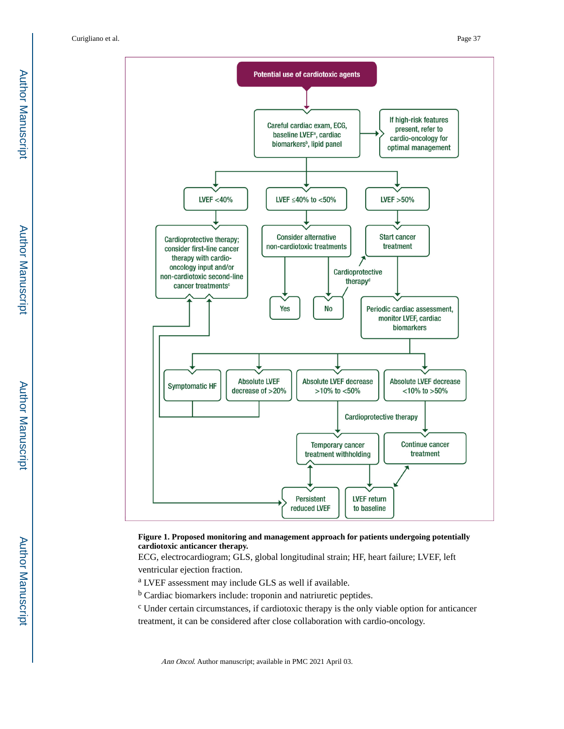Potential use of cardiotoxic agents

Careful cardiac exam, ECG, baseline LVEF[a], cardiac biomarkers[b], lipid panel

If high-risk features present, refer to cardio-oncology for optimal management

LVEF <40%

LVEF ≤40% to <50%

LVEF >50%

Cardioprotective therapy; consider first-line cancer therapy with cardio-oncology input and/or non-cardiotoxic second-line cancer treatments[c]

Consider alternative non-cardiotoxic treatments

Start cancer treatment

Cardioprotective therapy[d]

Yes

No

Periodic cardiac assessment, monitor LVEF, cardiac biomarkers

Symptomatic HF

Absolute LVEF decrease of >20%

Absolute LVEF decrease >10% to <50%

Absolute LVEF decrease <10% to >50%

Cardioprotective therapy

Temporary cancer treatment withholding

Continue cancer treatment

Persistent reduced LVEF

LVEF return to baseline

**Figure 1. Proposed monitoring and management approach for patients undergoing potentially cardiotoxic anticancer therapy.**

ECG, electrocardiogram; GLS, global longitudinal strain; HF, heart failure; LVEF, left ventricular ejection fraction.

[a] LVEF assessment may include GLS as well if available.

[b] Cardiac biomarkers include: troponin and natriuretic peptides.

[c] Under certain circumstances, if cardiotoxic therapy is the only viable option for anticancer treatment, it can be considered after close collaboration with cardio-oncology.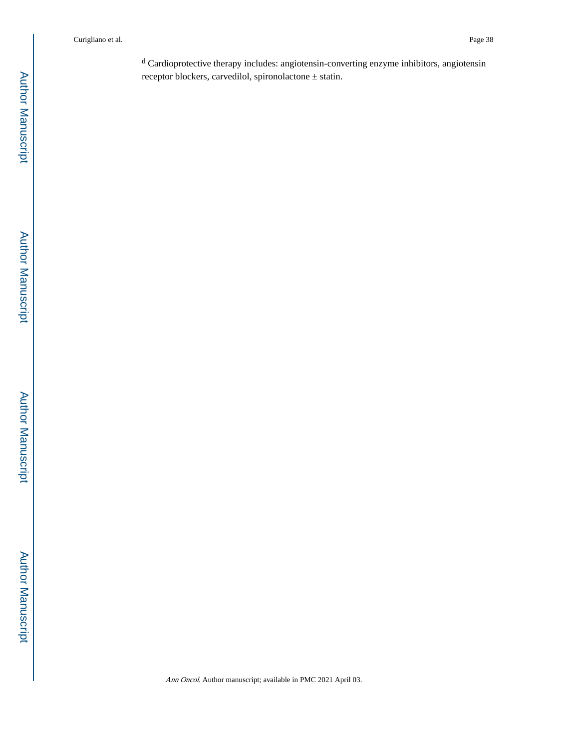[d] Cardioprotective therapy includes: angiotensin-converting enzyme inhibitors, angiotensin receptor blockers, carvedilol, spironolactone ± statin.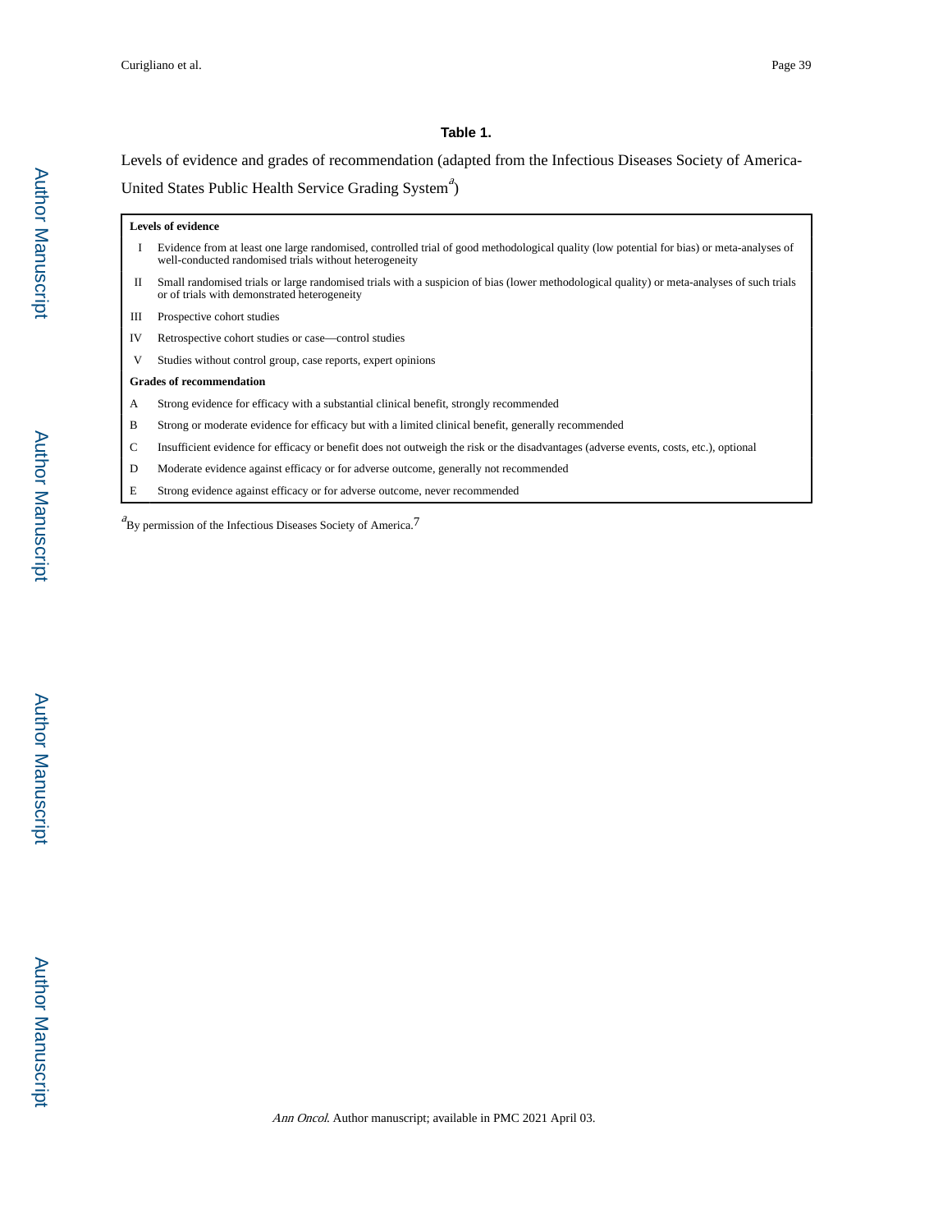**Table 1.**

Levels of evidence and grades of recommendation (adapted from the Infectious Diseases Society of America-United States Public Health Service Grading System[a])

| **Levels of evidence** | |
|---|---|
| I | Evidence from at least one large randomised, controlled trial of good methodological quality (low potential for bias) or meta-analyses of well-conducted randomised trials without heterogeneity |
| II | Small randomised trials or large randomised trials with a suspicion of bias (lower methodological quality) or meta-analyses of such trials or of trials with demonstrated heterogeneity |
| III | Prospective cohort studies |
| IV | Retrospective cohort studies or case—control studies |
| V | Studies without control group, case reports, expert opinions |
| **Grades of recommendation** | |
| A | Strong evidence for efficacy with a substantial clinical benefit, strongly recommended |
| B | Strong or moderate evidence for efficacy but with a limited clinical benefit, generally recommended |
| C | Insufficient evidence for efficacy or benefit does not outweigh the risk or the disadvantages (adverse events, costs, etc.), optional |
| D | Moderate evidence against efficacy or for adverse outcome, generally not recommended |
| E | Strong evidence against efficacy or for adverse outcome, never recommended |

[a]By permission of the Infectious Diseases Society of America.[7]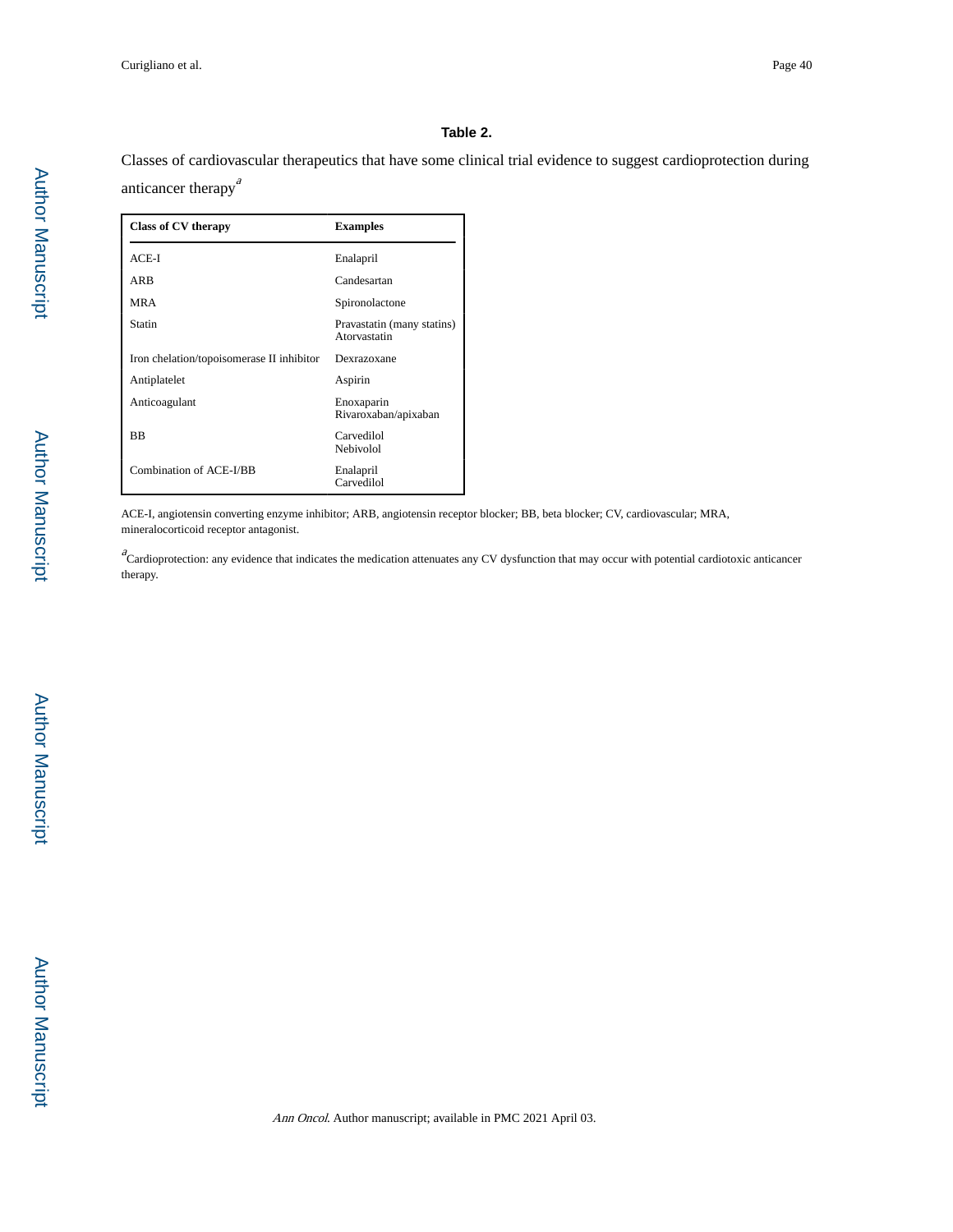### Table 2.

Classes of cardiovascular therapeutics that have some clinical trial evidence to suggest cardioprotection during anticancer therapy[a]

| Class of CV therapy | Examples |
|---|---|
| ACE-I | Enalapril |
| ARB | Candesartan |
| MRA | Spironolactone |
| Statin | Pravastatin (many statins) Atorvastatin |
| Iron chelation/topoisomerase II inhibitor | Dexrazoxane |
| Antiplatelet | Aspirin |
| Anticoagulant | Enoxaparin Rivaroxaban/apixaban |
| BB | Carvedilol Nebivolol |
| Combination of ACE-I/BB | Enalapril Carvedilol |

ACE-I, angiotensin converting enzyme inhibitor; ARB, angiotensin receptor blocker; BB, beta blocker; CV, cardiovascular; MRA, mineralocorticoid receptor antagonist.

[a]Cardioprotection: any evidence that indicates the medication attenuates any CV dysfunction that may occur with potential cardiotoxic anticancer therapy.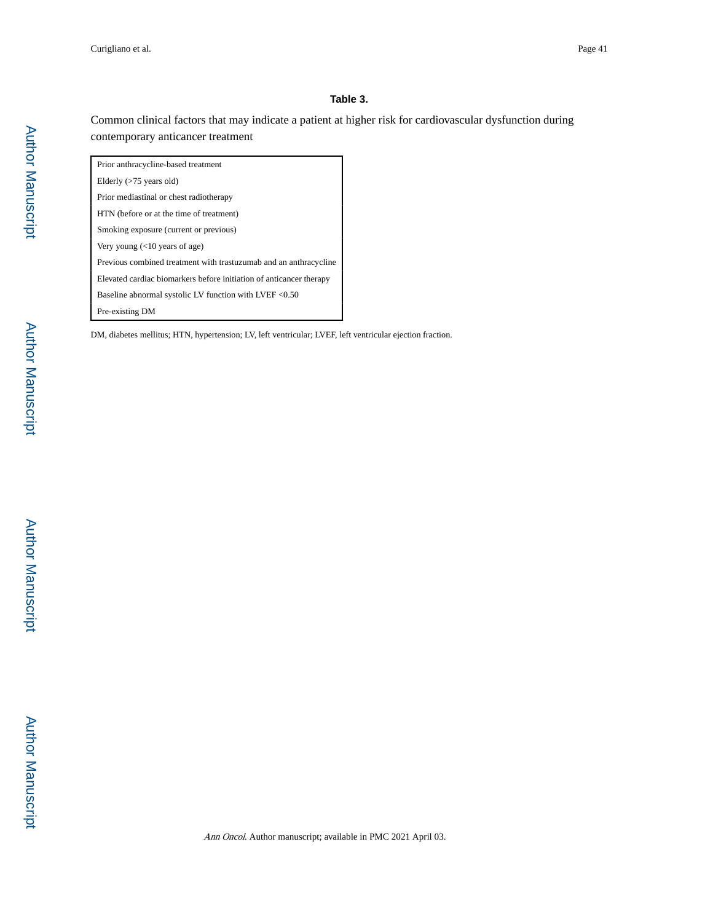**Table 3.**

Common clinical factors that may indicate a patient at higher risk for cardiovascular dysfunction during contemporary anticancer treatment

| |
|---|
| Prior anthracycline-based treatment |
| Elderly (>75 years old) |
| Prior mediastinal or chest radiotherapy |
| HTN (before or at the time of treatment) |
| Smoking exposure (current or previous) |
| Very young (<10 years of age) |
| Previous combined treatment with trastuzumab and an anthracycline |
| Elevated cardiac biomarkers before initiation of anticancer therapy |
| Baseline abnormal systolic LV function with LVEF <0.50 |
| Pre-existing DM |

DM, diabetes mellitus; HTN, hypertension; LV, left ventricular; LVEF, left ventricular ejection fraction.